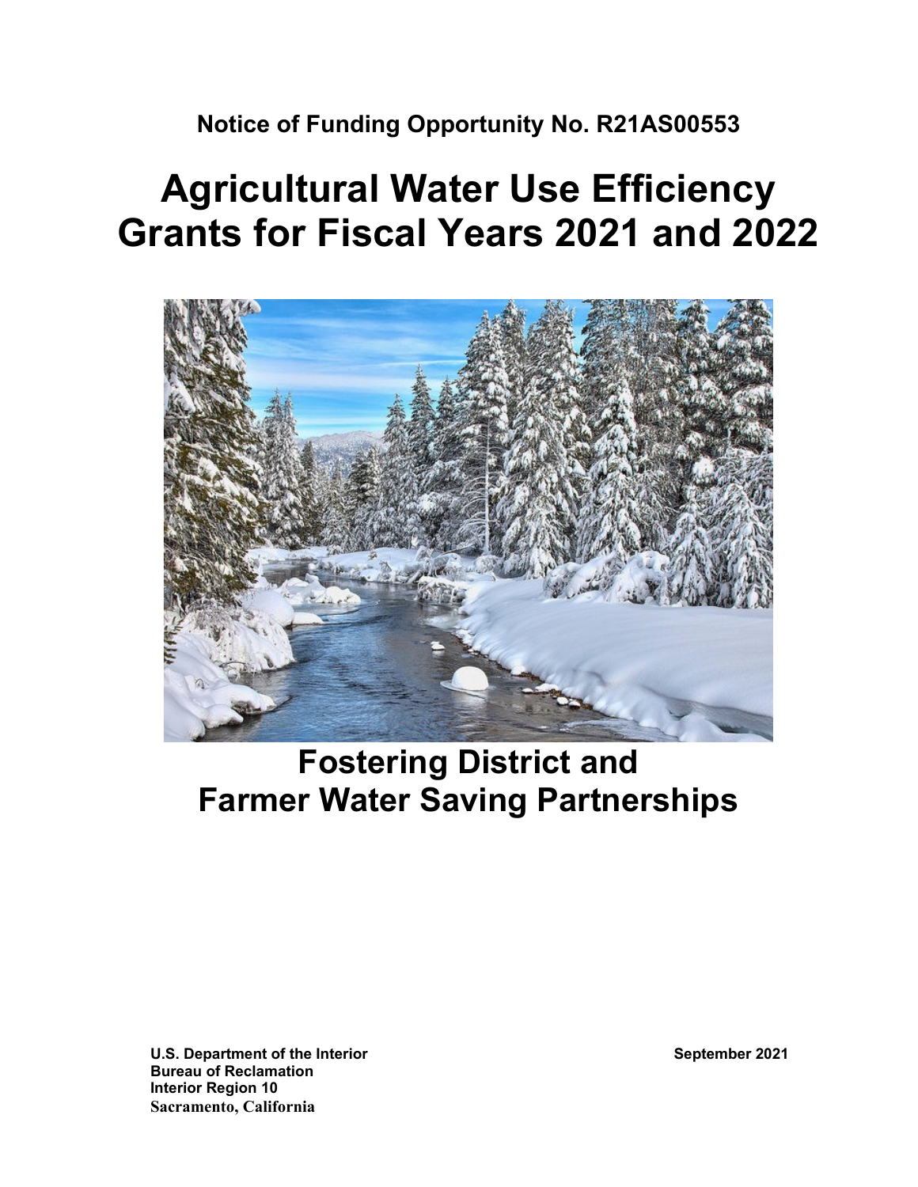**Notice of Funding Opportunity No. R21AS00553**

# Agricultural Water Use Efficiency Grants for Fiscal Years 2021 and 2022

## Fostering District and Farmer Water Saving Partnerships

**U.S. Department of the Interior**
**Bureau of Reclamation**
**Interior Region 10**
**Sacramento, California**

**September 2021**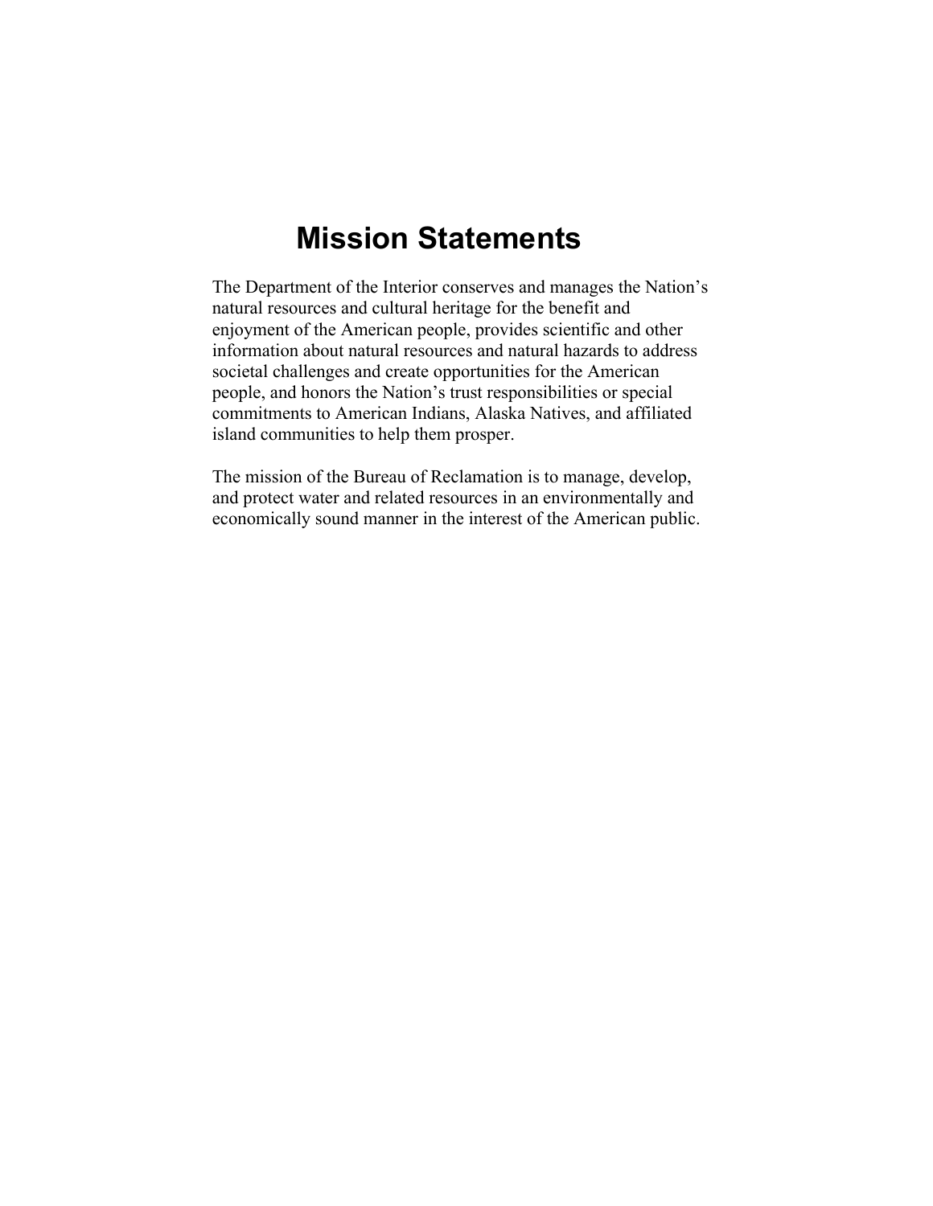# Mission Statements

The Department of the Interior conserves and manages the Nation's natural resources and cultural heritage for the benefit and enjoyment of the American people, provides scientific and other information about natural resources and natural hazards to address societal challenges and create opportunities for the American people, and honors the Nation's trust responsibilities or special commitments to American Indians, Alaska Natives, and affiliated island communities to help them prosper.

The mission of the Bureau of Reclamation is to manage, develop, and protect water and related resources in an environmentally and economically sound manner in the interest of the American public.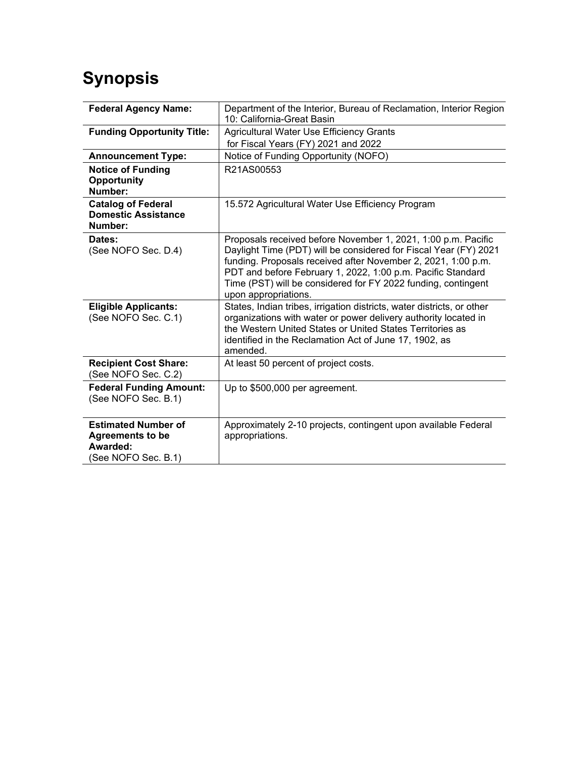# Synopsis

| | |
|---|---|
| **Federal Agency Name:** | Department of the Interior, Bureau of Reclamation, Interior Region 10: California-Great Basin |
| **Funding Opportunity Title:** | Agricultural Water Use Efficiency Grants for Fiscal Years (FY) 2021 and 2022 |
| **Announcement Type:** | Notice of Funding Opportunity (NOFO) |
| **Notice of Funding Opportunity Number:** | R21AS00553 |
| **Catalog of Federal Domestic Assistance Number:** | 15.572 Agricultural Water Use Efficiency Program |
| **Dates:** (See NOFO Sec. D.4) | Proposals received before November 1, 2021, 1:00 p.m. Pacific Daylight Time (PDT) will be considered for Fiscal Year (FY) 2021 funding. Proposals received after November 2, 2021, 1:00 p.m. PDT and before February 1, 2022, 1:00 p.m. Pacific Standard Time (PST) will be considered for FY 2022 funding, contingent upon appropriations. |
| **Eligible Applicants:** (See NOFO Sec. C.1) | States, Indian tribes, irrigation districts, water districts, or other organizations with water or power delivery authority located in the Western United States or United States Territories as identified in the Reclamation Act of June 17, 1902, as amended. |
| **Recipient Cost Share:** (See NOFO Sec. C.2) | At least 50 percent of project costs. |
| **Federal Funding Amount:** (See NOFO Sec. B.1) | Up to $500,000 per agreement. |
| **Estimated Number of Agreements to be Awarded:** (See NOFO Sec. B.1) | Approximately 2-10 projects, contingent upon available Federal appropriations. |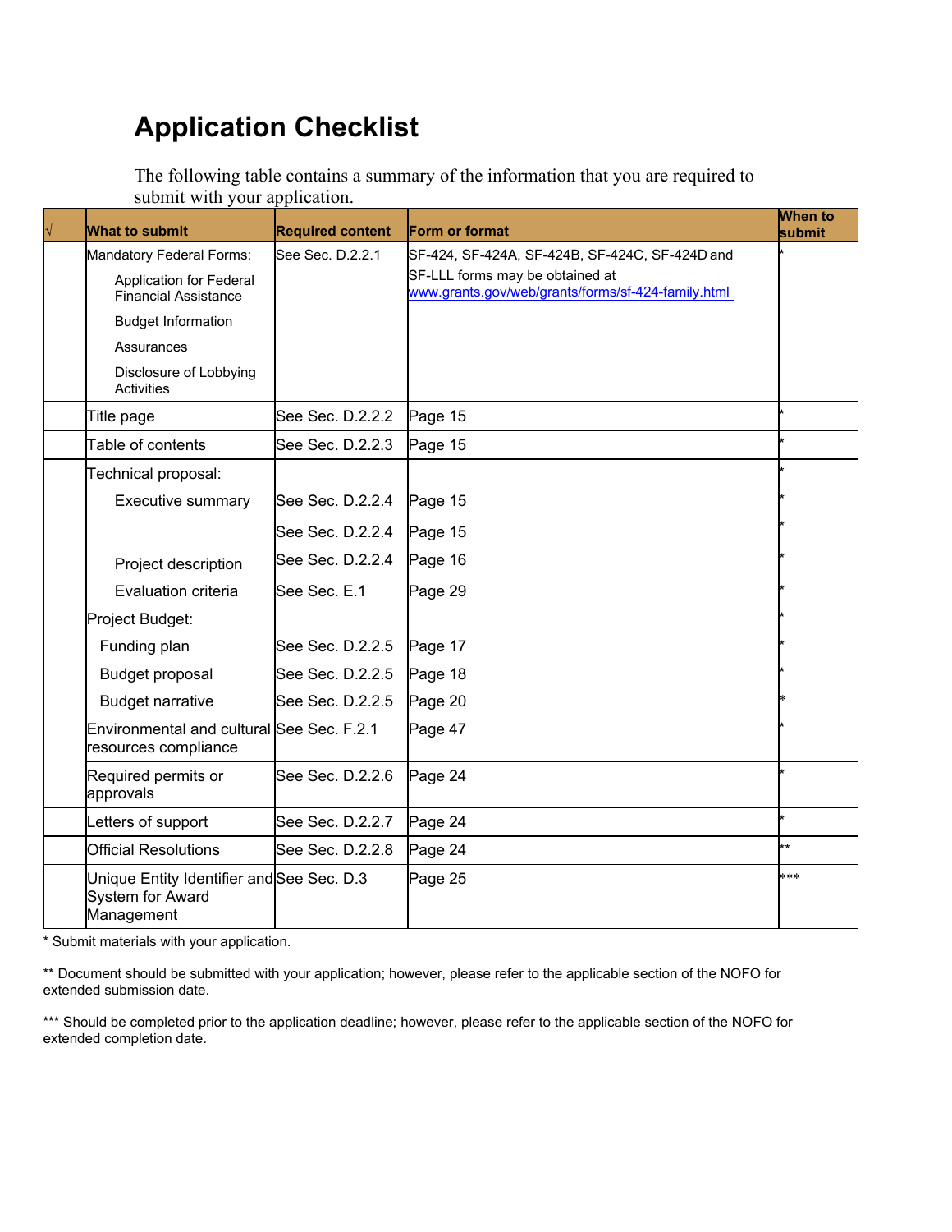# Application Checklist

The following table contains a summary of the information that you are required to submit with your application.

| √ | What to submit | Required content | Form or format | When to submit |
|---|---|---|---|---|
| | Mandatory Federal Forms:<br>Application for Federal Financial Assistance<br>Budget Information<br>Assurances<br>Disclosure of Lobbying Activities | See Sec. D.2.2.1 | SF-424, SF-424A, SF-424B, SF-424C, SF-424D and SF-LLL forms may be obtained at www.grants.gov/web/grants/forms/sf-424-family.html | * |
| | Title page | See Sec. D.2.2.2 | Page 15 | * |
| | Table of contents | See Sec. D.2.2.3 | Page 15 | * |
| | Technical proposal: | | | * |
| | Executive summary | See Sec. D.2.2.4 | Page 15 | * |
| | | See Sec. D.2.2.4 | Page 15 | * |
| | Project description | See Sec. D.2.2.4 | Page 16 | * |
| | Evaluation criteria | See Sec. E.1 | Page 29 | * |
| | Project Budget: | | | * |
| | Funding plan | See Sec. D.2.2.5 | Page 17 | * |
| | Budget proposal | See Sec. D.2.2.5 | Page 18 | * |
| | Budget narrative | See Sec. D.2.2.5 | Page 20 | * |
| | Environmental and cultural resources compliance | See Sec. F.2.1 | Page 47 | * |
| | Required permits or approvals | See Sec. D.2.2.6 | Page 24 | * |
| | Letters of support | See Sec. D.2.2.7 | Page 24 | * |
| | Official Resolutions | See Sec. D.2.2.8 | Page 24 | ** |
| | Unique Entity Identifier and System for Award Management | See Sec. D.3 | Page 25 | *** |

* Submit materials with your application.

** Document should be submitted with your application; however, please refer to the applicable section of the NOFO for extended submission date.

*** Should be completed prior to the application deadline; however, please refer to the applicable section of the NOFO for extended completion date.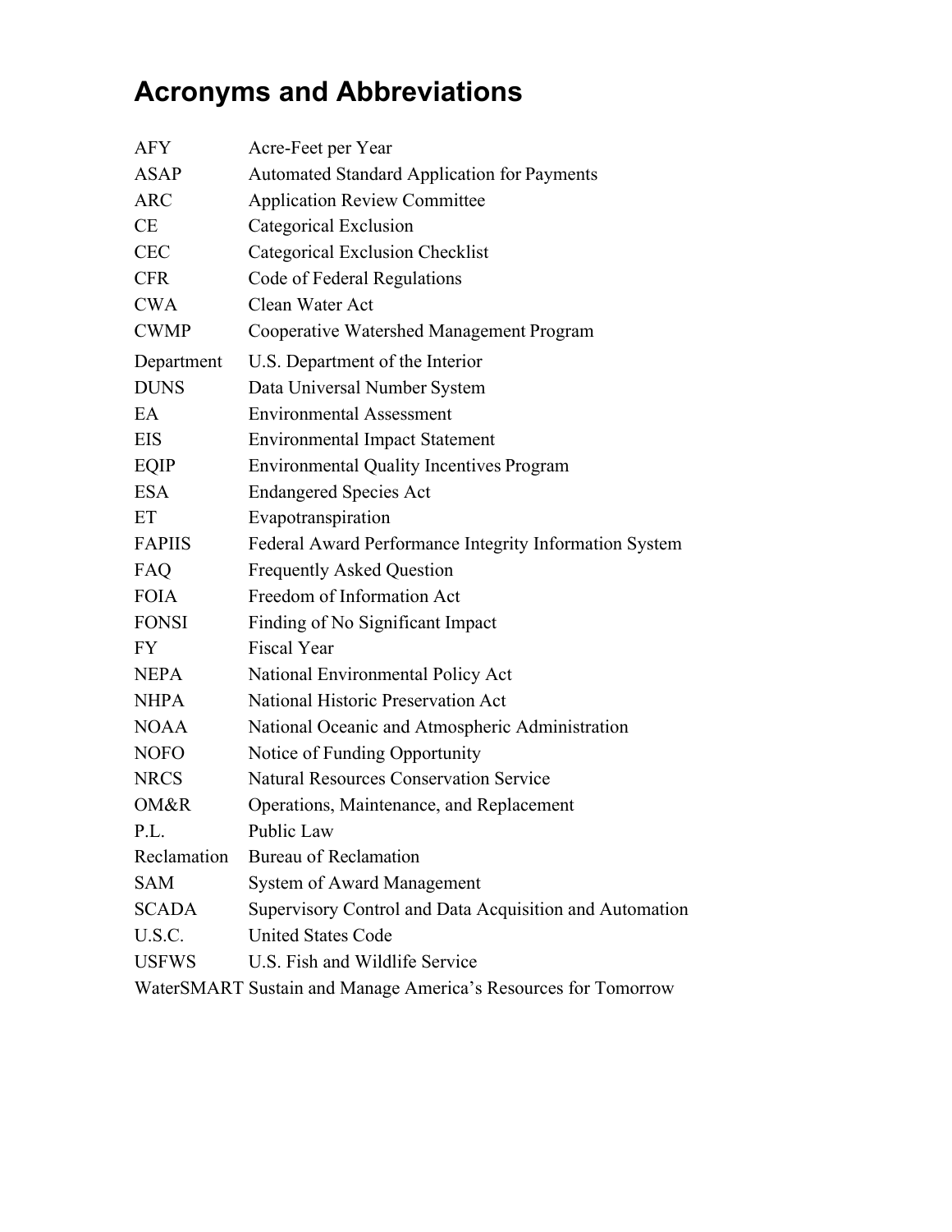# Acronyms and Abbreviations

| | |
|---|---|
| AFY | Acre-Feet per Year |
| ASAP | Automated Standard Application for Payments |
| ARC | Application Review Committee |
| CE | Categorical Exclusion |
| CEC | Categorical Exclusion Checklist |
| CFR | Code of Federal Regulations |
| CWA | Clean Water Act |
| CWMP | Cooperative Watershed Management Program |
| Department | U.S. Department of the Interior |
| DUNS | Data Universal Number System |
| EA | Environmental Assessment |
| EIS | Environmental Impact Statement |
| EQIP | Environmental Quality Incentives Program |
| ESA | Endangered Species Act |
| ET | Evapotranspiration |
| FAPIIS | Federal Award Performance Integrity Information System |
| FAQ | Frequently Asked Question |
| FOIA | Freedom of Information Act |
| FONSI | Finding of No Significant Impact |
| FY | Fiscal Year |
| NEPA | National Environmental Policy Act |
| NHPA | National Historic Preservation Act |
| NOAA | National Oceanic and Atmospheric Administration |
| NOFO | Notice of Funding Opportunity |
| NRCS | Natural Resources Conservation Service |
| OM&R | Operations, Maintenance, and Replacement |
| P.L. | Public Law |
| Reclamation | Bureau of Reclamation |
| SAM | System of Award Management |
| SCADA | Supervisory Control and Data Acquisition and Automation |
| U.S.C. | United States Code |
| USFWS | U.S. Fish and Wildlife Service |
| WaterSMART | Sustain and Manage America's Resources for Tomorrow |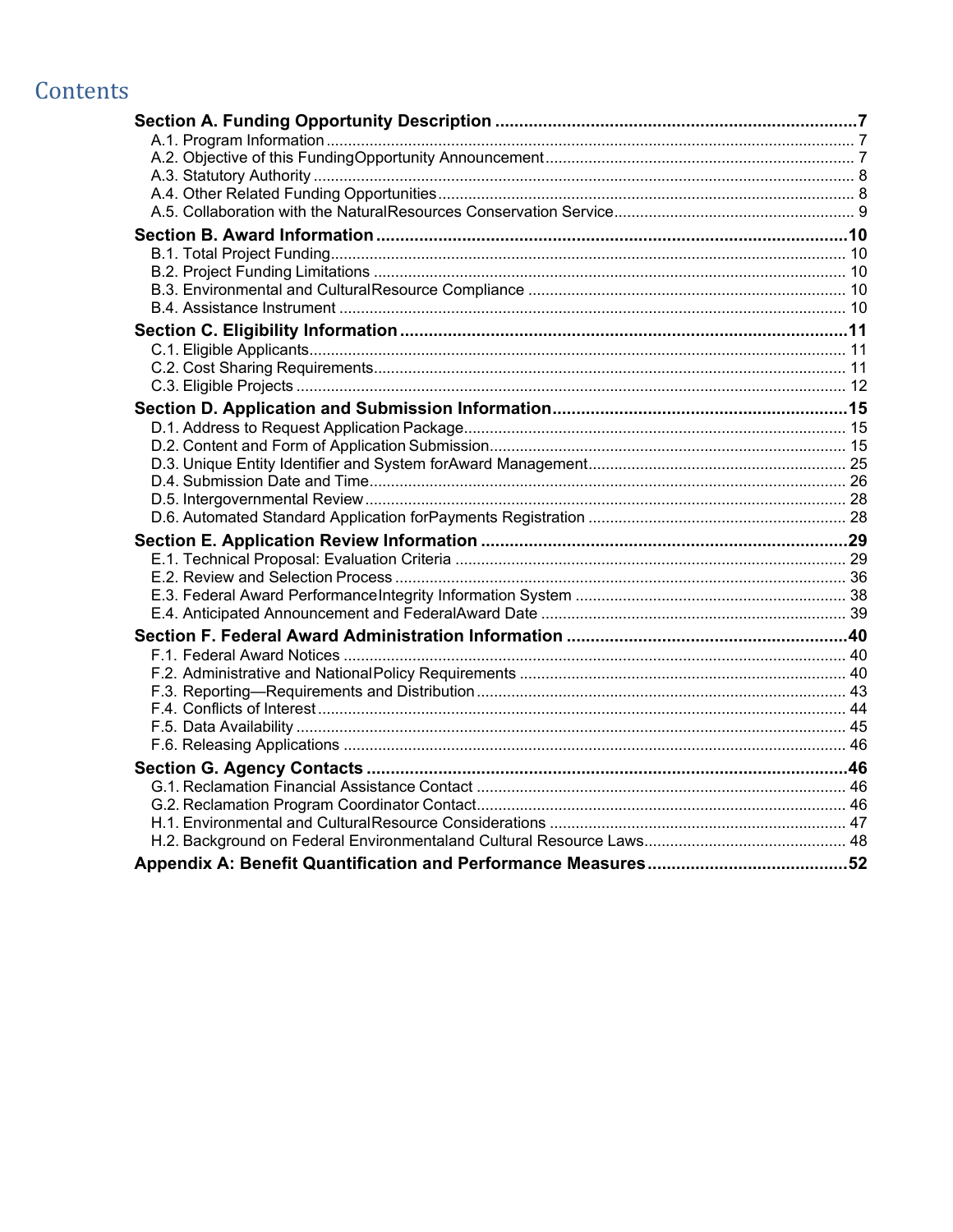# Contents

**Section A. Funding Opportunity Description ............................................................................7**

A.1. Program Information ......................................................................................................... 7

A.2. Objective of this Funding Opportunity Announcement ....................................................... 7

A.3. Statutory Authority ............................................................................................................ 8

A.4. Other Related Funding Opportunities ................................................................................ 8

A.5. Collaboration with the Natural Resources Conservation Service ....................................... 9

**Section B. Award Information ...................................................................................................10**

B.1. Total Project Funding ...................................................................................................... 10

B.2. Project Funding Limitations ............................................................................................. 10

B.3. Environmental and Cultural Resource Compliance ......................................................... 10

B.4. Assistance Instrument .................................................................................................... 10

**Section C. Eligibility Information .............................................................................................11**

C.1. Eligible Applicants ........................................................................................................... 11

C.2. Cost Sharing Requirements ............................................................................................ 11

C.3. Eligible Projects .............................................................................................................. 12

**Section D. Application and Submission Information ..............................................................15**

D.1. Address to Request Application Package ....................................................................... 15

D.2. Content and Form of Application Submission ................................................................. 15

D.3. Unique Entity Identifier and System for Award Management ........................................... 25

D.4. Submission Date and Time ............................................................................................. 26

D.5. Intergovernmental Review ............................................................................................... 28

D.6. Automated Standard Application for Payments Registration ........................................... 28

**Section E. Application Review Information ............................................................................29**

E.1. Technical Proposal: Evaluation Criteria .......................................................................... 29

E.2. Review and Selection Process ........................................................................................ 36

E.3. Federal Award Performance Integrity Information System ............................................... 38

E.4. Anticipated Announcement and Federal Award Date ...................................................... 39

**Section F. Federal Award Administration Information ...........................................................40**

F.1. Federal Award Notices .................................................................................................... 40

F.2. Administrative and National Policy Requirements ........................................................... 40

F.3. Reporting—Requirements and Distribution ...................................................................... 43

F.4. Conflicts of Interest .......................................................................................................... 44

F.5. Data Availability ............................................................................................................... 45

F.6. Releasing Applications .................................................................................................... 46

**Section G. Agency Contacts .....................................................................................................46**

G.1. Reclamation Financial Assistance Contact ..................................................................... 46

G.2. Reclamation Program Coordinator Contact ..................................................................... 46

H.1. Environmental and Cultural Resource Considerations .................................................... 47

H.2. Background on Federal Environmental and Cultural Resource Laws .............................. 48

**Appendix A: Benefit Quantification and Performance Measures .........................................52**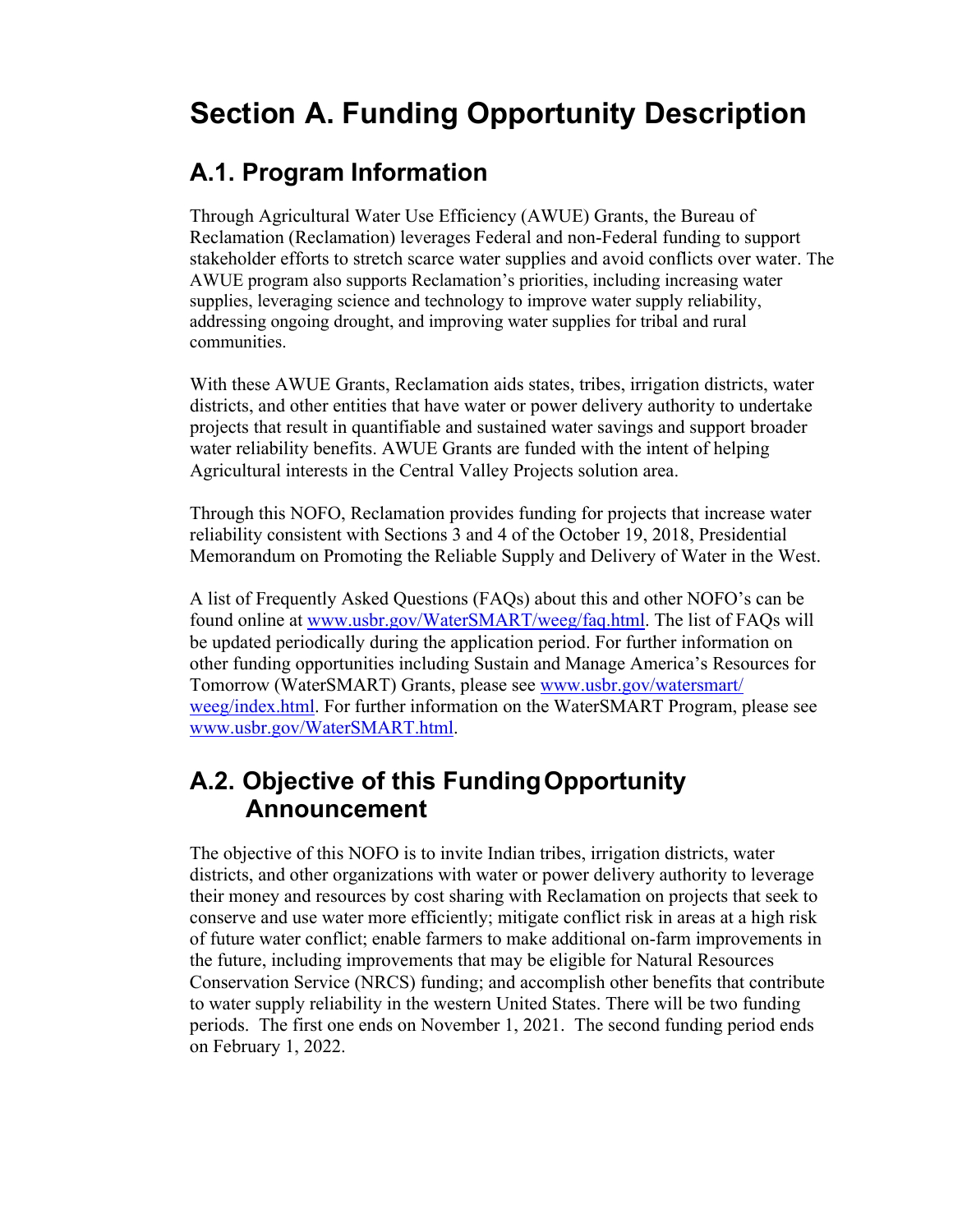# Section A. Funding Opportunity Description

## A.1. Program Information

Through Agricultural Water Use Efficiency (AWUE) Grants, the Bureau of Reclamation (Reclamation) leverages Federal and non-Federal funding to support stakeholder efforts to stretch scarce water supplies and avoid conflicts over water. The AWUE program also supports Reclamation's priorities, including increasing water supplies, leveraging science and technology to improve water supply reliability, addressing ongoing drought, and improving water supplies for tribal and rural communities.

With these AWUE Grants, Reclamation aids states, tribes, irrigation districts, water districts, and other entities that have water or power delivery authority to undertake projects that result in quantifiable and sustained water savings and support broader water reliability benefits. AWUE Grants are funded with the intent of helping Agricultural interests in the Central Valley Projects solution area.

Through this NOFO, Reclamation provides funding for projects that increase water reliability consistent with Sections 3 and 4 of the October 19, 2018, Presidential Memorandum on Promoting the Reliable Supply and Delivery of Water in the West.

A list of Frequently Asked Questions (FAQs) about this and other NOFO's can be found online at www.usbr.gov/WaterSMART/weeg/faq.html. The list of FAQs will be updated periodically during the application period. For further information on other funding opportunities including Sustain and Manage America's Resources for Tomorrow (WaterSMART) Grants, please see www.usbr.gov/watersmart/weeg/index.html. For further information on the WaterSMART Program, please see www.usbr.gov/WaterSMART.html.

## A.2. Objective of this Funding Opportunity Announcement

The objective of this NOFO is to invite Indian tribes, irrigation districts, water districts, and other organizations with water or power delivery authority to leverage their money and resources by cost sharing with Reclamation on projects that seek to conserve and use water more efficiently; mitigate conflict risk in areas at a high risk of future water conflict; enable farmers to make additional on-farm improvements in the future, including improvements that may be eligible for Natural Resources Conservation Service (NRCS) funding; and accomplish other benefits that contribute to water supply reliability in the western United States. There will be two funding periods. The first one ends on November 1, 2021. The second funding period ends on February 1, 2022.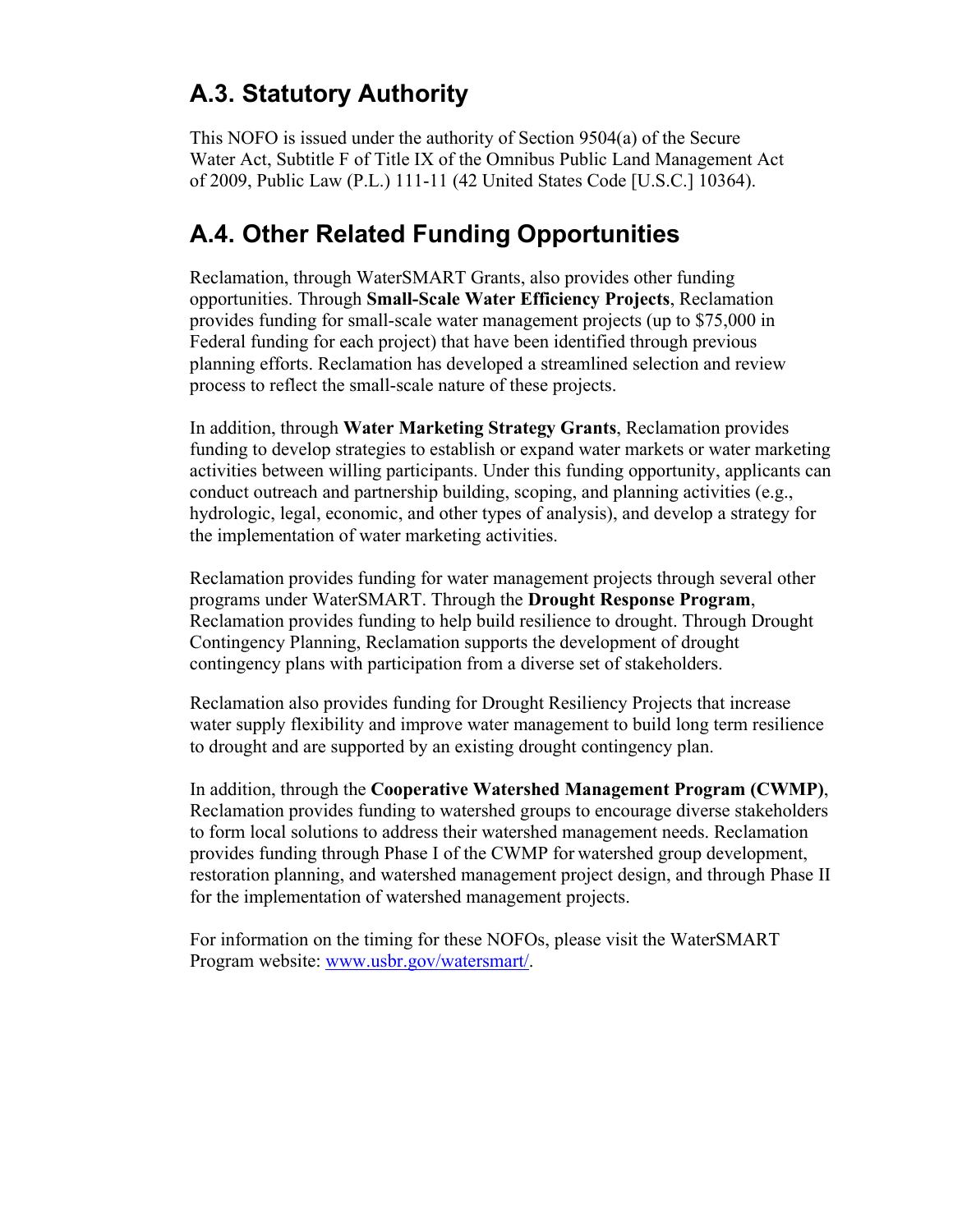## A.3. Statutory Authority

This NOFO is issued under the authority of Section 9504(a) of the Secure Water Act, Subtitle F of Title IX of the Omnibus Public Land Management Act of 2009, Public Law (P.L.) 111-11 (42 United States Code [U.S.C.] 10364).

## A.4. Other Related Funding Opportunities

Reclamation, through WaterSMART Grants, also provides other funding opportunities. Through **Small-Scale Water Efficiency Projects**, Reclamation provides funding for small-scale water management projects (up to $75,000 in Federal funding for each project) that have been identified through previous planning efforts. Reclamation has developed a streamlined selection and review process to reflect the small-scale nature of these projects.

In addition, through **Water Marketing Strategy Grants**, Reclamation provides funding to develop strategies to establish or expand water markets or water marketing activities between willing participants. Under this funding opportunity, applicants can conduct outreach and partnership building, scoping, and planning activities (e.g., hydrologic, legal, economic, and other types of analysis), and develop a strategy for the implementation of water marketing activities.

Reclamation provides funding for water management projects through several other programs under WaterSMART. Through the **Drought Response Program**, Reclamation provides funding to help build resilience to drought. Through Drought Contingency Planning, Reclamation supports the development of drought contingency plans with participation from a diverse set of stakeholders.

Reclamation also provides funding for Drought Resiliency Projects that increase water supply flexibility and improve water management to build long term resilience to drought and are supported by an existing drought contingency plan.

In addition, through the **Cooperative Watershed Management Program (CWMP)**, Reclamation provides funding to watershed groups to encourage diverse stakeholders to form local solutions to address their watershed management needs. Reclamation provides funding through Phase I of the CWMP for watershed group development, restoration planning, and watershed management project design, and through Phase II for the implementation of watershed management projects.

For information on the timing for these NOFOs, please visit the WaterSMART Program website: [www.usbr.gov/watersmart/](www.usbr.gov/watersmart/).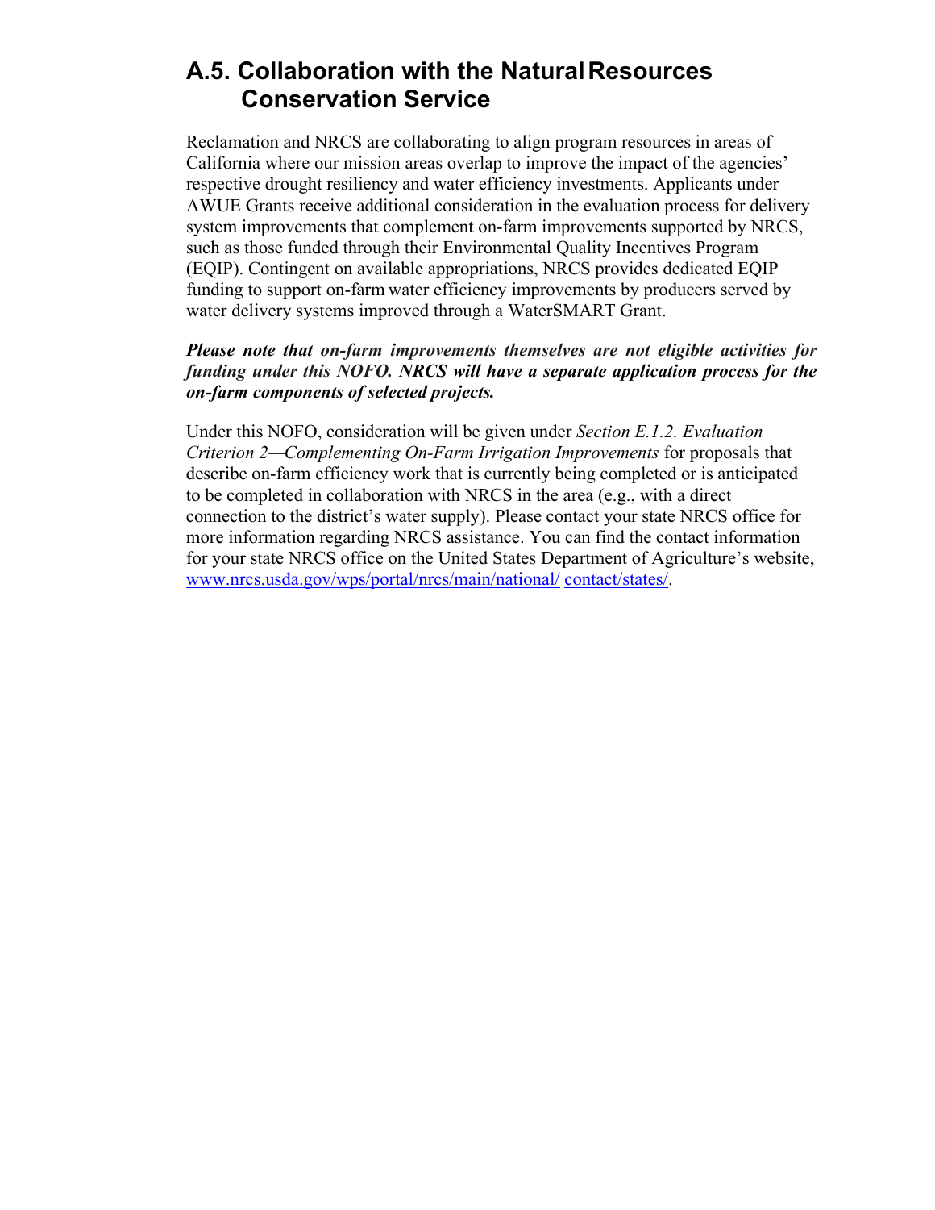## A.5. Collaboration with the Natural Resources Conservation Service

Reclamation and NRCS are collaborating to align program resources in areas of California where our mission areas overlap to improve the impact of the agencies' respective drought resiliency and water efficiency investments. Applicants under AWUE Grants receive additional consideration in the evaluation process for delivery system improvements that complement on-farm improvements supported by NRCS, such as those funded through their Environmental Quality Incentives Program (EQIP). Contingent on available appropriations, NRCS provides dedicated EQIP funding to support on-farm water efficiency improvements by producers served by water delivery systems improved through a WaterSMART Grant.

***Please note that on-farm improvements themselves are not eligible activities for funding under this NOFO. NRCS will have a separate application process for the on-farm components of selected projects.***

Under this NOFO, consideration will be given under *Section E.1.2. Evaluation Criterion 2—Complementing On-Farm Irrigation Improvements* for proposals that describe on-farm efficiency work that is currently being completed or is anticipated to be completed in collaboration with NRCS in the area (e.g., with a direct connection to the district's water supply). Please contact your state NRCS office for more information regarding NRCS assistance. You can find the contact information for your state NRCS office on the United States Department of Agriculture's website, [www.nrcs.usda.gov/wps/portal/nrcs/main/national/ contact/states/](www.nrcs.usda.gov/wps/portal/nrcs/main/national/contact/states/).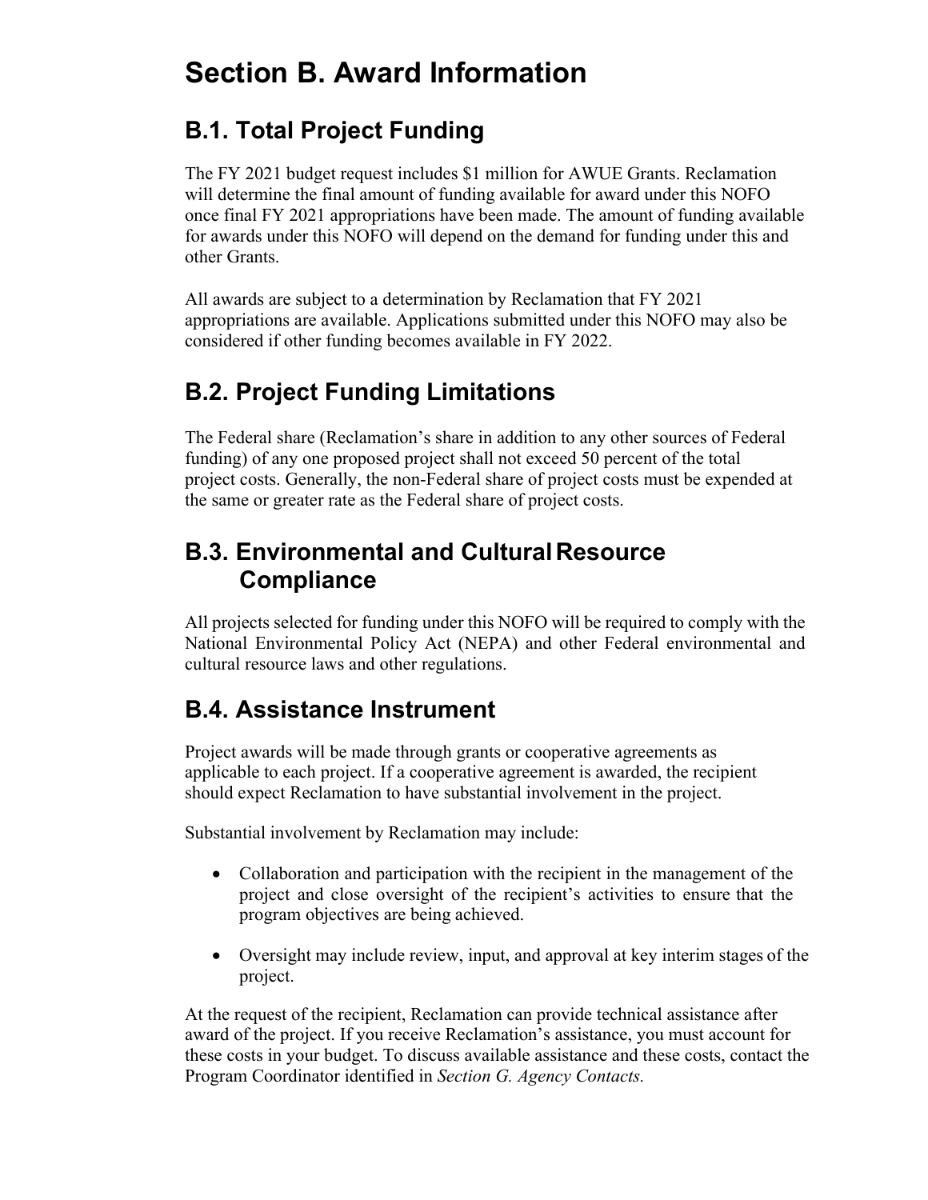# Section B. Award Information

## B.1. Total Project Funding

The FY 2021 budget request includes $1 million for AWUE Grants. Reclamation will determine the final amount of funding available for award under this NOFO once final FY 2021 appropriations have been made. The amount of funding available for awards under this NOFO will depend on the demand for funding under this and other Grants.

All awards are subject to a determination by Reclamation that FY 2021 appropriations are available. Applications submitted under this NOFO may also be considered if other funding becomes available in FY 2022.

## B.2. Project Funding Limitations

The Federal share (Reclamation's share in addition to any other sources of Federal funding) of any one proposed project shall not exceed 50 percent of the total project costs. Generally, the non-Federal share of project costs must be expended at the same or greater rate as the Federal share of project costs.

## B.3. Environmental and Cultural Resource Compliance

All projects selected for funding under this NOFO will be required to comply with the National Environmental Policy Act (NEPA) and other Federal environmental and cultural resource laws and other regulations.

## B.4. Assistance Instrument

Project awards will be made through grants or cooperative agreements as applicable to each project. If a cooperative agreement is awarded, the recipient should expect Reclamation to have substantial involvement in the project.

Substantial involvement by Reclamation may include:

- Collaboration and participation with the recipient in the management of the project and close oversight of the recipient's activities to ensure that the program objectives are being achieved.

- Oversight may include review, input, and approval at key interim stages of the project.

At the request of the recipient, Reclamation can provide technical assistance after award of the project. If you receive Reclamation's assistance, you must account for these costs in your budget. To discuss available assistance and these costs, contact the Program Coordinator identified in *Section G. Agency Contacts.*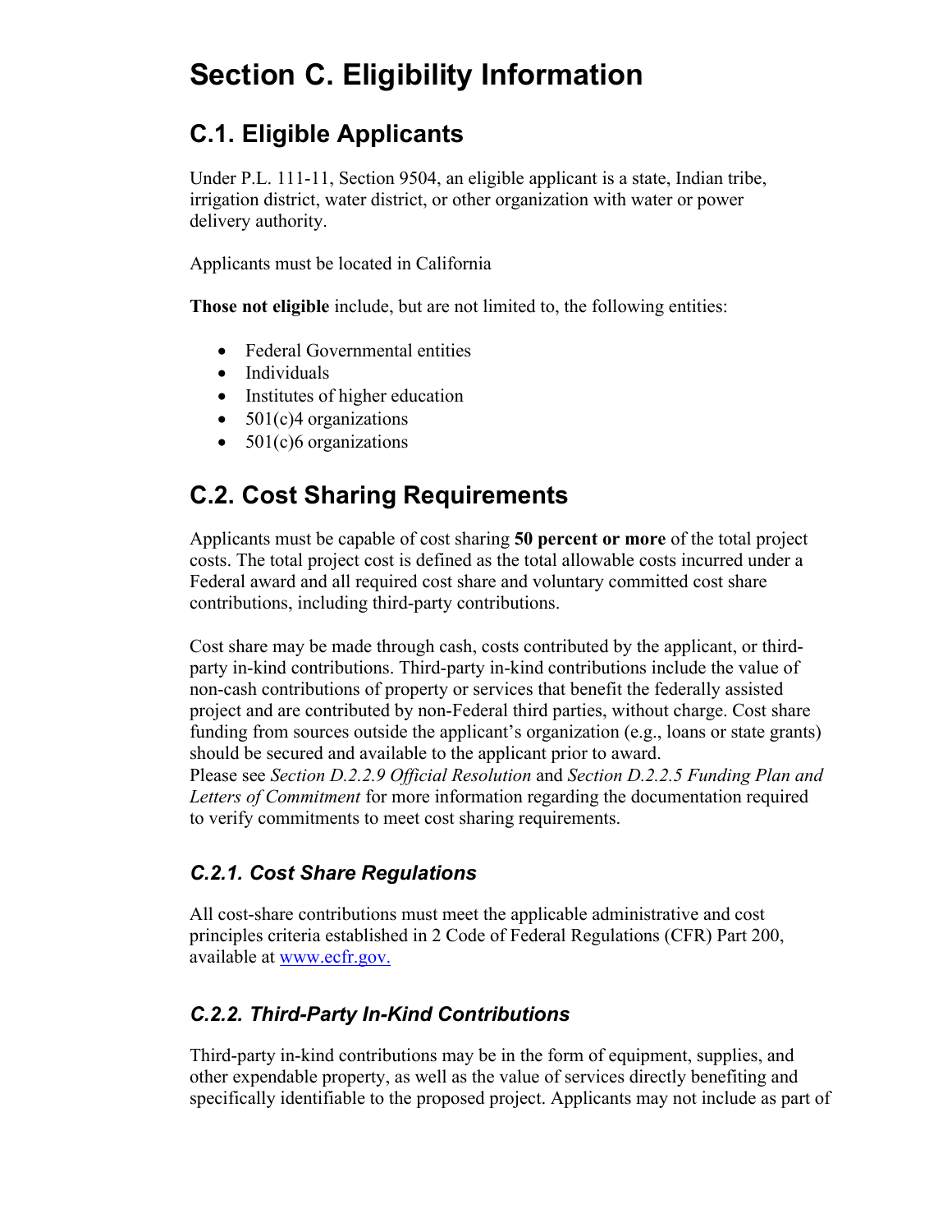# Section C. Eligibility Information

## C.1. Eligible Applicants

Under P.L. 111-11, Section 9504, an eligible applicant is a state, Indian tribe, irrigation district, water district, or other organization with water or power delivery authority.

Applicants must be located in California

**Those not eligible** include, but are not limited to, the following entities:

- Federal Governmental entities
- Individuals
- Institutes of higher education
- 501(c)4 organizations
- 501(c)6 organizations

## C.2. Cost Sharing Requirements

Applicants must be capable of cost sharing **50 percent or more** of the total project costs. The total project cost is defined as the total allowable costs incurred under a Federal award and all required cost share and voluntary committed cost share contributions, including third-party contributions.

Cost share may be made through cash, costs contributed by the applicant, or third-party in-kind contributions. Third-party in-kind contributions include the value of non-cash contributions of property or services that benefit the federally assisted project and are contributed by non-Federal third parties, without charge. Cost share funding from sources outside the applicant's organization (e.g., loans or state grants) should be secured and available to the applicant prior to award.
Please see *Section D.2.2.9 Official Resolution* and *Section D.2.2.5 Funding Plan and Letters of Commitment* for more information regarding the documentation required to verify commitments to meet cost sharing requirements.

### *C.2.1. Cost Share Regulations*

All cost-share contributions must meet the applicable administrative and cost principles criteria established in 2 Code of Federal Regulations (CFR) Part 200, available at [www.ecfr.gov.](http://www.ecfr.gov)

### *C.2.2. Third-Party In-Kind Contributions*

Third-party in-kind contributions may be in the form of equipment, supplies, and other expendable property, as well as the value of services directly benefiting and specifically identifiable to the proposed project. Applicants may not include as part of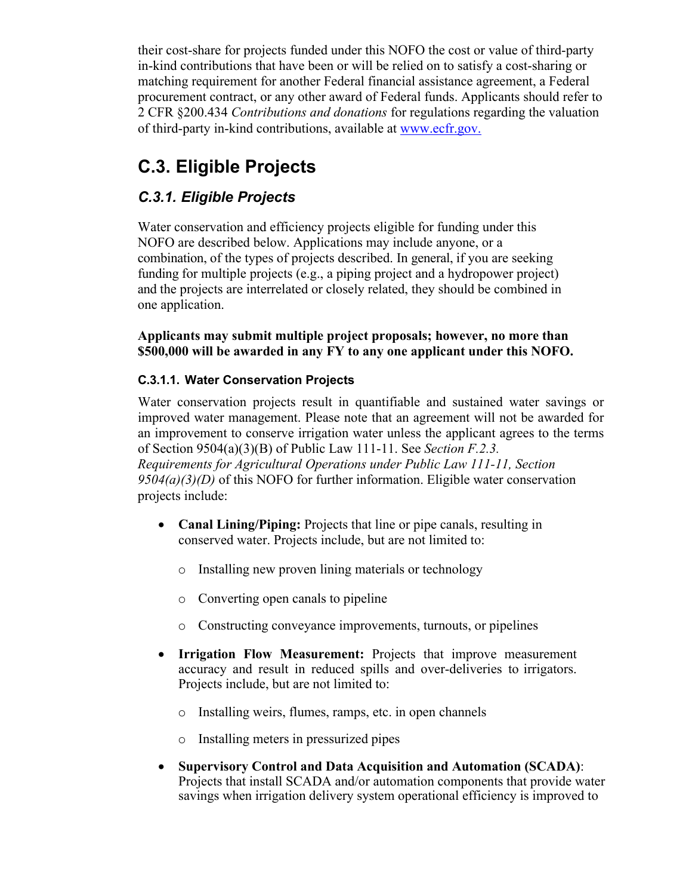their cost-share for projects funded under this NOFO the cost or value of third-party in-kind contributions that have been or will be relied on to satisfy a cost-sharing or matching requirement for another Federal financial assistance agreement, a Federal procurement contract, or any other award of Federal funds. Applicants should refer to 2 CFR §200.434 *Contributions and donations* for regulations regarding the valuation of third-party in-kind contributions, available at [www.ecfr.gov.](www.ecfr.gov)

## C.3. Eligible Projects

### *C.3.1. Eligible Projects*

Water conservation and efficiency projects eligible for funding under this NOFO are described below. Applications may include anyone, or a combination, of the types of projects described. In general, if you are seeking funding for multiple projects (e.g., a piping project and a hydropower project) and the projects are interrelated or closely related, they should be combined in one application.

**Applicants may submit multiple project proposals; however, no more than $500,000 will be awarded in any FY to any one applicant under this NOFO.**

#### C.3.1.1. Water Conservation Projects

Water conservation projects result in quantifiable and sustained water savings or improved water management. Please note that an agreement will not be awarded for an improvement to conserve irrigation water unless the applicant agrees to the terms of Section 9504(a)(3)(B) of Public Law 111-11. See *Section F.2.3. Requirements for Agricultural Operations under Public Law 111-11, Section 9504(a)(3)(D)* of this NOFO for further information. Eligible water conservation projects include:

- **Canal Lining/Piping:** Projects that line or pipe canals, resulting in conserved water. Projects include, but are not limited to:
  - Installing new proven lining materials or technology
  - Converting open canals to pipeline
  - Constructing conveyance improvements, turnouts, or pipelines
- **Irrigation Flow Measurement:** Projects that improve measurement accuracy and result in reduced spills and over-deliveries to irrigators. Projects include, but are not limited to:
  - Installing weirs, flumes, ramps, etc. in open channels
  - Installing meters in pressurized pipes
- **Supervisory Control and Data Acquisition and Automation (SCADA)**: Projects that install SCADA and/or automation components that provide water savings when irrigation delivery system operational efficiency is improved to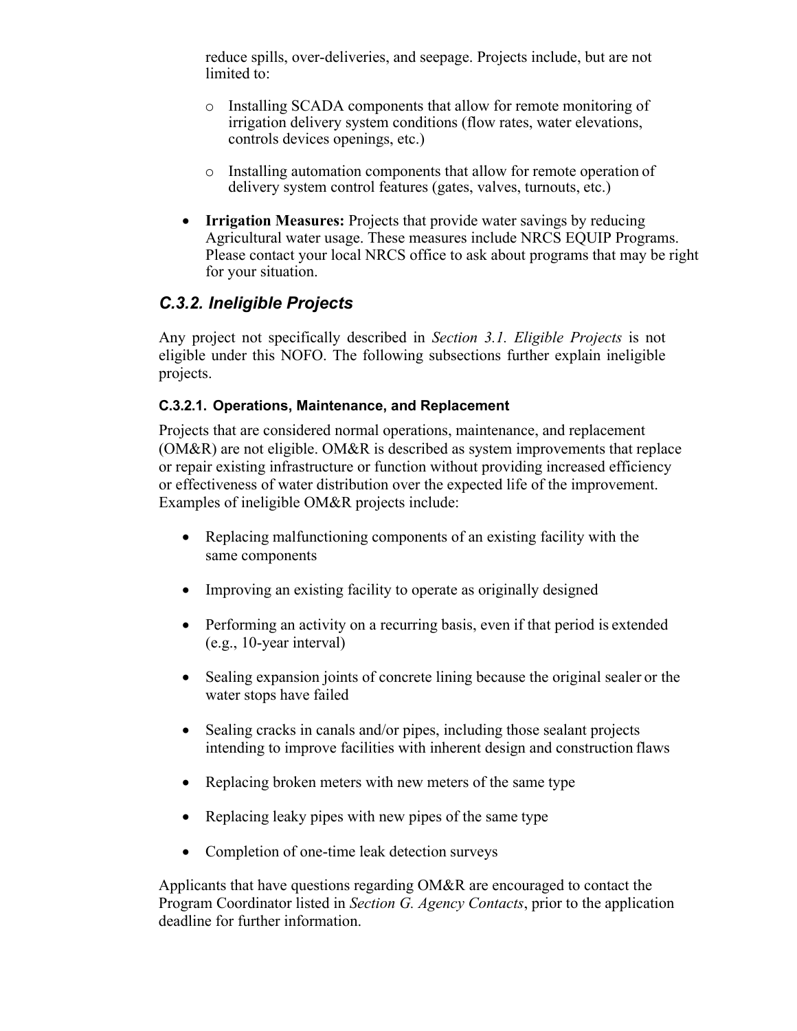reduce spills, over-deliveries, and seepage. Projects include, but are not limited to:

  - Installing SCADA components that allow for remote monitoring of irrigation delivery system conditions (flow rates, water elevations, controls devices openings, etc.)
  - Installing automation components that allow for remote operation of delivery system control features (gates, valves, turnouts, etc.)

- **Irrigation Measures:** Projects that provide water savings by reducing Agricultural water usage. These measures include NRCS EQUIP Programs. Please contact your local NRCS office to ask about programs that may be right for your situation.

## *C.3.2. Ineligible Projects*

Any project not specifically described in *Section 3.1. Eligible Projects* is not eligible under this NOFO. The following subsections further explain ineligible projects.

### C.3.2.1. Operations, Maintenance, and Replacement

Projects that are considered normal operations, maintenance, and replacement (OM&R) are not eligible. OM&R is described as system improvements that replace or repair existing infrastructure or function without providing increased efficiency or effectiveness of water distribution over the expected life of the improvement. Examples of ineligible OM&R projects include:

- Replacing malfunctioning components of an existing facility with the same components
- Improving an existing facility to operate as originally designed
- Performing an activity on a recurring basis, even if that period is extended (e.g., 10-year interval)
- Sealing expansion joints of concrete lining because the original sealer or the water stops have failed
- Sealing cracks in canals and/or pipes, including those sealant projects intending to improve facilities with inherent design and construction flaws
- Replacing broken meters with new meters of the same type
- Replacing leaky pipes with new pipes of the same type
- Completion of one-time leak detection surveys

Applicants that have questions regarding OM&R are encouraged to contact the Program Coordinator listed in *Section G. Agency Contacts*, prior to the application deadline for further information.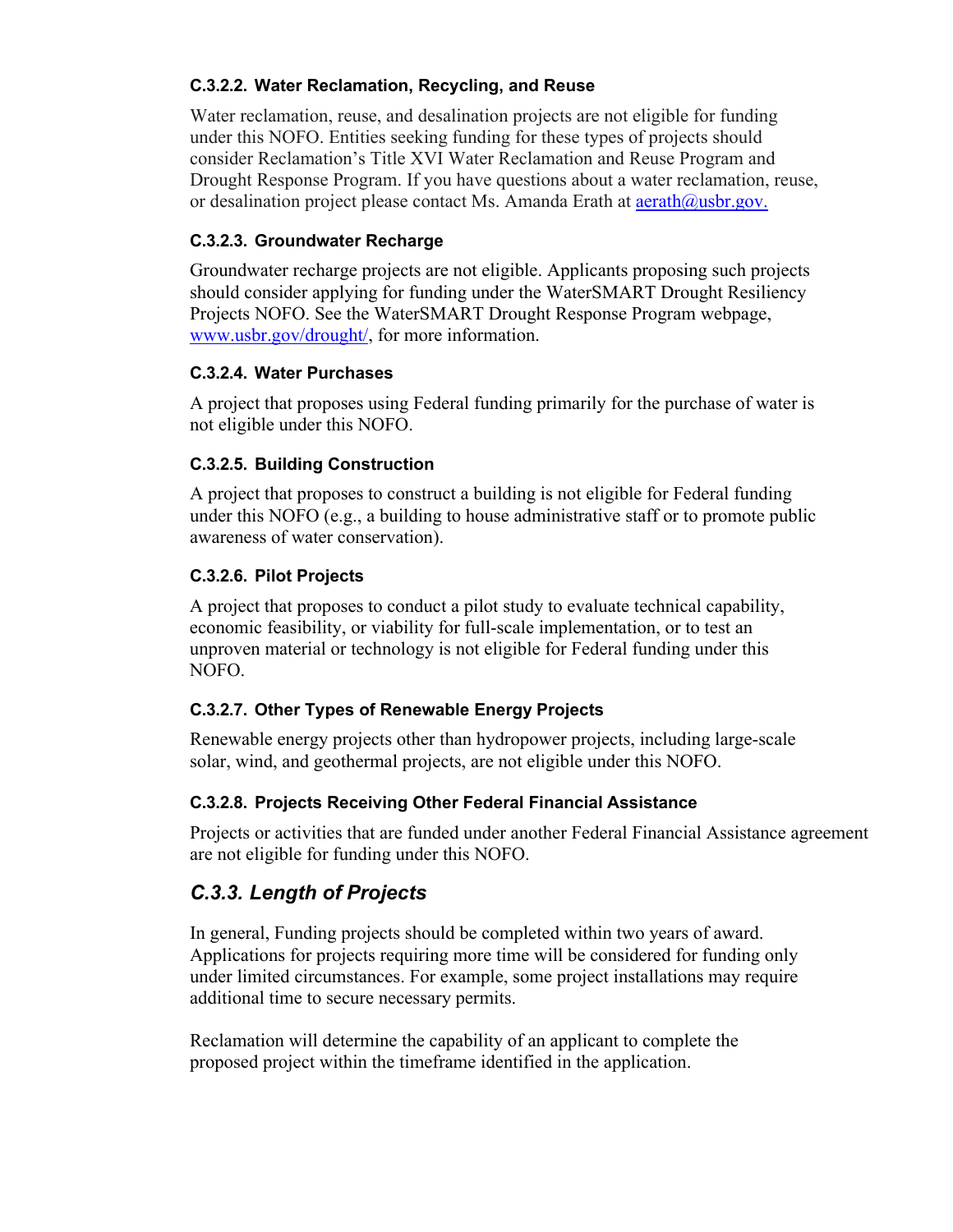#### C.3.2.2. Water Reclamation, Recycling, and Reuse

Water reclamation, reuse, and desalination projects are not eligible for funding under this NOFO. Entities seeking funding for these types of projects should consider Reclamation's Title XVI Water Reclamation and Reuse Program and Drought Response Program. If you have questions about a water reclamation, reuse, or desalination project please contact Ms. Amanda Erath at [aerath@usbr.gov.](mailto:aerath@usbr.gov)

#### C.3.2.3. Groundwater Recharge

Groundwater recharge projects are not eligible. Applicants proposing such projects should consider applying for funding under the WaterSMART Drought Resiliency Projects NOFO. See the WaterSMART Drought Response Program webpage, [www.usbr.gov/drought/](http://www.usbr.gov/drought/), for more information.

#### C.3.2.4. Water Purchases

A project that proposes using Federal funding primarily for the purchase of water is not eligible under this NOFO.

#### C.3.2.5. Building Construction

A project that proposes to construct a building is not eligible for Federal funding under this NOFO (e.g., a building to house administrative staff or to promote public awareness of water conservation).

#### C.3.2.6. Pilot Projects

A project that proposes to conduct a pilot study to evaluate technical capability, economic feasibility, or viability for full-scale implementation, or to test an unproven material or technology is not eligible for Federal funding under this NOFO.

#### C.3.2.7. Other Types of Renewable Energy Projects

Renewable energy projects other than hydropower projects, including large-scale solar, wind, and geothermal projects, are not eligible under this NOFO.

#### C.3.2.8. Projects Receiving Other Federal Financial Assistance

Projects or activities that are funded under another Federal Financial Assistance agreement are not eligible for funding under this NOFO.

### *C.3.3. Length of Projects*

In general, Funding projects should be completed within two years of award. Applications for projects requiring more time will be considered for funding only under limited circumstances. For example, some project installations may require additional time to secure necessary permits.

Reclamation will determine the capability of an applicant to complete the proposed project within the timeframe identified in the application.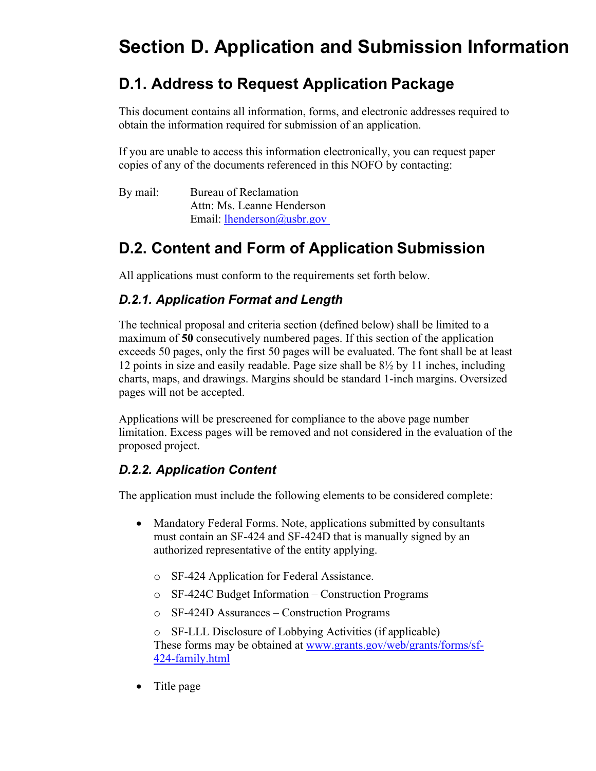# Section D. Application and Submission Information

## D.1. Address to Request Application Package

This document contains all information, forms, and electronic addresses required to obtain the information required for submission of an application.

If you are unable to access this information electronically, you can request paper copies of any of the documents referenced in this NOFO by contacting:

By mail: Bureau of Reclamation
Attn: Ms. Leanne Henderson
Email: [lhenderson@usbr.gov](mailto:lhenderson@usbr.gov)

## D.2. Content and Form of Application Submission

All applications must conform to the requirements set forth below.

### *D.2.1. Application Format and Length*

The technical proposal and criteria section (defined below) shall be limited to a maximum of **50** consecutively numbered pages. If this section of the application exceeds 50 pages, only the first 50 pages will be evaluated. The font shall be at least 12 points in size and easily readable. Page size shall be 8½ by 11 inches, including charts, maps, and drawings. Margins should be standard 1-inch margins. Oversized pages will not be accepted.

Applications will be prescreened for compliance to the above page number limitation. Excess pages will be removed and not considered in the evaluation of the proposed project.

### *D.2.2. Application Content*

The application must include the following elements to be considered complete:

- Mandatory Federal Forms. Note, applications submitted by consultants must contain an SF-424 and SF-424D that is manually signed by an authorized representative of the entity applying.
  - SF-424 Application for Federal Assistance.
  - SF-424C Budget Information – Construction Programs
  - SF-424D Assurances – Construction Programs
  - SF-LLL Disclosure of Lobbying Activities (if applicable)

  These forms may be obtained at [www.grants.gov/web/grants/forms/sf-424-family.html](www.grants.gov/web/grants/forms/sf-424-family.html)

- Title page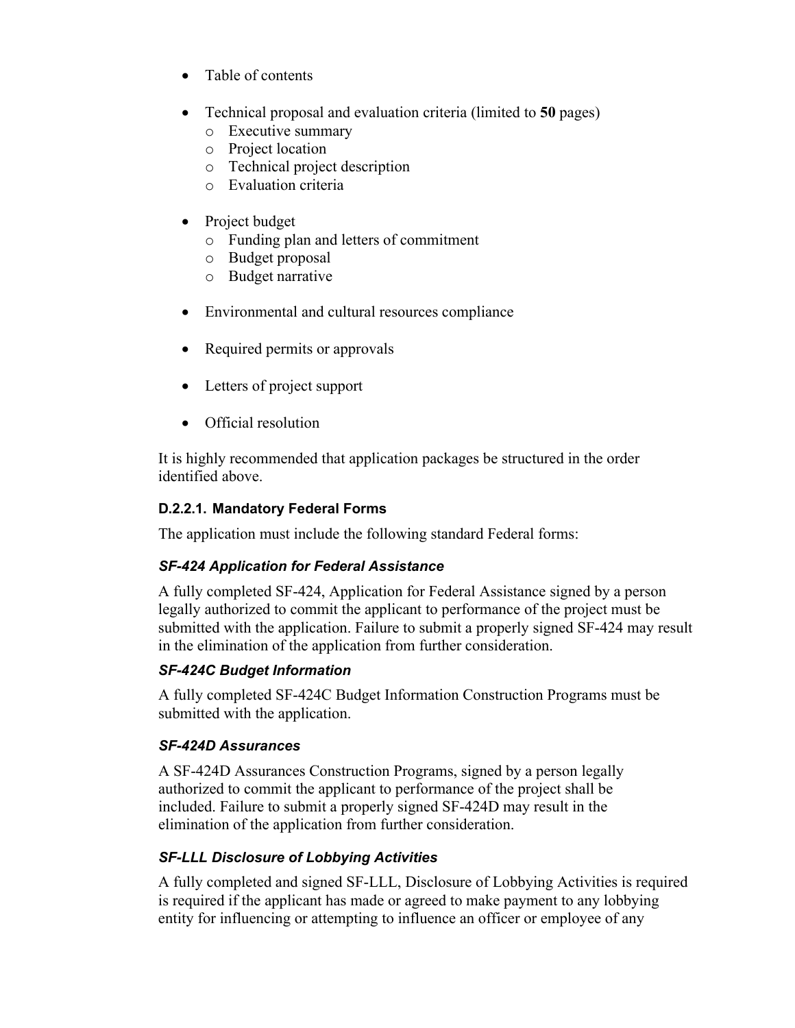- Table of contents
- Technical proposal and evaluation criteria (limited to **50** pages)
  - Executive summary
  - Project location
  - Technical project description
  - Evaluation criteria
- Project budget
  - Funding plan and letters of commitment
  - Budget proposal
  - Budget narrative
- Environmental and cultural resources compliance
- Required permits or approvals
- Letters of project support
- Official resolution

It is highly recommended that application packages be structured in the order identified above.

#### D.2.2.1. Mandatory Federal Forms

The application must include the following standard Federal forms:

***SF-424 Application for Federal Assistance***

A fully completed SF-424, Application for Federal Assistance signed by a person legally authorized to commit the applicant to performance of the project must be submitted with the application. Failure to submit a properly signed SF-424 may result in the elimination of the application from further consideration.

***SF-424C Budget Information***

A fully completed SF-424C Budget Information Construction Programs must be submitted with the application.

***SF-424D Assurances***

A SF-424D Assurances Construction Programs, signed by a person legally authorized to commit the applicant to performance of the project shall be included. Failure to submit a properly signed SF-424D may result in the elimination of the application from further consideration.

***SF-LLL Disclosure of Lobbying Activities***

A fully completed and signed SF-LLL, Disclosure of Lobbying Activities is required is required if the applicant has made or agreed to make payment to any lobbying entity for influencing or attempting to influence an officer or employee of any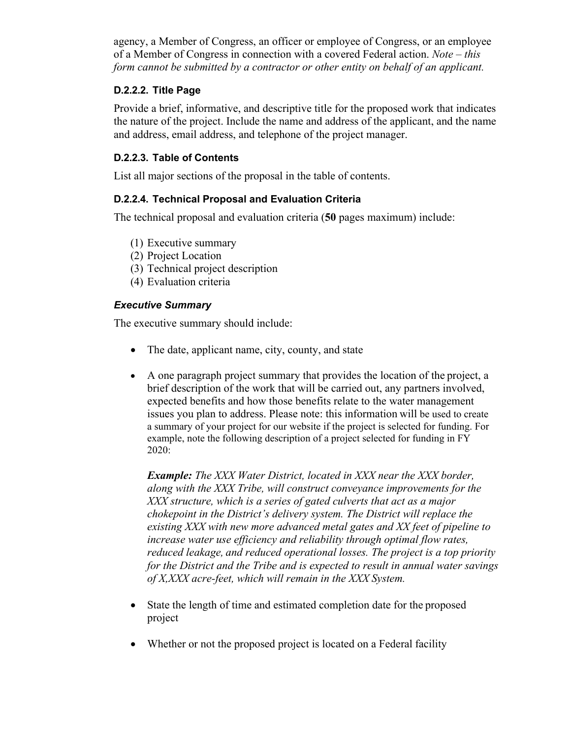agency, a Member of Congress, an officer or employee of Congress, or an employee of a Member of Congress in connection with a covered Federal action. *Note – this form cannot be submitted by a contractor or other entity on behalf of an applicant.*

#### D.2.2.2. Title Page

Provide a brief, informative, and descriptive title for the proposed work that indicates the nature of the project. Include the name and address of the applicant, and the name and address, email address, and telephone of the project manager.

#### D.2.2.3. Table of Contents

List all major sections of the proposal in the table of contents.

#### D.2.2.4. Technical Proposal and Evaluation Criteria

The technical proposal and evaluation criteria (**50** pages maximum) include:

(1) Executive summary
(2) Project Location
(3) Technical project description
(4) Evaluation criteria

***Executive Summary***

The executive summary should include:

- The date, applicant name, city, county, and state

- A one paragraph project summary that provides the location of the project, a brief description of the work that will be carried out, any partners involved, expected benefits and how those benefits relate to the water management issues you plan to address. Please note: this information will be used to create a summary of your project for our website if the project is selected for funding. For example, note the following description of a project selected for funding in FY 2020:

  ***Example:*** *The XXX Water District, located in XXX near the XXX border, along with the XXX Tribe, will construct conveyance improvements for the XXX structure, which is a series of gated culverts that act as a major chokepoint in the District's delivery system. The District will replace the existing XXX with new more advanced metal gates and XX feet of pipeline to increase water use efficiency and reliability through optimal flow rates, reduced leakage, and reduced operational losses. The project is a top priority for the District and the Tribe and is expected to result in annual water savings of X,XXX acre-feet, which will remain in the XXX System.*

- State the length of time and estimated completion date for the proposed project

- Whether or not the proposed project is located on a Federal facility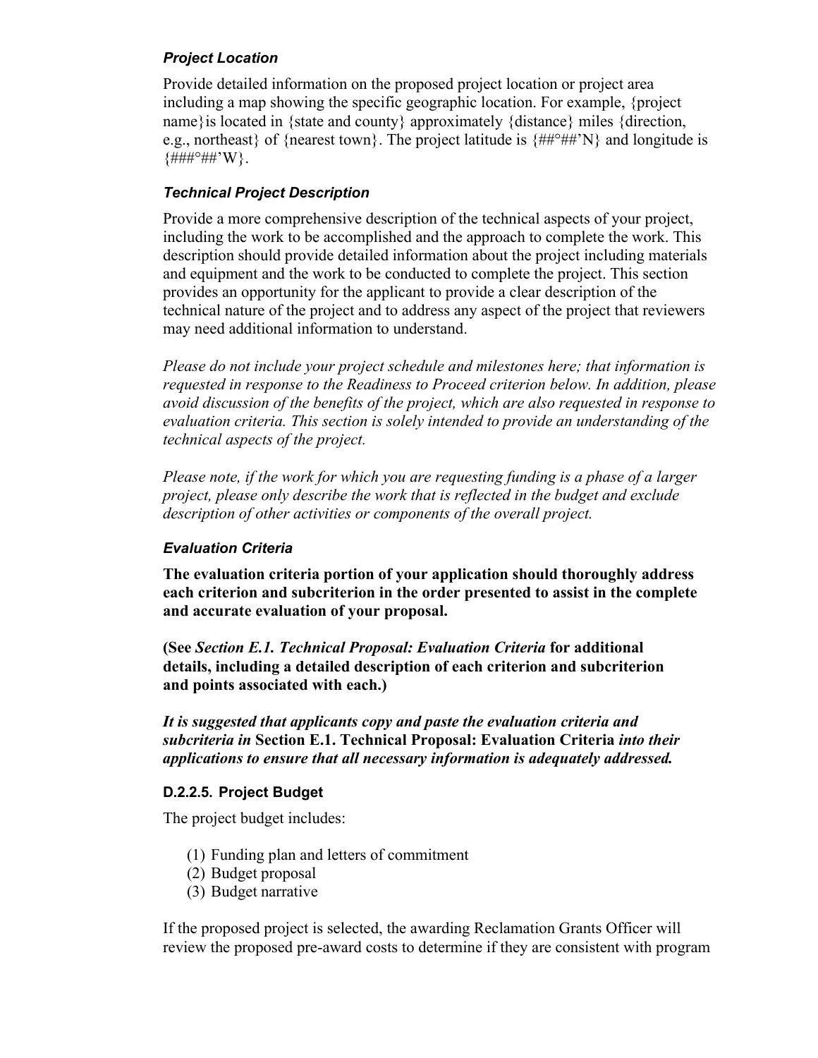#### *Project Location*

Provide detailed information on the proposed project location or project area including a map showing the specific geographic location. For example, {project name}is located in {state and county} approximately {distance} miles {direction, e.g., northeast} of {nearest town}. The project latitude is {##°##'N} and longitude is {###°##'W}.

#### *Technical Project Description*

Provide a more comprehensive description of the technical aspects of your project, including the work to be accomplished and the approach to complete the work. This description should provide detailed information about the project including materials and equipment and the work to be conducted to complete the project. This section provides an opportunity for the applicant to provide a clear description of the technical nature of the project and to address any aspect of the project that reviewers may need additional information to understand.

*Please do not include your project schedule and milestones here; that information is requested in response to the Readiness to Proceed criterion below. In addition, please avoid discussion of the benefits of the project, which are also requested in response to evaluation criteria. This section is solely intended to provide an understanding of the technical aspects of the project.*

*Please note, if the work for which you are requesting funding is a phase of a larger project, please only describe the work that is reflected in the budget and exclude description of other activities or components of the overall project.*

#### *Evaluation Criteria*

**The evaluation criteria portion of your application should thoroughly address each criterion and subcriterion in the order presented to assist in the complete and accurate evaluation of your proposal.**

**(See *Section E.1. Technical Proposal: Evaluation Criteria* for additional details, including a detailed description of each criterion and subcriterion and points associated with each.)**

***It is suggested that applicants copy and paste the evaluation criteria and subcriteria in* Section E.1. Technical Proposal: Evaluation Criteria *into their applications to ensure that all necessary information is adequately addressed.***

### D.2.2.5. Project Budget

The project budget includes:

(1) Funding plan and letters of commitment
(2) Budget proposal
(3) Budget narrative

If the proposed project is selected, the awarding Reclamation Grants Officer will review the proposed pre-award costs to determine if they are consistent with program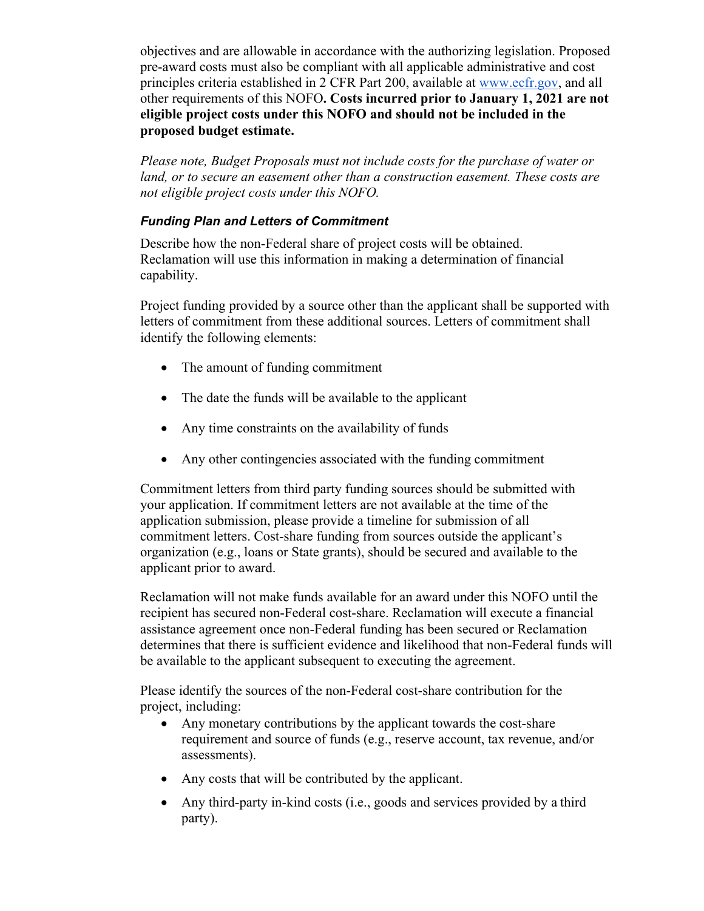objectives and are allowable in accordance with the authorizing legislation. Proposed pre-award costs must also be compliant with all applicable administrative and cost principles criteria established in 2 CFR Part 200, available at www.ecfr.gov, and all other requirements of this NOFO**. Costs incurred prior to January 1, 2021 are not eligible project costs under this NOFO and should not be included in the proposed budget estimate.**

*Please note, Budget Proposals must not include costs for the purchase of water or land, or to secure an easement other than a construction easement. These costs are not eligible project costs under this NOFO.*

#### *Funding Plan and Letters of Commitment*

Describe how the non-Federal share of project costs will be obtained. Reclamation will use this information in making a determination of financial capability.

Project funding provided by a source other than the applicant shall be supported with letters of commitment from these additional sources. Letters of commitment shall identify the following elements:

- The amount of funding commitment
- The date the funds will be available to the applicant
- Any time constraints on the availability of funds
- Any other contingencies associated with the funding commitment

Commitment letters from third party funding sources should be submitted with your application. If commitment letters are not available at the time of the application submission, please provide a timeline for submission of all commitment letters. Cost-share funding from sources outside the applicant's organization (e.g., loans or State grants), should be secured and available to the applicant prior to award.

Reclamation will not make funds available for an award under this NOFO until the recipient has secured non-Federal cost-share. Reclamation will execute a financial assistance agreement once non-Federal funding has been secured or Reclamation determines that there is sufficient evidence and likelihood that non-Federal funds will be available to the applicant subsequent to executing the agreement.

Please identify the sources of the non-Federal cost-share contribution for the project, including:

- Any monetary contributions by the applicant towards the cost-share requirement and source of funds (e.g., reserve account, tax revenue, and/or assessments).
- Any costs that will be contributed by the applicant.
- Any third-party in-kind costs (i.e., goods and services provided by a third party).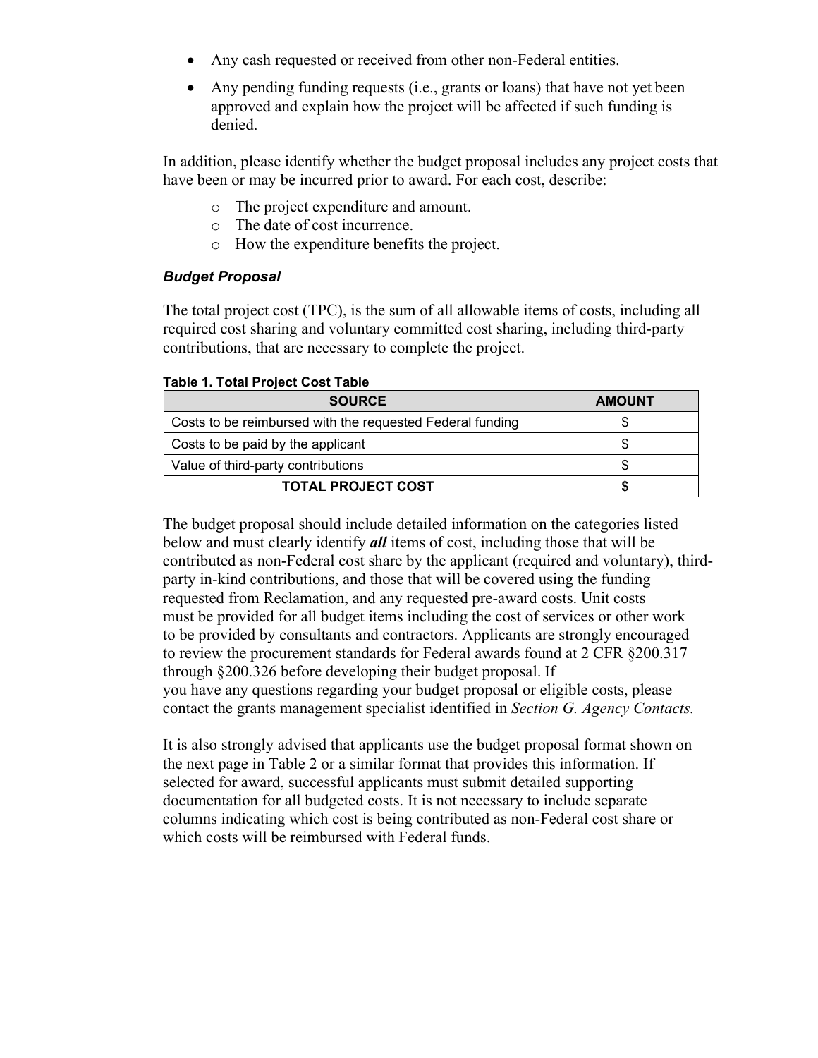- Any cash requested or received from other non-Federal entities.
- Any pending funding requests (i.e., grants or loans) that have not yet been approved and explain how the project will be affected if such funding is denied.

In addition, please identify whether the budget proposal includes any project costs that have been or may be incurred prior to award. For each cost, describe:

- The project expenditure and amount.
- The date of cost incurrence.
- How the expenditure benefits the project.

***Budget Proposal***

The total project cost (TPC), is the sum of all allowable items of costs, including all required cost sharing and voluntary committed cost sharing, including third-party contributions, that are necessary to complete the project.

**Table 1. Total Project Cost Table**

| SOURCE | AMOUNT |
|---|---|
| Costs to be reimbursed with the requested Federal funding | $ |
| Costs to be paid by the applicant | $ |
| Value of third-party contributions | $ |
| **TOTAL PROJECT COST** | **$** |

The budget proposal should include detailed information on the categories listed below and must clearly identify ***all*** items of cost, including those that will be contributed as non-Federal cost share by the applicant (required and voluntary), third-party in-kind contributions, and those that will be covered using the funding requested from Reclamation, and any requested pre-award costs. Unit costs must be provided for all budget items including the cost of services or other work to be provided by consultants and contractors. Applicants are strongly encouraged to review the procurement standards for Federal awards found at 2 CFR §200.317 through §200.326 before developing their budget proposal. If you have any questions regarding your budget proposal or eligible costs, please contact the grants management specialist identified in *Section G. Agency Contacts.*

It is also strongly advised that applicants use the budget proposal format shown on the next page in Table 2 or a similar format that provides this information. If selected for award, successful applicants must submit detailed supporting documentation for all budgeted costs. It is not necessary to include separate columns indicating which cost is being contributed as non-Federal cost share or which costs will be reimbursed with Federal funds.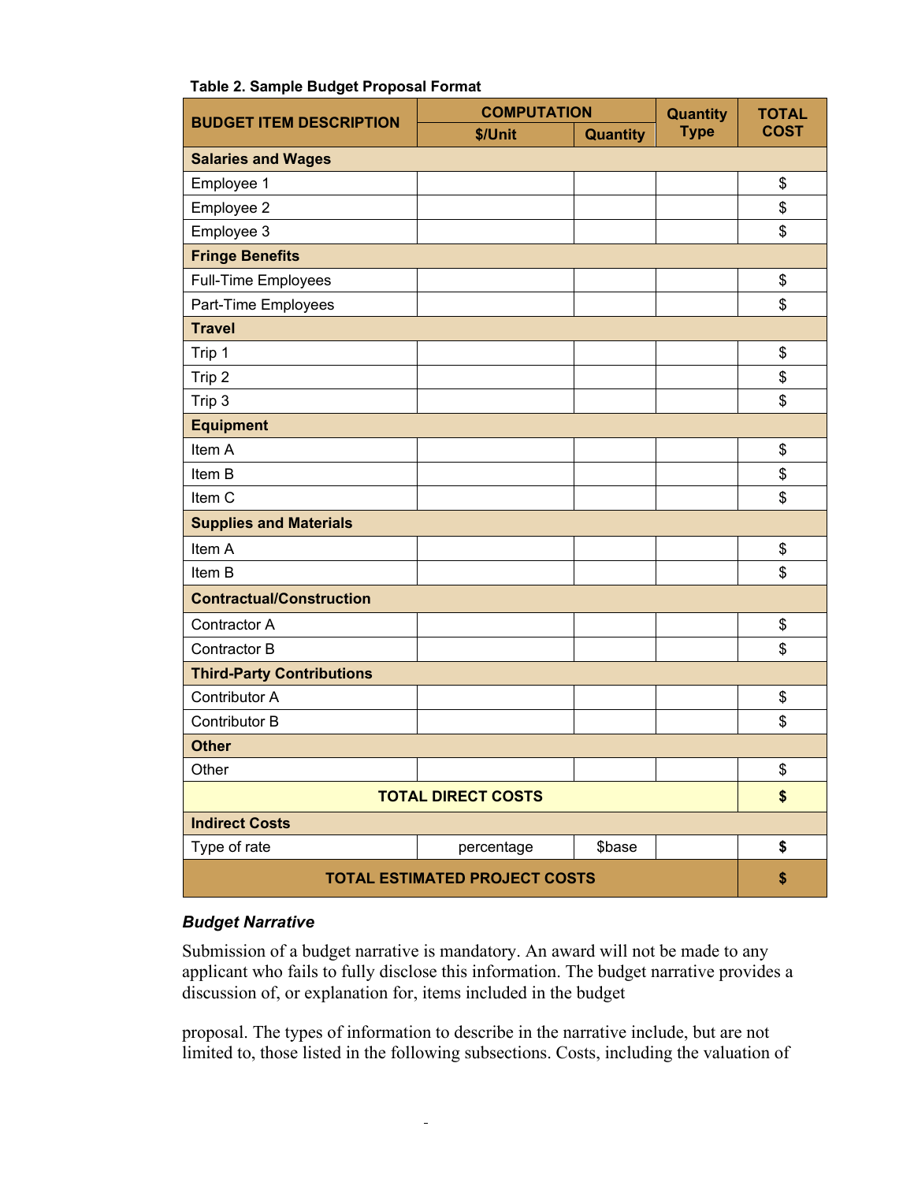**Table 2. Sample Budget Proposal Format**

| BUDGET ITEM DESCRIPTION | COMPUTATION | | Quantity Type | TOTAL COST |
|---|---|---|---|---|
| | $/Unit | Quantity | | |
| **Salaries and Wages** | | | | |
| Employee 1 | | | | $ |
| Employee 2 | | | | $ |
| Employee 3 | | | | $ |
| **Fringe Benefits** | | | | |
| Full-Time Employees | | | | $ |
| Part-Time Employees | | | | $ |
| **Travel** | | | | |
| Trip 1 | | | | $ |
| Trip 2 | | | | $ |
| Trip 3 | | | | $ |
| **Equipment** | | | | |
| Item A | | | | $ |
| Item B | | | | $ |
| Item C | | | | $ |
| **Supplies and Materials** | | | | |
| Item A | | | | $ |
| Item B | | | | $ |
| **Contractual/Construction** | | | | |
| Contractor A | | | | $ |
| Contractor B | | | | $ |
| **Third-Party Contributions** | | | | |
| Contributor A | | | | $ |
| Contributor B | | | | $ |
| **Other** | | | | |
| Other | | | | $ |
| **TOTAL DIRECT COSTS** | | | | **$** |
| **Indirect Costs** | | | | |
| Type of rate | percentage | $base | | **$** |
| **TOTAL ESTIMATED PROJECT COSTS** | | | | **$** |

### *Budget Narrative*

Submission of a budget narrative is mandatory. An award will not be made to any applicant who fails to fully disclose this information. The budget narrative provides a discussion of, or explanation for, items included in the budget

proposal. The types of information to describe in the narrative include, but are not limited to, those listed in the following subsections. Costs, including the valuation of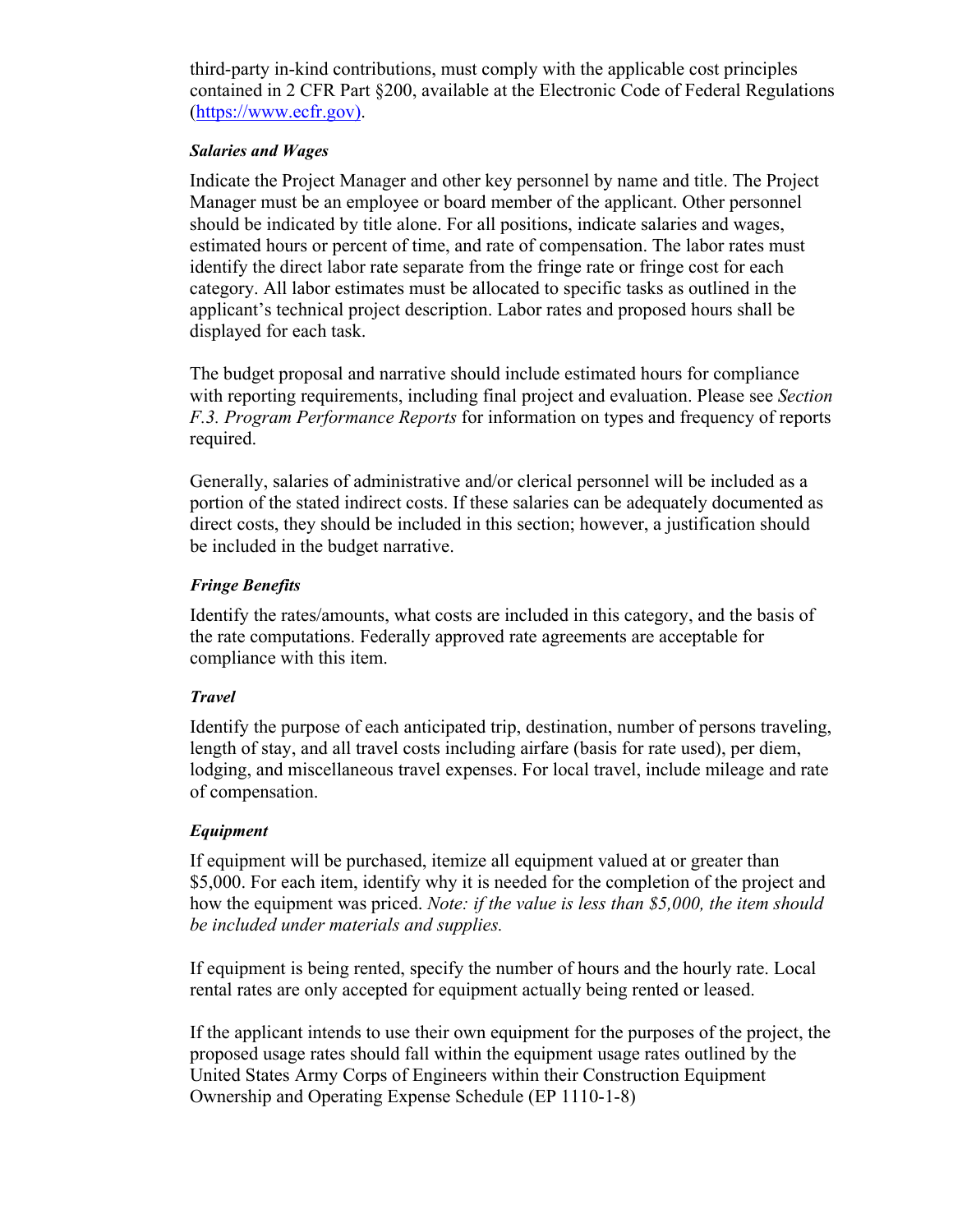third-party in-kind contributions, must comply with the applicable cost principles contained in 2 CFR Part §200, available at the Electronic Code of Federal Regulations (https://www.ecfr.gov).

***Salaries and Wages***

Indicate the Project Manager and other key personnel by name and title. The Project Manager must be an employee or board member of the applicant. Other personnel should be indicated by title alone. For all positions, indicate salaries and wages, estimated hours or percent of time, and rate of compensation. The labor rates must identify the direct labor rate separate from the fringe rate or fringe cost for each category. All labor estimates must be allocated to specific tasks as outlined in the applicant's technical project description. Labor rates and proposed hours shall be displayed for each task.

The budget proposal and narrative should include estimated hours for compliance with reporting requirements, including final project and evaluation. Please see *Section F.3. Program Performance Reports* for information on types and frequency of reports required.

Generally, salaries of administrative and/or clerical personnel will be included as a portion of the stated indirect costs. If these salaries can be adequately documented as direct costs, they should be included in this section; however, a justification should be included in the budget narrative.

***Fringe Benefits***

Identify the rates/amounts, what costs are included in this category, and the basis of the rate computations. Federally approved rate agreements are acceptable for compliance with this item.

***Travel***

Identify the purpose of each anticipated trip, destination, number of persons traveling, length of stay, and all travel costs including airfare (basis for rate used), per diem, lodging, and miscellaneous travel expenses. For local travel, include mileage and rate of compensation.

***Equipment***

If equipment will be purchased, itemize all equipment valued at or greater than \$5,000. For each item, identify why it is needed for the completion of the project and how the equipment was priced. *Note: if the value is less than \$5,000, the item should be included under materials and supplies.*

If equipment is being rented, specify the number of hours and the hourly rate. Local rental rates are only accepted for equipment actually being rented or leased.

If the applicant intends to use their own equipment for the purposes of the project, the proposed usage rates should fall within the equipment usage rates outlined by the United States Army Corps of Engineers within their Construction Equipment Ownership and Operating Expense Schedule (EP 1110-1-8)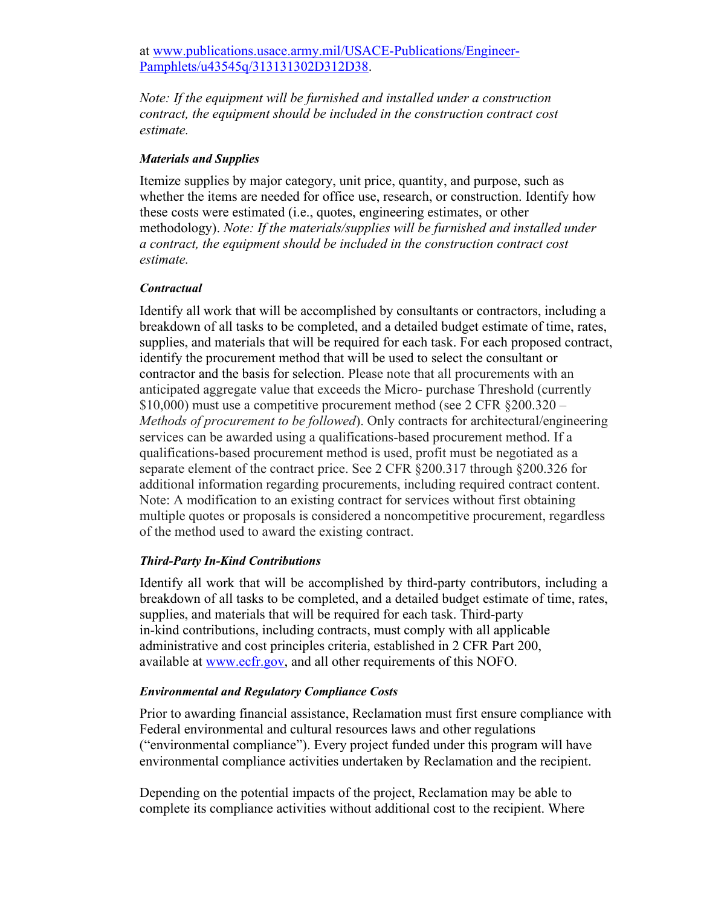at [www.publications.usace.army.mil/USACE-Publications/Engineer-Pamphlets/u43545q/313131302D312D38](http://www.publications.usace.army.mil/USACE-Publications/Engineer-Pamphlets/u43545q/313131302D312D38).

*Note: If the equipment will be furnished and installed under a construction contract, the equipment should be included in the construction contract cost estimate.*

***Materials and Supplies***

Itemize supplies by major category, unit price, quantity, and purpose, such as whether the items are needed for office use, research, or construction. Identify how these costs were estimated (i.e., quotes, engineering estimates, or other methodology). *Note: If the materials/supplies will be furnished and installed under a contract, the equipment should be included in the construction contract cost estimate.*

***Contractual***

Identify all work that will be accomplished by consultants or contractors, including a breakdown of all tasks to be completed, and a detailed budget estimate of time, rates, supplies, and materials that will be required for each task. For each proposed contract, identify the procurement method that will be used to select the consultant or contractor and the basis for selection. Please note that all procurements with an anticipated aggregate value that exceeds the Micro- purchase Threshold (currently $10,000) must use a competitive procurement method (see 2 CFR §200.320 – *Methods of procurement to be followed*). Only contracts for architectural/engineering services can be awarded using a qualifications-based procurement method. If a qualifications-based procurement method is used, profit must be negotiated as a separate element of the contract price. See 2 CFR §200.317 through §200.326 for additional information regarding procurements, including required contract content. Note: A modification to an existing contract for services without first obtaining multiple quotes or proposals is considered a noncompetitive procurement, regardless of the method used to award the existing contract.

***Third-Party In-Kind Contributions***

Identify all work that will be accomplished by third-party contributors, including a breakdown of all tasks to be completed, and a detailed budget estimate of time, rates, supplies, and materials that will be required for each task. Third-party in-kind contributions, including contracts, must comply with all applicable administrative and cost principles criteria, established in 2 CFR Part 200, available at [www.ecfr.gov](http://www.ecfr.gov), and all other requirements of this NOFO.

***Environmental and Regulatory Compliance Costs***

Prior to awarding financial assistance, Reclamation must first ensure compliance with Federal environmental and cultural resources laws and other regulations ("environmental compliance"). Every project funded under this program will have environmental compliance activities undertaken by Reclamation and the recipient.

Depending on the potential impacts of the project, Reclamation may be able to complete its compliance activities without additional cost to the recipient. Where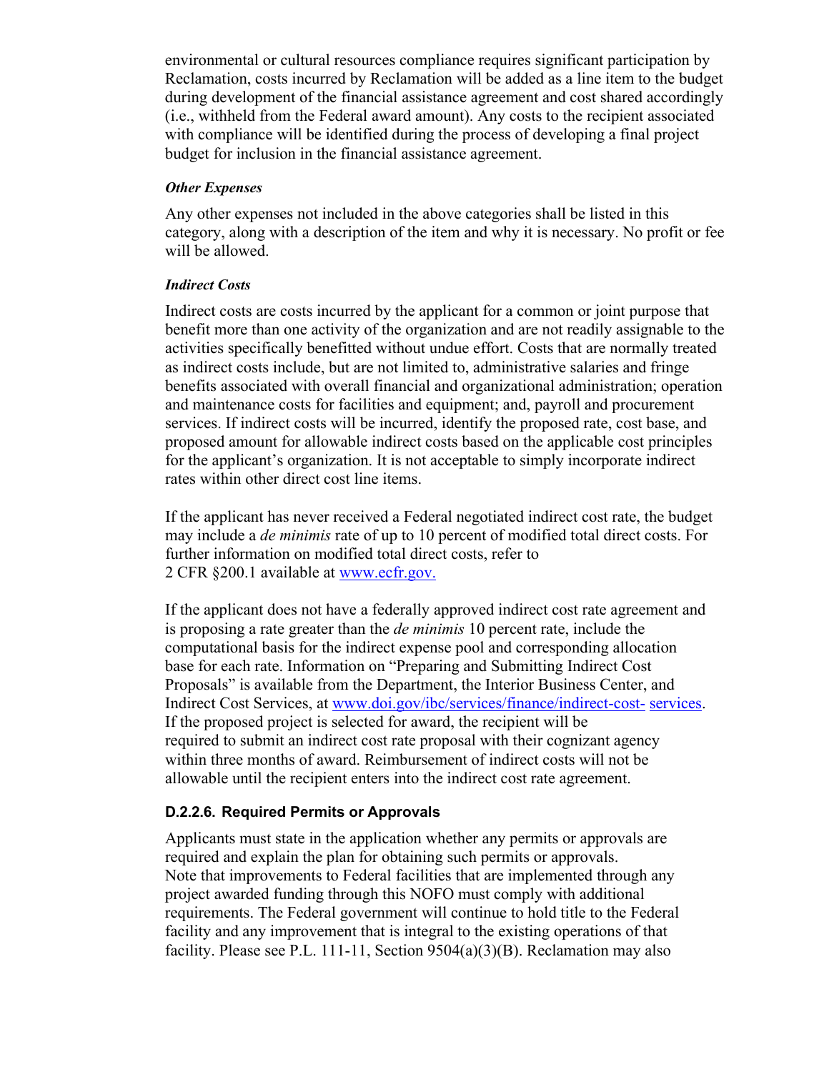environmental or cultural resources compliance requires significant participation by Reclamation, costs incurred by Reclamation will be added as a line item to the budget during development of the financial assistance agreement and cost shared accordingly (i.e., withheld from the Federal award amount). Any costs to the recipient associated with compliance will be identified during the process of developing a final project budget for inclusion in the financial assistance agreement.

***Other Expenses***

Any other expenses not included in the above categories shall be listed in this category, along with a description of the item and why it is necessary. No profit or fee will be allowed.

***Indirect Costs***

Indirect costs are costs incurred by the applicant for a common or joint purpose that benefit more than one activity of the organization and are not readily assignable to the activities specifically benefitted without undue effort. Costs that are normally treated as indirect costs include, but are not limited to, administrative salaries and fringe benefits associated with overall financial and organizational administration; operation and maintenance costs for facilities and equipment; and, payroll and procurement services. If indirect costs will be incurred, identify the proposed rate, cost base, and proposed amount for allowable indirect costs based on the applicable cost principles for the applicant's organization. It is not acceptable to simply incorporate indirect rates within other direct cost line items.

If the applicant has never received a Federal negotiated indirect cost rate, the budget may include a *de minimis* rate of up to 10 percent of modified total direct costs. For further information on modified total direct costs, refer to 2 CFR §200.1 available at www.ecfr.gov.

If the applicant does not have a federally approved indirect cost rate agreement and is proposing a rate greater than the *de minimis* 10 percent rate, include the computational basis for the indirect expense pool and corresponding allocation base for each rate. Information on "Preparing and Submitting Indirect Cost Proposals" is available from the Department, the Interior Business Center, and Indirect Cost Services, at www.doi.gov/ibc/services/finance/indirect-cost-services. If the proposed project is selected for award, the recipient will be required to submit an indirect cost rate proposal with their cognizant agency within three months of award. Reimbursement of indirect costs will not be allowable until the recipient enters into the indirect cost rate agreement.

#### D.2.2.6. Required Permits or Approvals

Applicants must state in the application whether any permits or approvals are required and explain the plan for obtaining such permits or approvals. Note that improvements to Federal facilities that are implemented through any project awarded funding through this NOFO must comply with additional requirements. The Federal government will continue to hold title to the Federal facility and any improvement that is integral to the existing operations of that facility. Please see P.L. 111-11, Section 9504(a)(3)(B). Reclamation may also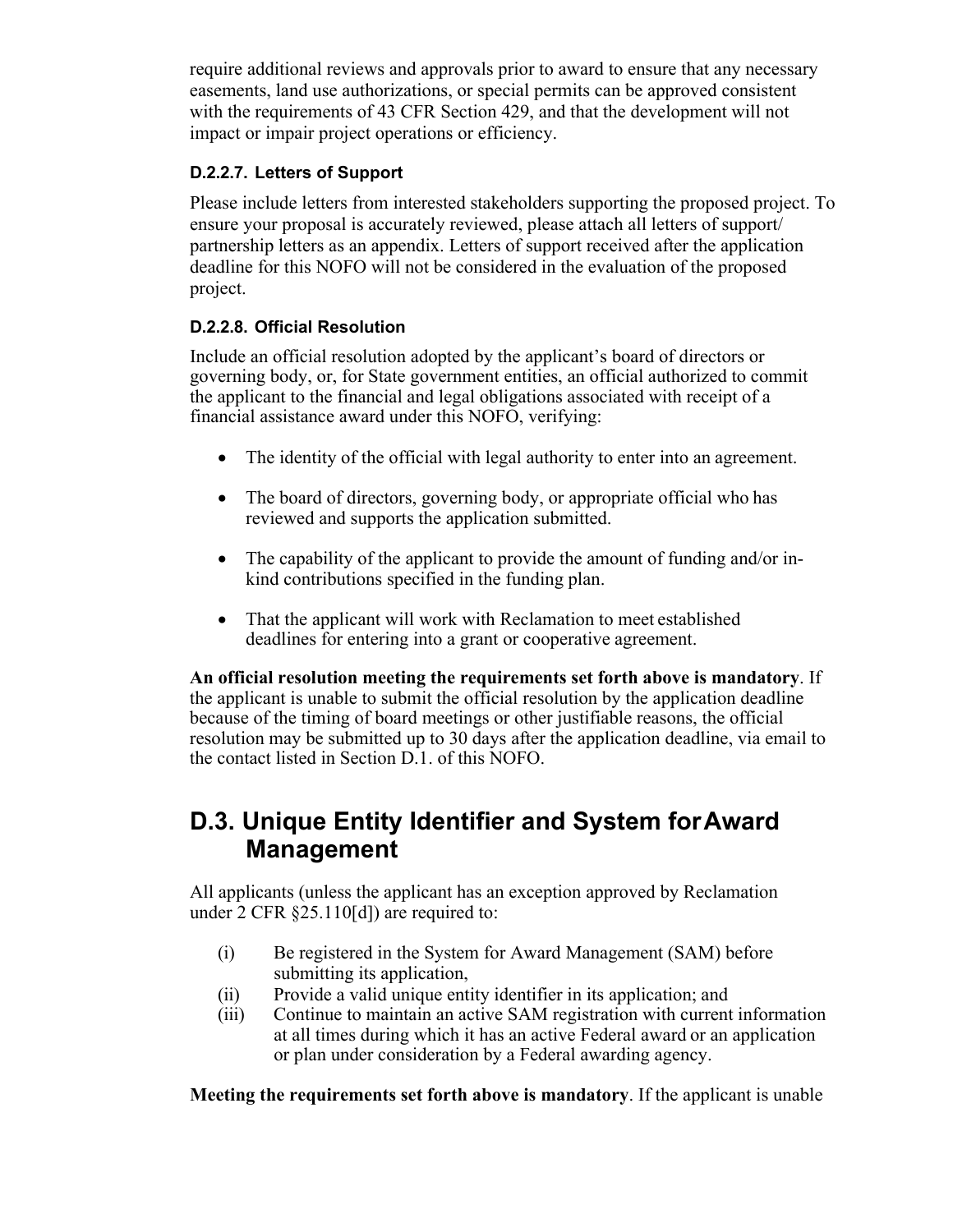require additional reviews and approvals prior to award to ensure that any necessary easements, land use authorizations, or special permits can be approved consistent with the requirements of 43 CFR Section 429, and that the development will not impact or impair project operations or efficiency.

#### D.2.2.7. Letters of Support

Please include letters from interested stakeholders supporting the proposed project. To ensure your proposal is accurately reviewed, please attach all letters of support/ partnership letters as an appendix. Letters of support received after the application deadline for this NOFO will not be considered in the evaluation of the proposed project.

#### D.2.2.8. Official Resolution

Include an official resolution adopted by the applicant's board of directors or governing body, or, for State government entities, an official authorized to commit the applicant to the financial and legal obligations associated with receipt of a financial assistance award under this NOFO, verifying:

- The identity of the official with legal authority to enter into an agreement.
- The board of directors, governing body, or appropriate official who has reviewed and supports the application submitted.
- The capability of the applicant to provide the amount of funding and/or in-kind contributions specified in the funding plan.
- That the applicant will work with Reclamation to meet established deadlines for entering into a grant or cooperative agreement.

**An official resolution meeting the requirements set forth above is mandatory**. If the applicant is unable to submit the official resolution by the application deadline because of the timing of board meetings or other justifiable reasons, the official resolution may be submitted up to 30 days after the application deadline, via email to the contact listed in Section D.1. of this NOFO.

## D.3. Unique Entity Identifier and System for Award Management

All applicants (unless the applicant has an exception approved by Reclamation under 2 CFR §25.110[d]) are required to:

(i) Be registered in the System for Award Management (SAM) before submitting its application,
(ii) Provide a valid unique entity identifier in its application; and
(iii) Continue to maintain an active SAM registration with current information at all times during which it has an active Federal award or an application or plan under consideration by a Federal awarding agency.

**Meeting the requirements set forth above is mandatory**. If the applicant is unable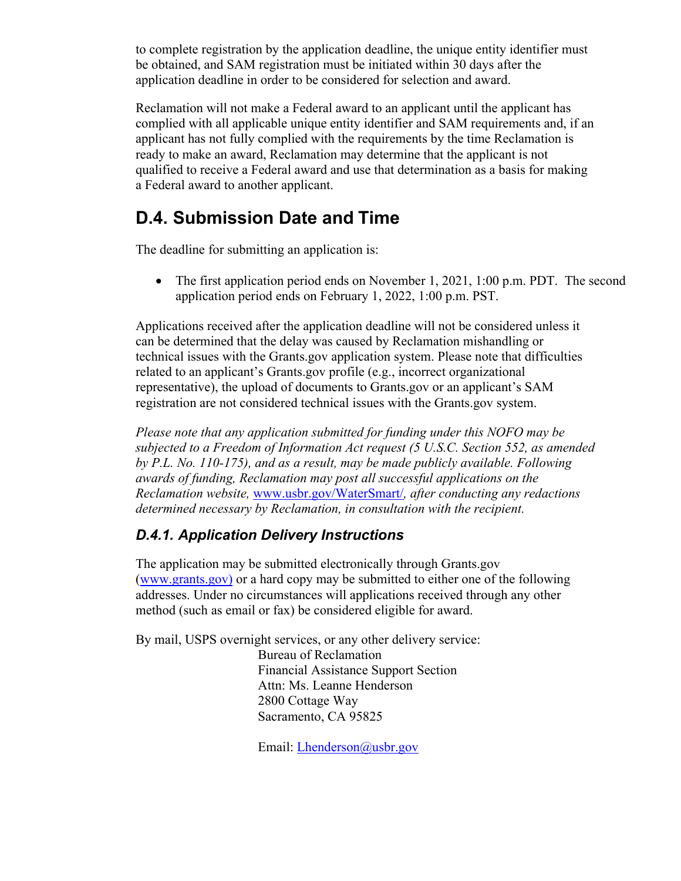to complete registration by the application deadline, the unique entity identifier must be obtained, and SAM registration must be initiated within 30 days after the application deadline in order to be considered for selection and award.

Reclamation will not make a Federal award to an applicant until the applicant has complied with all applicable unique entity identifier and SAM requirements and, if an applicant has not fully complied with the requirements by the time Reclamation is ready to make an award, Reclamation may determine that the applicant is not qualified to receive a Federal award and use that determination as a basis for making a Federal award to another applicant.

## D.4. Submission Date and Time

The deadline for submitting an application is:

- The first application period ends on November 1, 2021, 1:00 p.m. PDT. The second application period ends on February 1, 2022, 1:00 p.m. PST.

Applications received after the application deadline will not be considered unless it can be determined that the delay was caused by Reclamation mishandling or technical issues with the Grants.gov application system. Please note that difficulties related to an applicant's Grants.gov profile (e.g., incorrect organizational representative), the upload of documents to Grants.gov or an applicant's SAM registration are not considered technical issues with the Grants.gov system.

*Please note that any application submitted for funding under this NOFO may be subjected to a Freedom of Information Act request (5 U.S.C. Section 552, as amended by P.L. No. 110-175), and as a result, may be made publicly available. Following awards of funding, Reclamation may post all successful applications on the Reclamation website, www.usbr.gov/WaterSmart/, after conducting any redactions determined necessary by Reclamation, in consultation with the recipient.*

### *D.4.1. Application Delivery Instructions*

The application may be submitted electronically through Grants.gov (www.grants.gov) or a hard copy may be submitted to either one of the following addresses. Under no circumstances will applications received through any other method (such as email or fax) be considered eligible for award.

By mail, USPS overnight services, or any other delivery service:

Bureau of Reclamation  
Financial Assistance Support Section  
Attn: Ms. Leanne Henderson  
2800 Cottage Way  
Sacramento, CA 95825

Email: Lhenderson@usbr.gov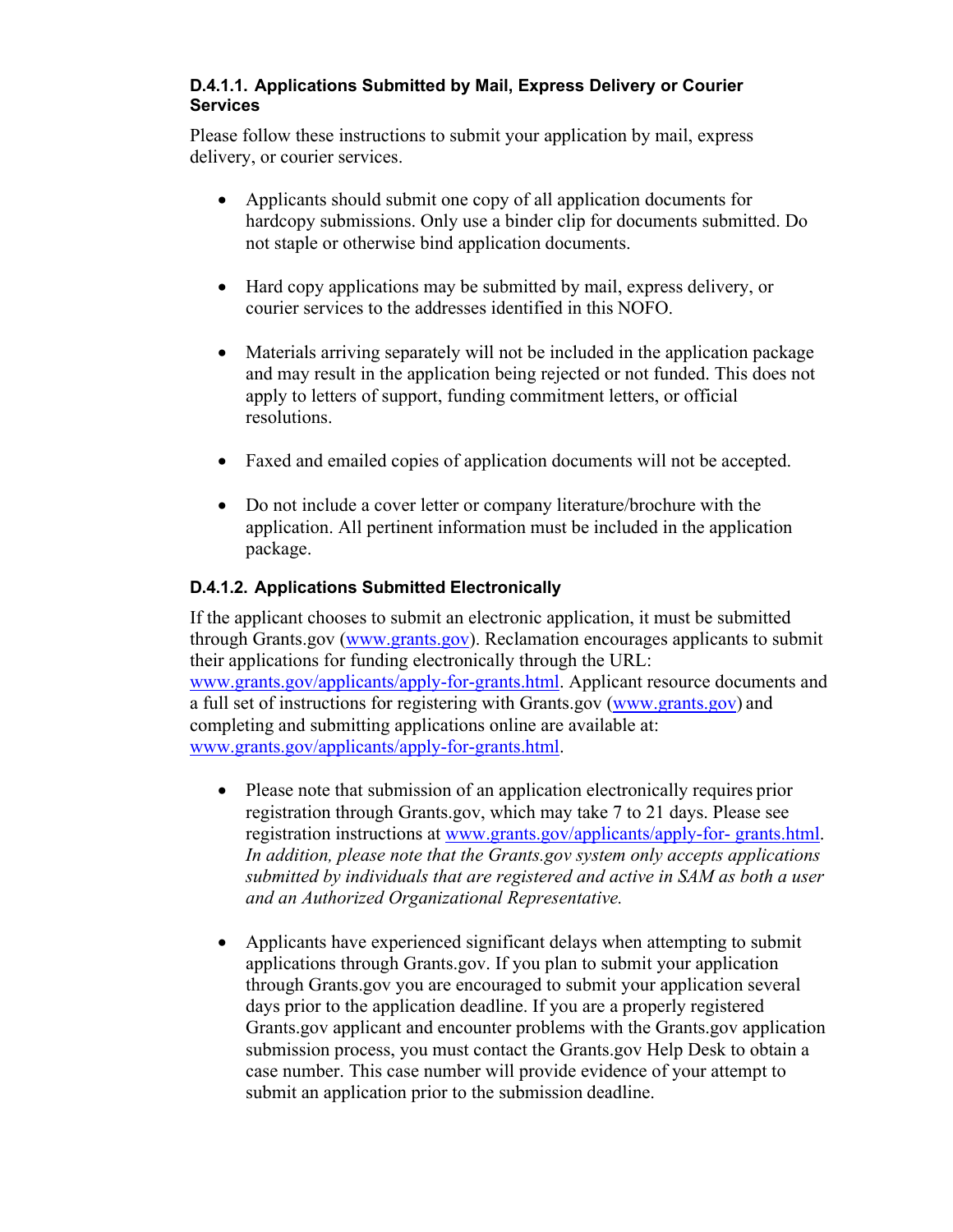#### D.4.1.1. Applications Submitted by Mail, Express Delivery or Courier Services

Please follow these instructions to submit your application by mail, express delivery, or courier services.

- Applicants should submit one copy of all application documents for hardcopy submissions. Only use a binder clip for documents submitted. Do not staple or otherwise bind application documents.

- Hard copy applications may be submitted by mail, express delivery, or courier services to the addresses identified in this NOFO.

- Materials arriving separately will not be included in the application package and may result in the application being rejected or not funded. This does not apply to letters of support, funding commitment letters, or official resolutions.

- Faxed and emailed copies of application documents will not be accepted.

- Do not include a cover letter or company literature/brochure with the application. All pertinent information must be included in the application package.

#### D.4.1.2. Applications Submitted Electronically

If the applicant chooses to submit an electronic application, it must be submitted through Grants.gov (www.grants.gov). Reclamation encourages applicants to submit their applications for funding electronically through the URL: www.grants.gov/applicants/apply-for-grants.html. Applicant resource documents and a full set of instructions for registering with Grants.gov (www.grants.gov) and completing and submitting applications online are available at: www.grants.gov/applicants/apply-for-grants.html.

- Please note that submission of an application electronically requires prior registration through Grants.gov, which may take 7 to 21 days. Please see registration instructions at www.grants.gov/applicants/apply-for- grants.html. *In addition, please note that the Grants.gov system only accepts applications submitted by individuals that are registered and active in SAM as both a user and an Authorized Organizational Representative.*

- Applicants have experienced significant delays when attempting to submit applications through Grants.gov. If you plan to submit your application through Grants.gov you are encouraged to submit your application several days prior to the application deadline. If you are a properly registered Grants.gov applicant and encounter problems with the Grants.gov application submission process, you must contact the Grants.gov Help Desk to obtain a case number. This case number will provide evidence of your attempt to submit an application prior to the submission deadline.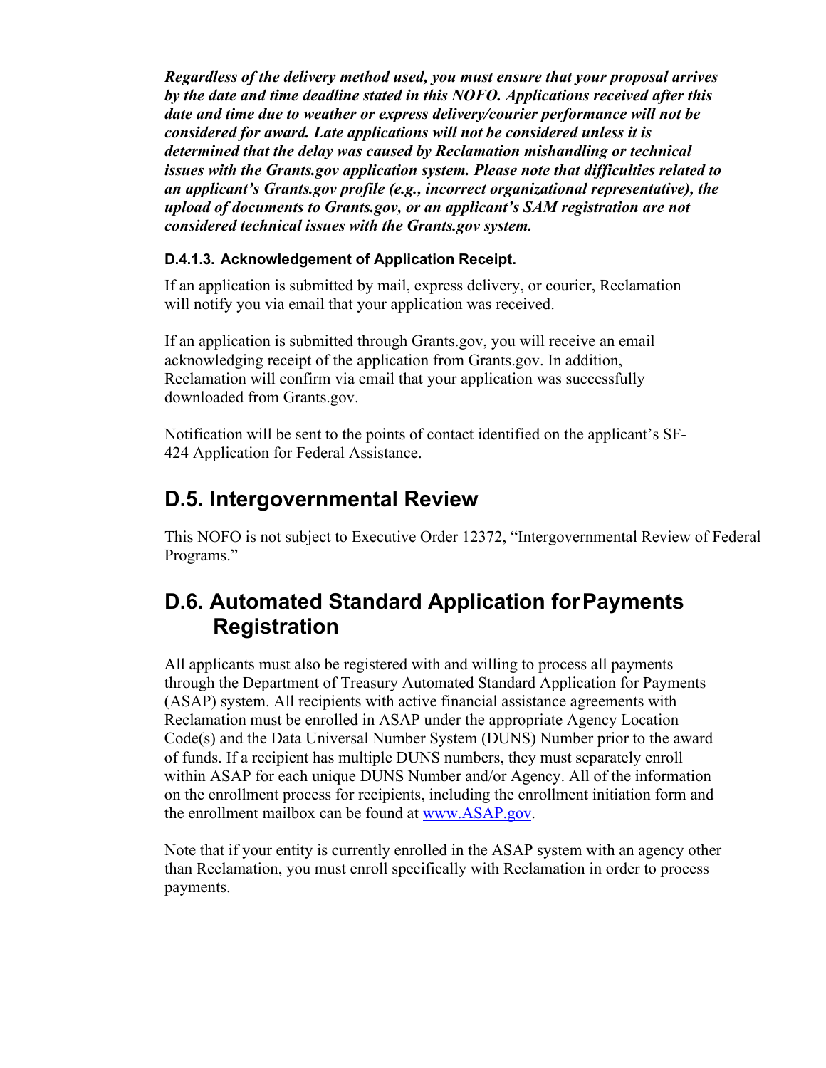***Regardless of the delivery method used, you must ensure that your proposal arrives by the date and time deadline stated in this NOFO. Applications received after this date and time due to weather or express delivery/courier performance will not be considered for award. Late applications will not be considered unless it is determined that the delay was caused by Reclamation mishandling or technical issues with the Grants.gov application system. Please note that difficulties related to an applicant's Grants.gov profile (e.g., incorrect organizational representative), the upload of documents to Grants.gov, or an applicant's SAM registration are not considered technical issues with the Grants.gov system.***

#### D.4.1.3. Acknowledgement of Application Receipt.

If an application is submitted by mail, express delivery, or courier, Reclamation will notify you via email that your application was received.

If an application is submitted through Grants.gov, you will receive an email acknowledging receipt of the application from Grants.gov. In addition, Reclamation will confirm via email that your application was successfully downloaded from Grants.gov.

Notification will be sent to the points of contact identified on the applicant's SF-424 Application for Federal Assistance.

## D.5. Intergovernmental Review

This NOFO is not subject to Executive Order 12372, "Intergovernmental Review of Federal Programs."

## D.6. Automated Standard Application for Payments Registration

All applicants must also be registered with and willing to process all payments through the Department of Treasury Automated Standard Application for Payments (ASAP) system. All recipients with active financial assistance agreements with Reclamation must be enrolled in ASAP under the appropriate Agency Location Code(s) and the Data Universal Number System (DUNS) Number prior to the award of funds. If a recipient has multiple DUNS numbers, they must separately enroll within ASAP for each unique DUNS Number and/or Agency. All of the information on the enrollment process for recipients, including the enrollment initiation form and the enrollment mailbox can be found at [www.ASAP.gov](http://www.ASAP.gov).

Note that if your entity is currently enrolled in the ASAP system with an agency other than Reclamation, you must enroll specifically with Reclamation in order to process payments.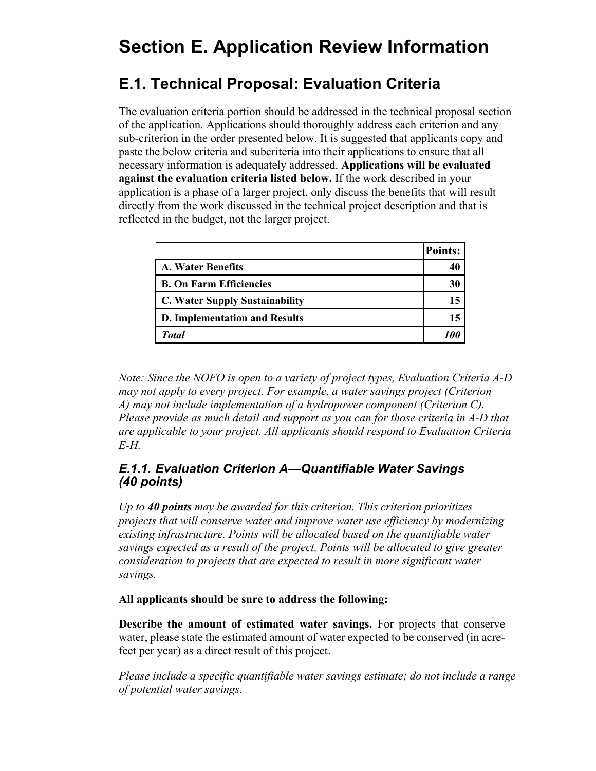# Section E. Application Review Information

## E.1. Technical Proposal: Evaluation Criteria

The evaluation criteria portion should be addressed in the technical proposal section of the application. Applications should thoroughly address each criterion and any sub-criterion in the order presented below. It is suggested that applicants copy and paste the below criteria and subcriteria into their applications to ensure that all necessary information is adequately addressed. **Applications will be evaluated against the evaluation criteria listed below.** If the work described in your application is a phase of a larger project, only discuss the benefits that will result directly from the work discussed in the technical project description and that is reflected in the budget, not the larger project.

| | **Points:** |
|---|---|
| **A. Water Benefits** | **40** |
| **B. On Farm Efficiencies** | **30** |
| **C. Water Supply Sustainability** | **15** |
| **D. Implementation and Results** | **15** |
| ***Total*** | ***100*** |

*Note: Since the NOFO is open to a variety of project types, Evaluation Criteria A-D may not apply to every project. For example, a water savings project (Criterion A) may not include implementation of a hydropower component (Criterion C). Please provide as much detail and support as you can for those criteria in A-D that are applicable to your project. All applicants should respond to Evaluation Criteria E-H.*

### *E.1.1. Evaluation Criterion A—Quantifiable Water Savings (40 points)*

*Up to **40 points** may be awarded for this criterion. This criterion prioritizes projects that will conserve water and improve water use efficiency by modernizing existing infrastructure. Points will be allocated based on the quantifiable water savings expected as a result of the project. Points will be allocated to give greater consideration to projects that are expected to result in more significant water savings.*

**All applicants should be sure to address the following:**

**Describe the amount of estimated water savings.** For projects that conserve water, please state the estimated amount of water expected to be conserved (in acre-feet per year) as a direct result of this project.

*Please include a specific quantifiable water savings estimate; do not include a range of potential water savings.*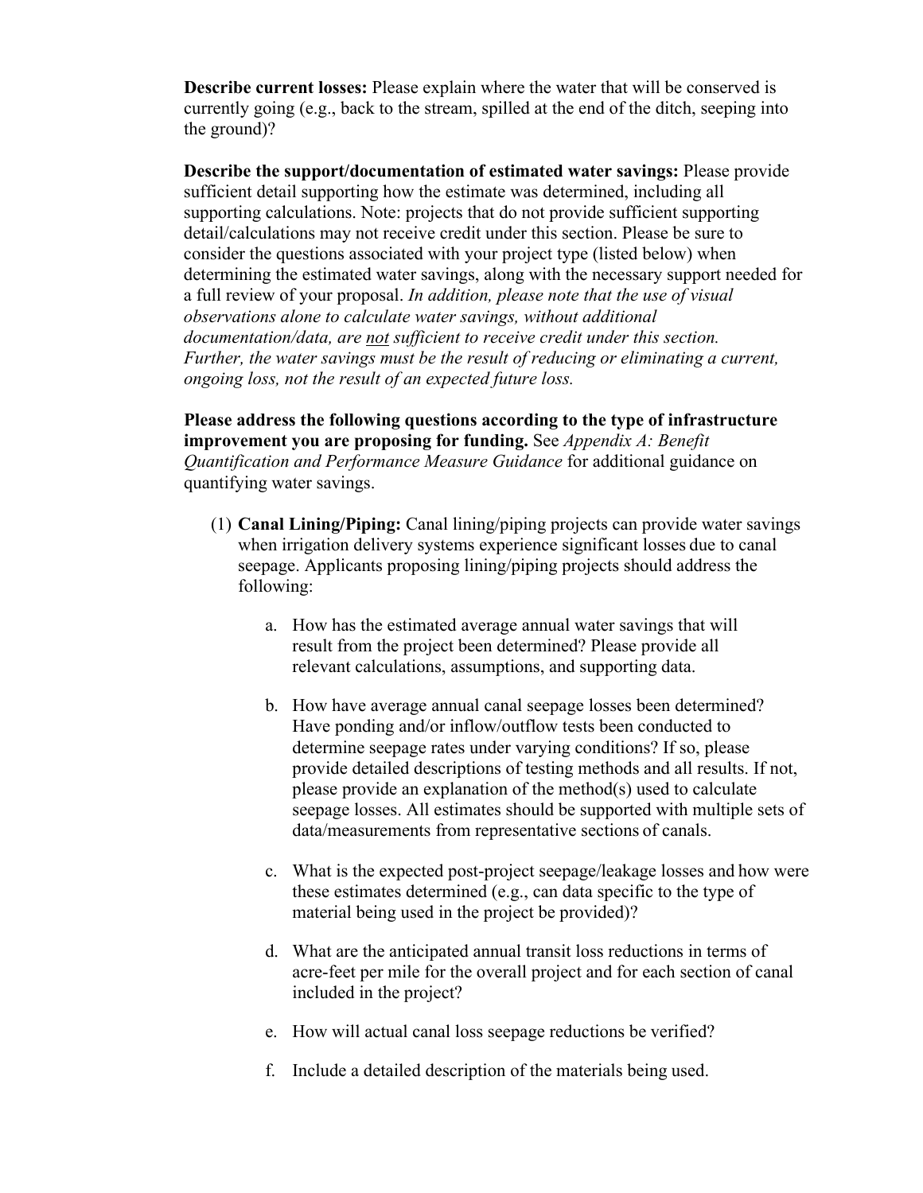**Describe current losses:** Please explain where the water that will be conserved is currently going (e.g., back to the stream, spilled at the end of the ditch, seeping into the ground)?

**Describe the support/documentation of estimated water savings:** Please provide sufficient detail supporting how the estimate was determined, including all supporting calculations. Note: projects that do not provide sufficient supporting detail/calculations may not receive credit under this section. Please be sure to consider the questions associated with your project type (listed below) when determining the estimated water savings, along with the necessary support needed for a full review of your proposal. *In addition, please note that the use of visual observations alone to calculate water savings, without additional documentation/data, are <u>not</u> sufficient to receive credit under this section. Further, the water savings must be the result of reducing or eliminating a current, ongoing loss, not the result of an expected future loss.*

**Please address the following questions according to the type of infrastructure improvement you are proposing for funding.** See *Appendix A: Benefit Quantification and Performance Measure Guidance* for additional guidance on quantifying water savings.

(1) **Canal Lining/Piping:** Canal lining/piping projects can provide water savings when irrigation delivery systems experience significant losses due to canal seepage. Applicants proposing lining/piping projects should address the following:

   a. How has the estimated average annual water savings that will result from the project been determined? Please provide all relevant calculations, assumptions, and supporting data.

   b. How have average annual canal seepage losses been determined? Have ponding and/or inflow/outflow tests been conducted to determine seepage rates under varying conditions? If so, please provide detailed descriptions of testing methods and all results. If not, please provide an explanation of the method(s) used to calculate seepage losses. All estimates should be supported with multiple sets of data/measurements from representative sections of canals.

   c. What is the expected post-project seepage/leakage losses and how were these estimates determined (e.g., can data specific to the type of material being used in the project be provided)?

   d. What are the anticipated annual transit loss reductions in terms of acre-feet per mile for the overall project and for each section of canal included in the project?

   e. How will actual canal loss seepage reductions be verified?

   f. Include a detailed description of the materials being used.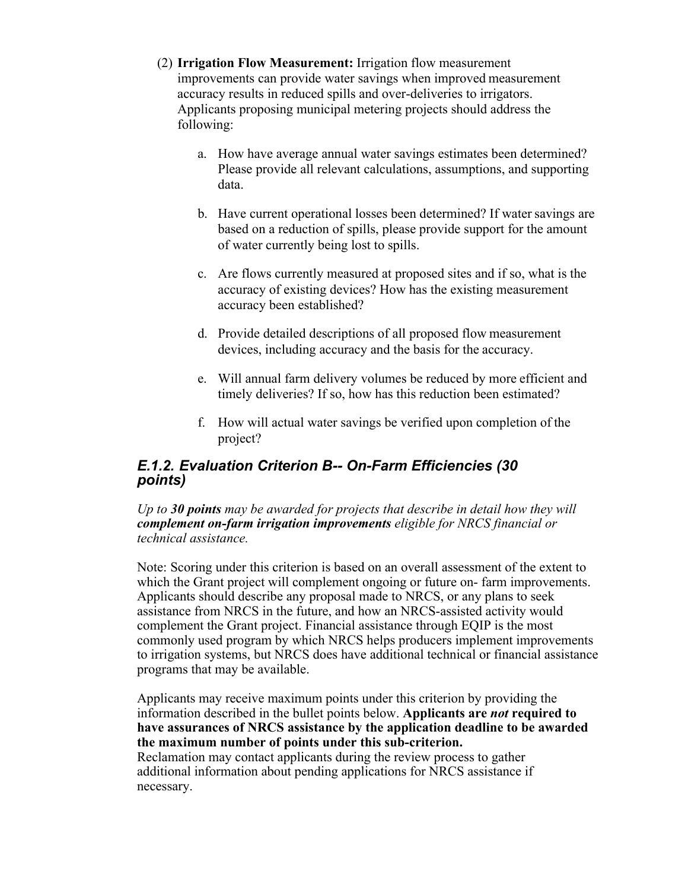(2) **Irrigation Flow Measurement:** Irrigation flow measurement improvements can provide water savings when improved measurement accuracy results in reduced spills and over-deliveries to irrigators. Applicants proposing municipal metering projects should address the following:

   a. How have average annual water savings estimates been determined? Please provide all relevant calculations, assumptions, and supporting data.

   b. Have current operational losses been determined? If water savings are based on a reduction of spills, please provide support for the amount of water currently being lost to spills.

   c. Are flows currently measured at proposed sites and if so, what is the accuracy of existing devices? How has the existing measurement accuracy been established?

   d. Provide detailed descriptions of all proposed flow measurement devices, including accuracy and the basis for the accuracy.

   e. Will annual farm delivery volumes be reduced by more efficient and timely deliveries? If so, how has this reduction been estimated?

   f. How will actual water savings be verified upon completion of the project?

### *E.1.2. Evaluation Criterion B-- On-Farm Efficiencies (30 points)*

*Up to **30 points** may be awarded for projects that describe in detail how they will **complement on-farm irrigation improvements** eligible for NRCS financial or technical assistance.*

Note: Scoring under this criterion is based on an overall assessment of the extent to which the Grant project will complement ongoing or future on- farm improvements. Applicants should describe any proposal made to NRCS, or any plans to seek assistance from NRCS in the future, and how an NRCS-assisted activity would complement the Grant project. Financial assistance through EQIP is the most commonly used program by which NRCS helps producers implement improvements to irrigation systems, but NRCS does have additional technical or financial assistance programs that may be available.

Applicants may receive maximum points under this criterion by providing the information described in the bullet points below. **Applicants are *not* required to have assurances of NRCS assistance by the application deadline to be awarded the maximum number of points under this sub-criterion.**
Reclamation may contact applicants during the review process to gather additional information about pending applications for NRCS assistance if necessary.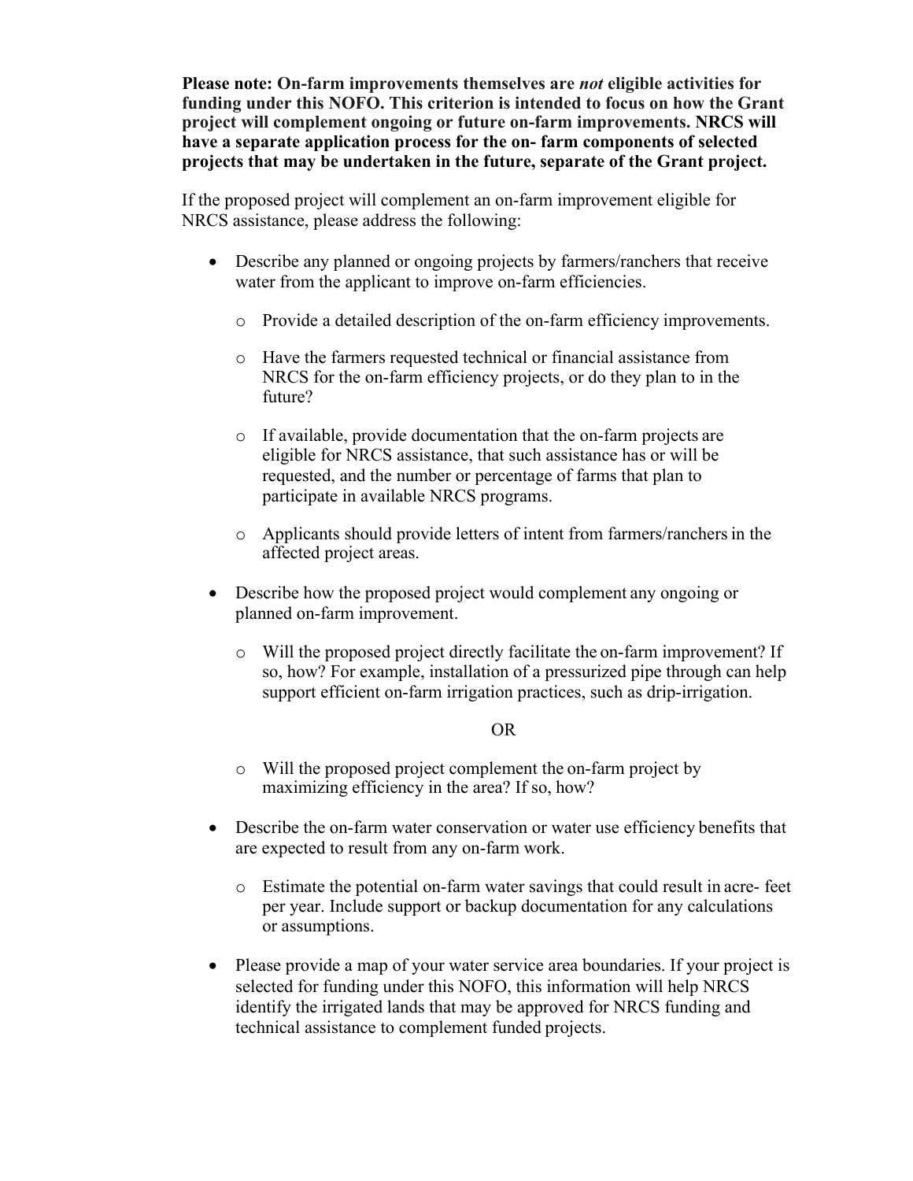**Please note: On-farm improvements themselves are *not* eligible activities for funding under this NOFO. This criterion is intended to focus on how the Grant project will complement ongoing or future on-farm improvements. NRCS will have a separate application process for the on- farm components of selected projects that may be undertaken in the future, separate of the Grant project.**

If the proposed project will complement an on-farm improvement eligible for NRCS assistance, please address the following:

- Describe any planned or ongoing projects by farmers/ranchers that receive water from the applicant to improve on-farm efficiencies.
    - Provide a detailed description of the on-farm efficiency improvements.
    - Have the farmers requested technical or financial assistance from NRCS for the on-farm efficiency projects, or do they plan to in the future?
    - If available, provide documentation that the on-farm projects are eligible for NRCS assistance, that such assistance has or will be requested, and the number or percentage of farms that plan to participate in available NRCS programs.
    - Applicants should provide letters of intent from farmers/ranchers in the affected project areas.
- Describe how the proposed project would complement any ongoing or planned on-farm improvement.
    - Will the proposed project directly facilitate the on-farm improvement? If so, how? For example, installation of a pressurized pipe through can help support efficient on-farm irrigation practices, such as drip-irrigation.

      OR

    - Will the proposed project complement the on-farm project by maximizing efficiency in the area? If so, how?
- Describe the on-farm water conservation or water use efficiency benefits that are expected to result from any on-farm work.
    - Estimate the potential on-farm water savings that could result in acre- feet per year. Include support or backup documentation for any calculations or assumptions.
- Please provide a map of your water service area boundaries. If your project is selected for funding under this NOFO, this information will help NRCS identify the irrigated lands that may be approved for NRCS funding and technical assistance to complement funded projects.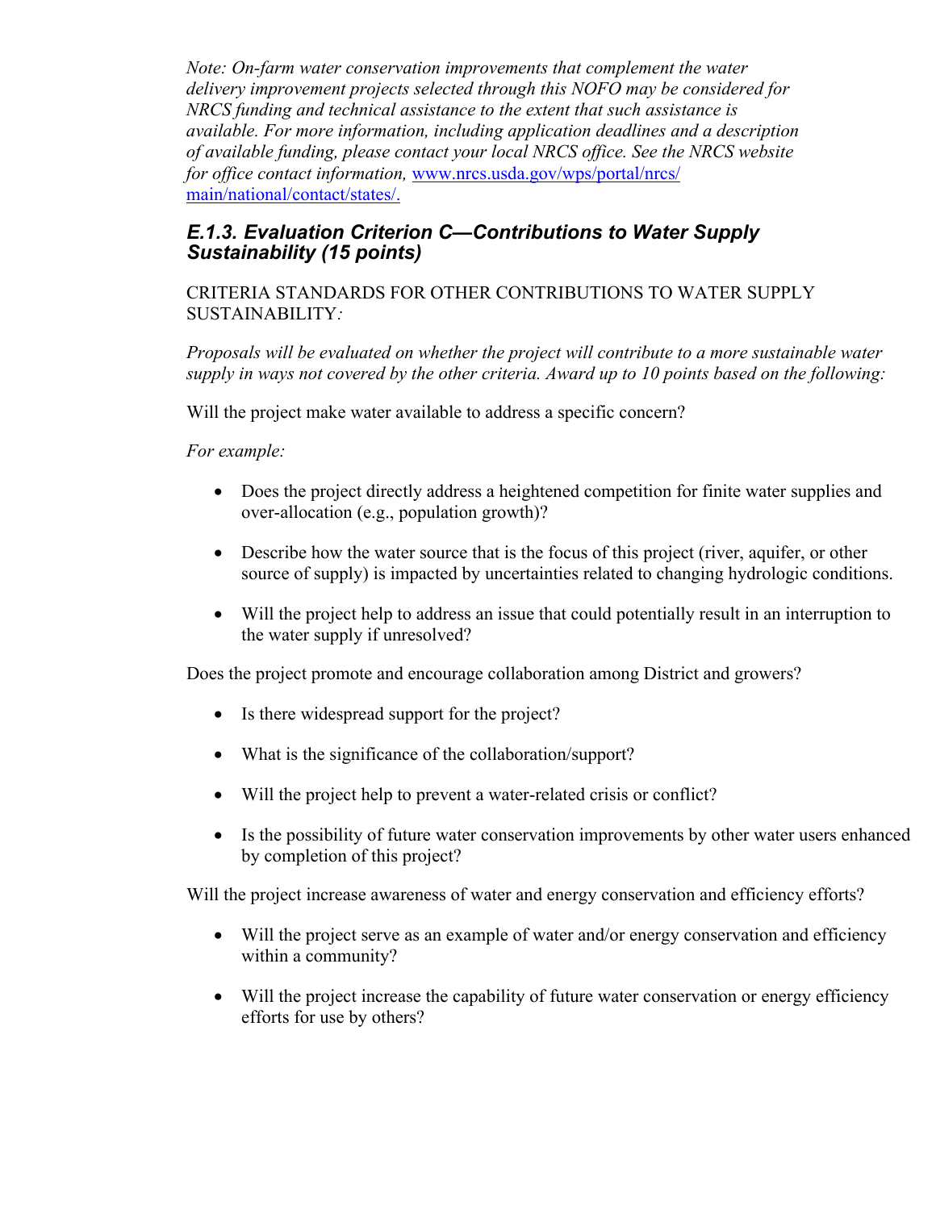*Note: On-farm water conservation improvements that complement the water delivery improvement projects selected through this NOFO may be considered for NRCS funding and technical assistance to the extent that such assistance is available. For more information, including application deadlines and a description of available funding, please contact your local NRCS office. See the NRCS website for office contact information,* [www.nrcs.usda.gov/wps/portal/nrcs/main/national/contact/states/.](www.nrcs.usda.gov/wps/portal/nrcs/main/national/contact/states/)

### *E.1.3. Evaluation Criterion C—Contributions to Water Supply Sustainability (15 points)*

CRITERIA STANDARDS FOR OTHER CONTRIBUTIONS TO WATER SUPPLY SUSTAINABILITY*:*

*Proposals will be evaluated on whether the project will contribute to a more sustainable water supply in ways not covered by the other criteria. Award up to 10 points based on the following:*

Will the project make water available to address a specific concern?

*For example:*

- Does the project directly address a heightened competition for finite water supplies and over-allocation (e.g., population growth)?
- Describe how the water source that is the focus of this project (river, aquifer, or other source of supply) is impacted by uncertainties related to changing hydrologic conditions.
- Will the project help to address an issue that could potentially result in an interruption to the water supply if unresolved?

Does the project promote and encourage collaboration among District and growers?

- Is there widespread support for the project?
- What is the significance of the collaboration/support?
- Will the project help to prevent a water-related crisis or conflict?
- Is the possibility of future water conservation improvements by other water users enhanced by completion of this project?

Will the project increase awareness of water and energy conservation and efficiency efforts?

- Will the project serve as an example of water and/or energy conservation and efficiency within a community?
- Will the project increase the capability of future water conservation or energy efficiency efforts for use by others?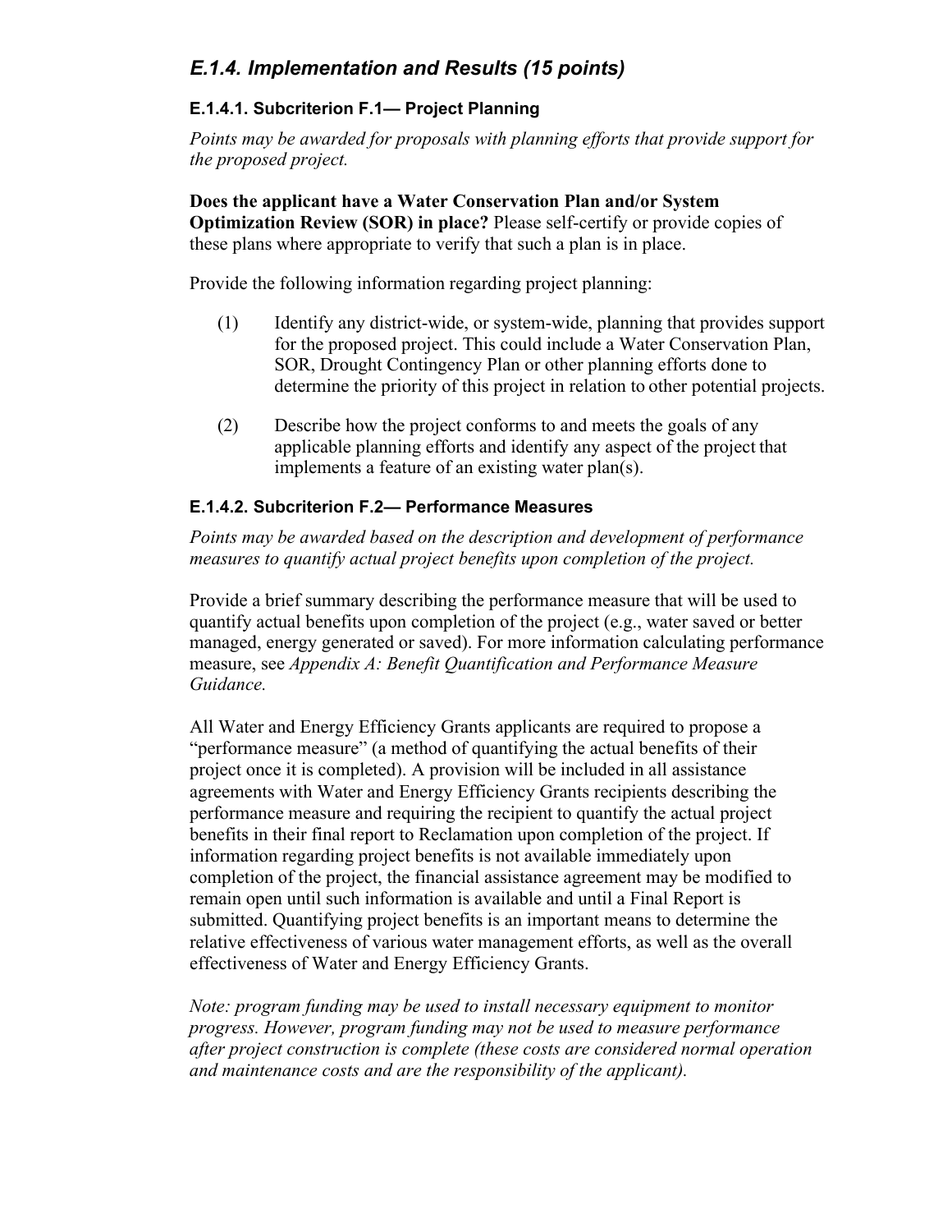### *E.1.4. Implementation and Results (15 points)*

#### E.1.4.1. Subcriterion F.1— Project Planning

*Points may be awarded for proposals with planning efforts that provide support for the proposed project.*

**Does the applicant have a Water Conservation Plan and/or System Optimization Review (SOR) in place?** Please self-certify or provide copies of these plans where appropriate to verify that such a plan is in place.

Provide the following information regarding project planning:

(1) Identify any district-wide, or system-wide, planning that provides support for the proposed project. This could include a Water Conservation Plan, SOR, Drought Contingency Plan or other planning efforts done to determine the priority of this project in relation to other potential projects.

(2) Describe how the project conforms to and meets the goals of any applicable planning efforts and identify any aspect of the project that implements a feature of an existing water plan(s).

#### E.1.4.2. Subcriterion F.2— Performance Measures

*Points may be awarded based on the description and development of performance measures to quantify actual project benefits upon completion of the project.*

Provide a brief summary describing the performance measure that will be used to quantify actual benefits upon completion of the project (e.g., water saved or better managed, energy generated or saved). For more information calculating performance measure, see *Appendix A: Benefit Quantification and Performance Measure Guidance.*

All Water and Energy Efficiency Grants applicants are required to propose a "performance measure" (a method of quantifying the actual benefits of their project once it is completed). A provision will be included in all assistance agreements with Water and Energy Efficiency Grants recipients describing the performance measure and requiring the recipient to quantify the actual project benefits in their final report to Reclamation upon completion of the project. If information regarding project benefits is not available immediately upon completion of the project, the financial assistance agreement may be modified to remain open until such information is available and until a Final Report is submitted. Quantifying project benefits is an important means to determine the relative effectiveness of various water management efforts, as well as the overall effectiveness of Water and Energy Efficiency Grants.

*Note: program funding may be used to install necessary equipment to monitor progress. However, program funding may not be used to measure performance after project construction is complete (these costs are considered normal operation and maintenance costs and are the responsibility of the applicant).*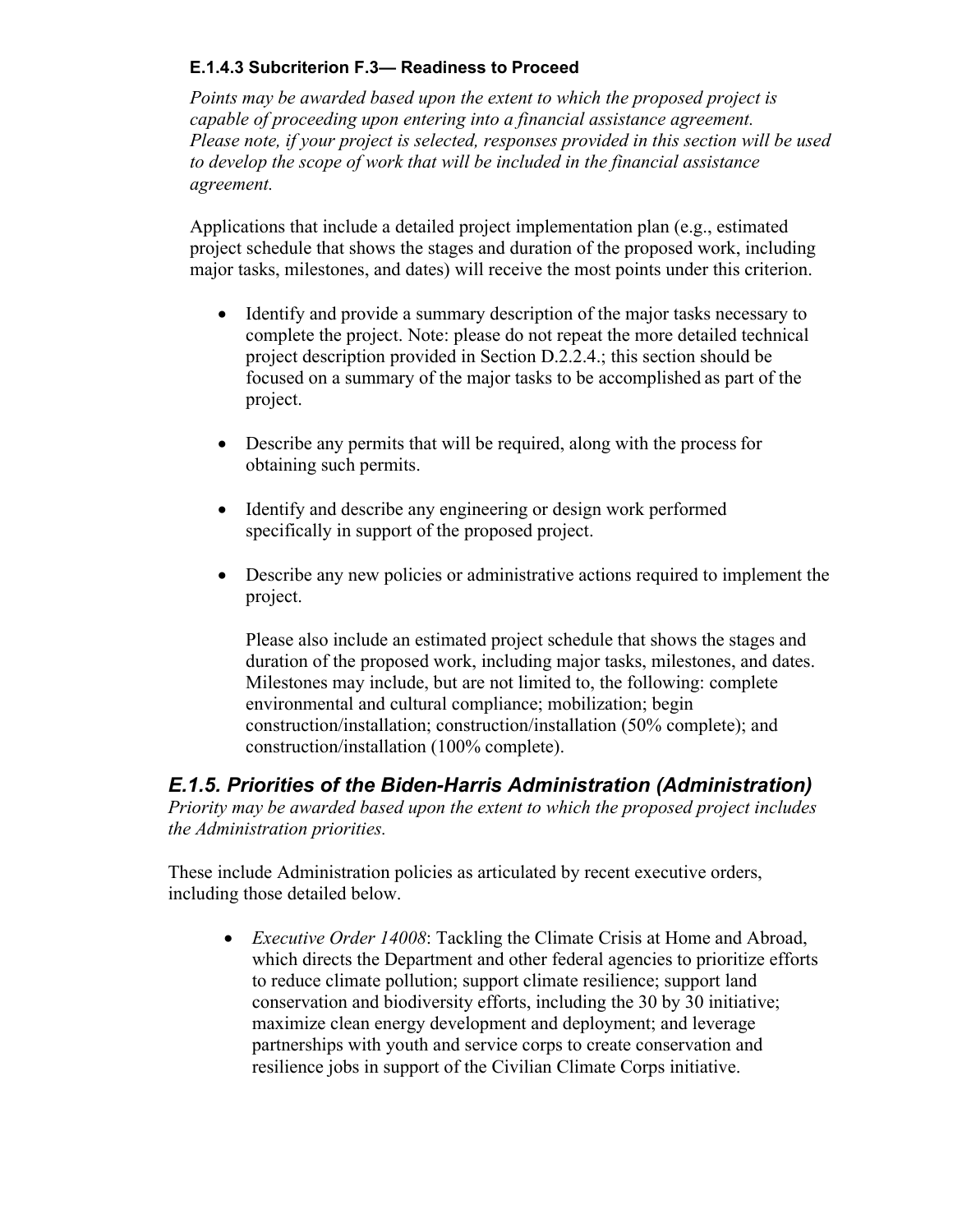#### E.1.4.3 Subcriterion F.3— Readiness to Proceed

*Points may be awarded based upon the extent to which the proposed project is capable of proceeding upon entering into a financial assistance agreement. Please note, if your project is selected, responses provided in this section will be used to develop the scope of work that will be included in the financial assistance agreement.*

Applications that include a detailed project implementation plan (e.g., estimated project schedule that shows the stages and duration of the proposed work, including major tasks, milestones, and dates) will receive the most points under this criterion.

- Identify and provide a summary description of the major tasks necessary to complete the project. Note: please do not repeat the more detailed technical project description provided in Section D.2.2.4.; this section should be focused on a summary of the major tasks to be accomplished as part of the project.
- Describe any permits that will be required, along with the process for obtaining such permits.
- Identify and describe any engineering or design work performed specifically in support of the proposed project.
- Describe any new policies or administrative actions required to implement the project.

  Please also include an estimated project schedule that shows the stages and duration of the proposed work, including major tasks, milestones, and dates. Milestones may include, but are not limited to, the following: complete environmental and cultural compliance; mobilization; begin construction/installation; construction/installation (50% complete); and construction/installation (100% complete).

### *E.1.5. Priorities of the Biden-Harris Administration (Administration)*

*Priority may be awarded based upon the extent to which the proposed project includes the Administration priorities.*

These include Administration policies as articulated by recent executive orders, including those detailed below.

- *Executive Order 14008*: Tackling the Climate Crisis at Home and Abroad, which directs the Department and other federal agencies to prioritize efforts to reduce climate pollution; support climate resilience; support land conservation and biodiversity efforts, including the 30 by 30 initiative; maximize clean energy development and deployment; and leverage partnerships with youth and service corps to create conservation and resilience jobs in support of the Civilian Climate Corps initiative.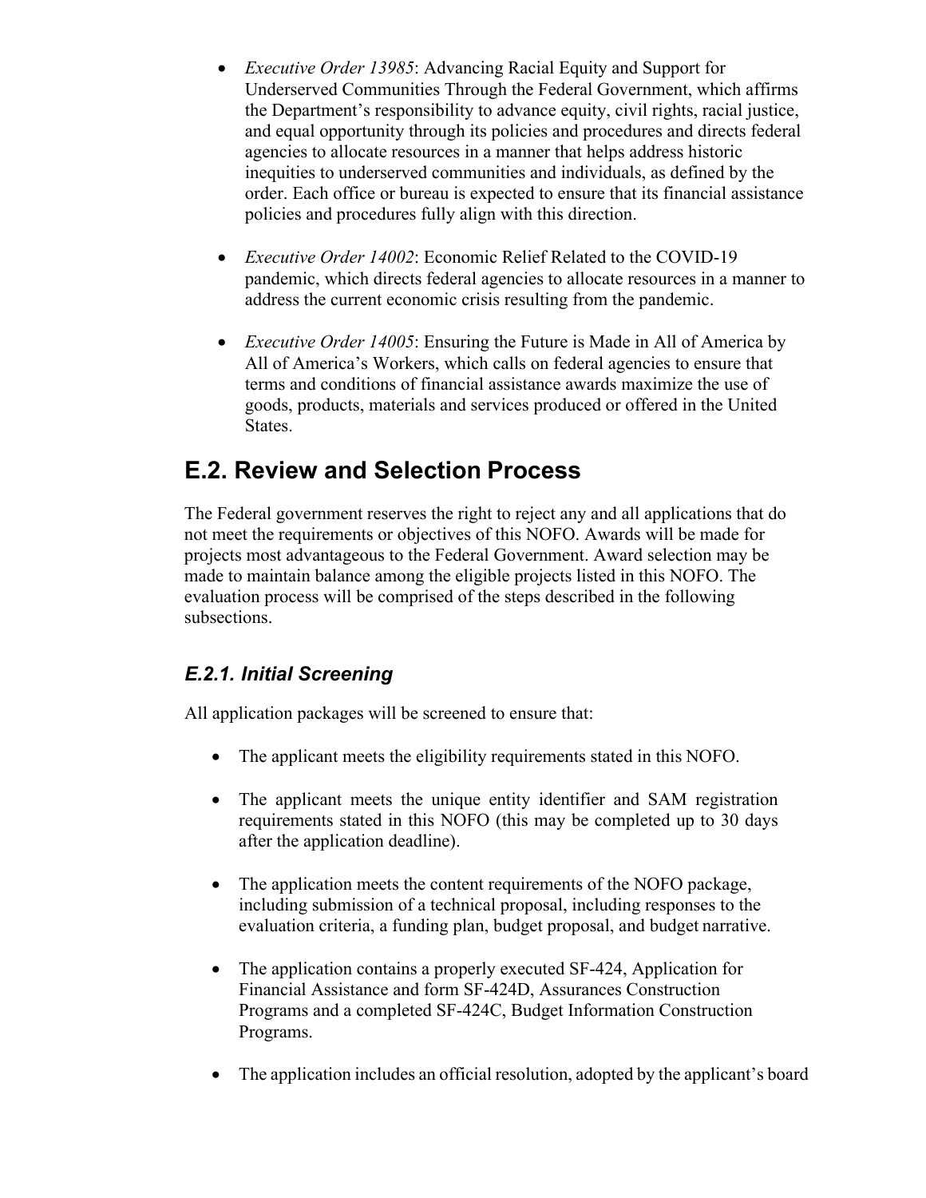- *Executive Order 13985*: Advancing Racial Equity and Support for Underserved Communities Through the Federal Government, which affirms the Department's responsibility to advance equity, civil rights, racial justice, and equal opportunity through its policies and procedures and directs federal agencies to allocate resources in a manner that helps address historic inequities to underserved communities and individuals, as defined by the order. Each office or bureau is expected to ensure that its financial assistance policies and procedures fully align with this direction.

- *Executive Order 14002*: Economic Relief Related to the COVID-19 pandemic, which directs federal agencies to allocate resources in a manner to address the current economic crisis resulting from the pandemic.

- *Executive Order 14005*: Ensuring the Future is Made in All of America by All of America's Workers, which calls on federal agencies to ensure that terms and conditions of financial assistance awards maximize the use of goods, products, materials and services produced or offered in the United States.

## E.2. Review and Selection Process

The Federal government reserves the right to reject any and all applications that do not meet the requirements or objectives of this NOFO. Awards will be made for projects most advantageous to the Federal Government. Award selection may be made to maintain balance among the eligible projects listed in this NOFO. The evaluation process will be comprised of the steps described in the following subsections.

### *E.2.1. Initial Screening*

All application packages will be screened to ensure that:

- The applicant meets the eligibility requirements stated in this NOFO.

- The applicant meets the unique entity identifier and SAM registration requirements stated in this NOFO (this may be completed up to 30 days after the application deadline).

- The application meets the content requirements of the NOFO package, including submission of a technical proposal, including responses to the evaluation criteria, a funding plan, budget proposal, and budget narrative.

- The application contains a properly executed SF-424, Application for Financial Assistance and form SF-424D, Assurances Construction Programs and a completed SF-424C, Budget Information Construction Programs.

- The application includes an official resolution, adopted by the applicant's board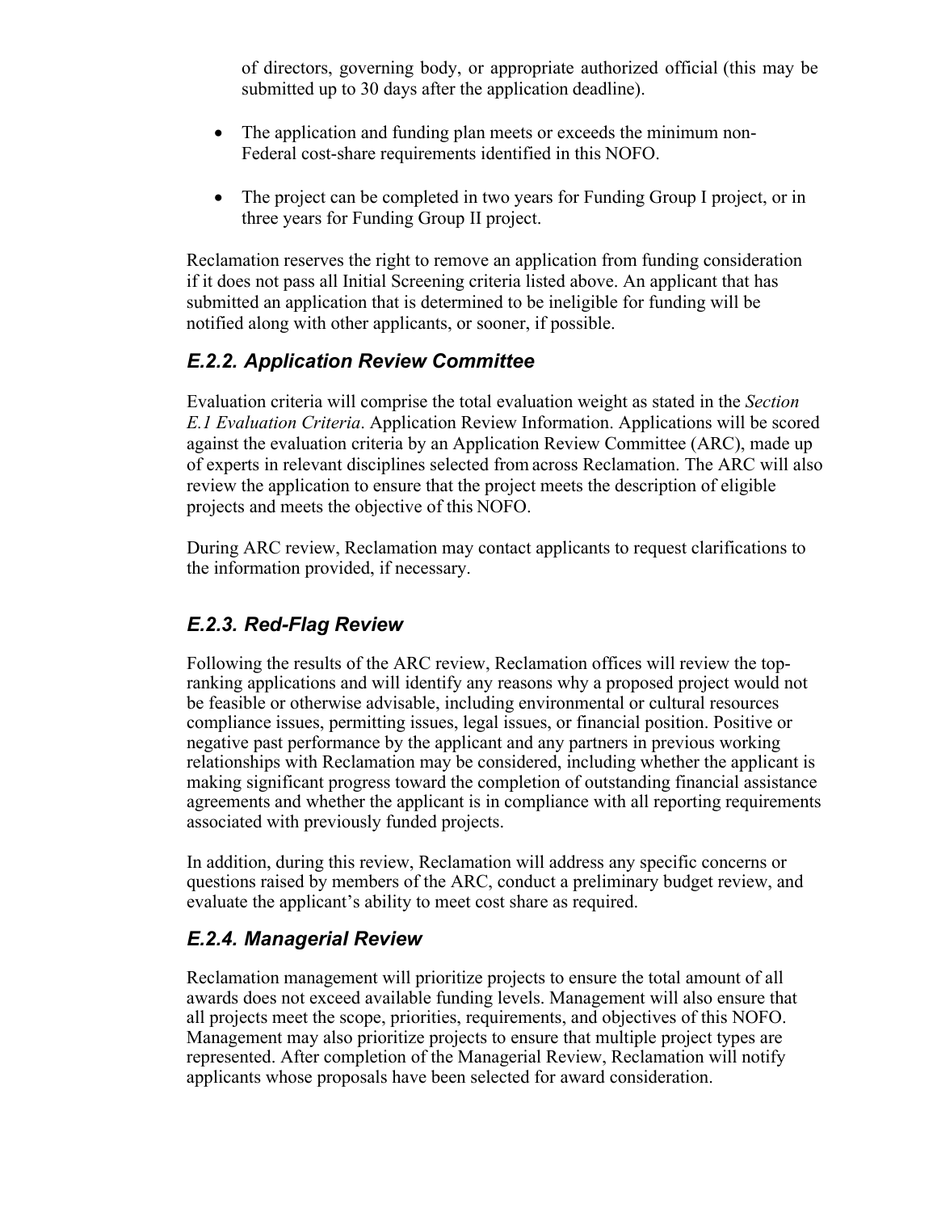of directors, governing body, or appropriate authorized official (this may be submitted up to 30 days after the application deadline).

- The application and funding plan meets or exceeds the minimum non-Federal cost-share requirements identified in this NOFO.
- The project can be completed in two years for Funding Group I project, or in three years for Funding Group II project.

Reclamation reserves the right to remove an application from funding consideration if it does not pass all Initial Screening criteria listed above. An applicant that has submitted an application that is determined to be ineligible for funding will be notified along with other applicants, or sooner, if possible.

### *E.2.2. Application Review Committee*

Evaluation criteria will comprise the total evaluation weight as stated in the *Section E.1 Evaluation Criteria*. Application Review Information. Applications will be scored against the evaluation criteria by an Application Review Committee (ARC), made up of experts in relevant disciplines selected from across Reclamation. The ARC will also review the application to ensure that the project meets the description of eligible projects and meets the objective of this NOFO.

During ARC review, Reclamation may contact applicants to request clarifications to the information provided, if necessary.

### *E.2.3. Red-Flag Review*

Following the results of the ARC review, Reclamation offices will review the top-ranking applications and will identify any reasons why a proposed project would not be feasible or otherwise advisable, including environmental or cultural resources compliance issues, permitting issues, legal issues, or financial position. Positive or negative past performance by the applicant and any partners in previous working relationships with Reclamation may be considered, including whether the applicant is making significant progress toward the completion of outstanding financial assistance agreements and whether the applicant is in compliance with all reporting requirements associated with previously funded projects.

In addition, during this review, Reclamation will address any specific concerns or questions raised by members of the ARC, conduct a preliminary budget review, and evaluate the applicant's ability to meet cost share as required.

### *E.2.4. Managerial Review*

Reclamation management will prioritize projects to ensure the total amount of all awards does not exceed available funding levels. Management will also ensure that all projects meet the scope, priorities, requirements, and objectives of this NOFO. Management may also prioritize projects to ensure that multiple project types are represented. After completion of the Managerial Review, Reclamation will notify applicants whose proposals have been selected for award consideration.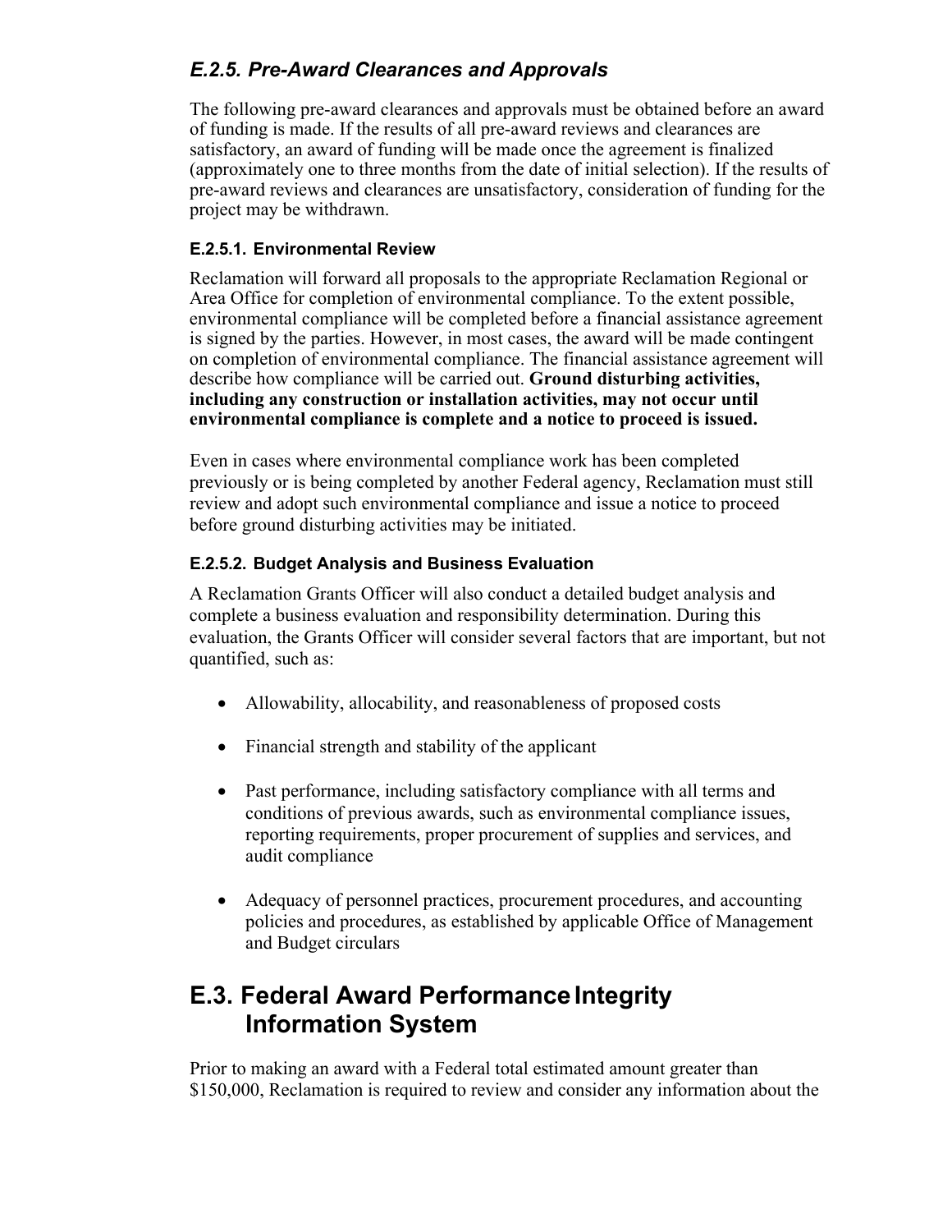### *E.2.5. Pre-Award Clearances and Approvals*

The following pre-award clearances and approvals must be obtained before an award of funding is made. If the results of all pre-award reviews and clearances are satisfactory, an award of funding will be made once the agreement is finalized (approximately one to three months from the date of initial selection). If the results of pre-award reviews and clearances are unsatisfactory, consideration of funding for the project may be withdrawn.

#### E.2.5.1. Environmental Review

Reclamation will forward all proposals to the appropriate Reclamation Regional or Area Office for completion of environmental compliance. To the extent possible, environmental compliance will be completed before a financial assistance agreement is signed by the parties. However, in most cases, the award will be made contingent on completion of environmental compliance. The financial assistance agreement will describe how compliance will be carried out. **Ground disturbing activities, including any construction or installation activities, may not occur until environmental compliance is complete and a notice to proceed is issued.**

Even in cases where environmental compliance work has been completed previously or is being completed by another Federal agency, Reclamation must still review and adopt such environmental compliance and issue a notice to proceed before ground disturbing activities may be initiated.

#### E.2.5.2. Budget Analysis and Business Evaluation

A Reclamation Grants Officer will also conduct a detailed budget analysis and complete a business evaluation and responsibility determination. During this evaluation, the Grants Officer will consider several factors that are important, but not quantified, such as:

- Allowability, allocability, and reasonableness of proposed costs
- Financial strength and stability of the applicant
- Past performance, including satisfactory compliance with all terms and conditions of previous awards, such as environmental compliance issues, reporting requirements, proper procurement of supplies and services, and audit compliance
- Adequacy of personnel practices, procurement procedures, and accounting policies and procedures, as established by applicable Office of Management and Budget circulars

## E.3. Federal Award Performance Integrity Information System

Prior to making an award with a Federal total estimated amount greater than $150,000, Reclamation is required to review and consider any information about the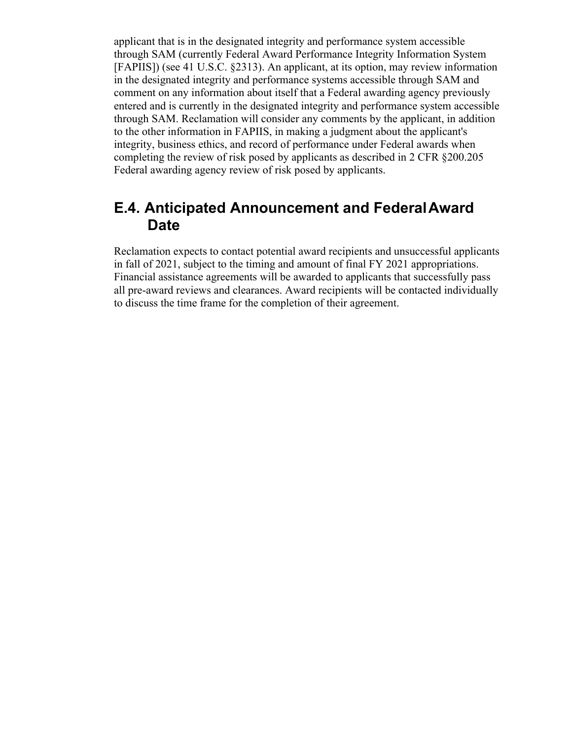applicant that is in the designated integrity and performance system accessible through SAM (currently Federal Award Performance Integrity Information System [FAPIIS]) (see 41 U.S.C. §2313). An applicant, at its option, may review information in the designated integrity and performance systems accessible through SAM and comment on any information about itself that a Federal awarding agency previously entered and is currently in the designated integrity and performance system accessible through SAM. Reclamation will consider any comments by the applicant, in addition to the other information in FAPIIS, in making a judgment about the applicant's integrity, business ethics, and record of performance under Federal awards when completing the review of risk posed by applicants as described in 2 CFR §200.205 Federal awarding agency review of risk posed by applicants.

## E.4. Anticipated Announcement and Federal Award Date

Reclamation expects to contact potential award recipients and unsuccessful applicants in fall of 2021, subject to the timing and amount of final FY 2021 appropriations. Financial assistance agreements will be awarded to applicants that successfully pass all pre-award reviews and clearances. Award recipients will be contacted individually to discuss the time frame for the completion of their agreement.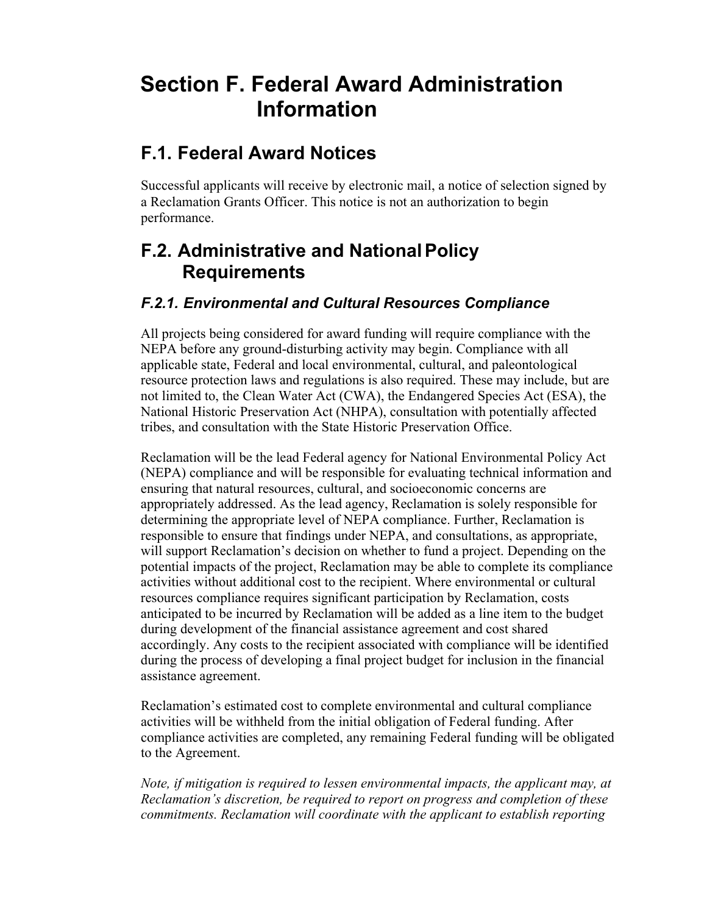# Section F. Federal Award Administration Information

## F.1. Federal Award Notices

Successful applicants will receive by electronic mail, a notice of selection signed by a Reclamation Grants Officer. This notice is not an authorization to begin performance.

## F.2. Administrative and National Policy Requirements

### *F.2.1. Environmental and Cultural Resources Compliance*

All projects being considered for award funding will require compliance with the NEPA before any ground-disturbing activity may begin. Compliance with all applicable state, Federal and local environmental, cultural, and paleontological resource protection laws and regulations is also required. These may include, but are not limited to, the Clean Water Act (CWA), the Endangered Species Act (ESA), the National Historic Preservation Act (NHPA), consultation with potentially affected tribes, and consultation with the State Historic Preservation Office.

Reclamation will be the lead Federal agency for National Environmental Policy Act (NEPA) compliance and will be responsible for evaluating technical information and ensuring that natural resources, cultural, and socioeconomic concerns are appropriately addressed. As the lead agency, Reclamation is solely responsible for determining the appropriate level of NEPA compliance. Further, Reclamation is responsible to ensure that findings under NEPA, and consultations, as appropriate, will support Reclamation's decision on whether to fund a project. Depending on the potential impacts of the project, Reclamation may be able to complete its compliance activities without additional cost to the recipient. Where environmental or cultural resources compliance requires significant participation by Reclamation, costs anticipated to be incurred by Reclamation will be added as a line item to the budget during development of the financial assistance agreement and cost shared accordingly. Any costs to the recipient associated with compliance will be identified during the process of developing a final project budget for inclusion in the financial assistance agreement.

Reclamation's estimated cost to complete environmental and cultural compliance activities will be withheld from the initial obligation of Federal funding. After compliance activities are completed, any remaining Federal funding will be obligated to the Agreement.

*Note, if mitigation is required to lessen environmental impacts, the applicant may, at Reclamation's discretion, be required to report on progress and completion of these commitments. Reclamation will coordinate with the applicant to establish reporting*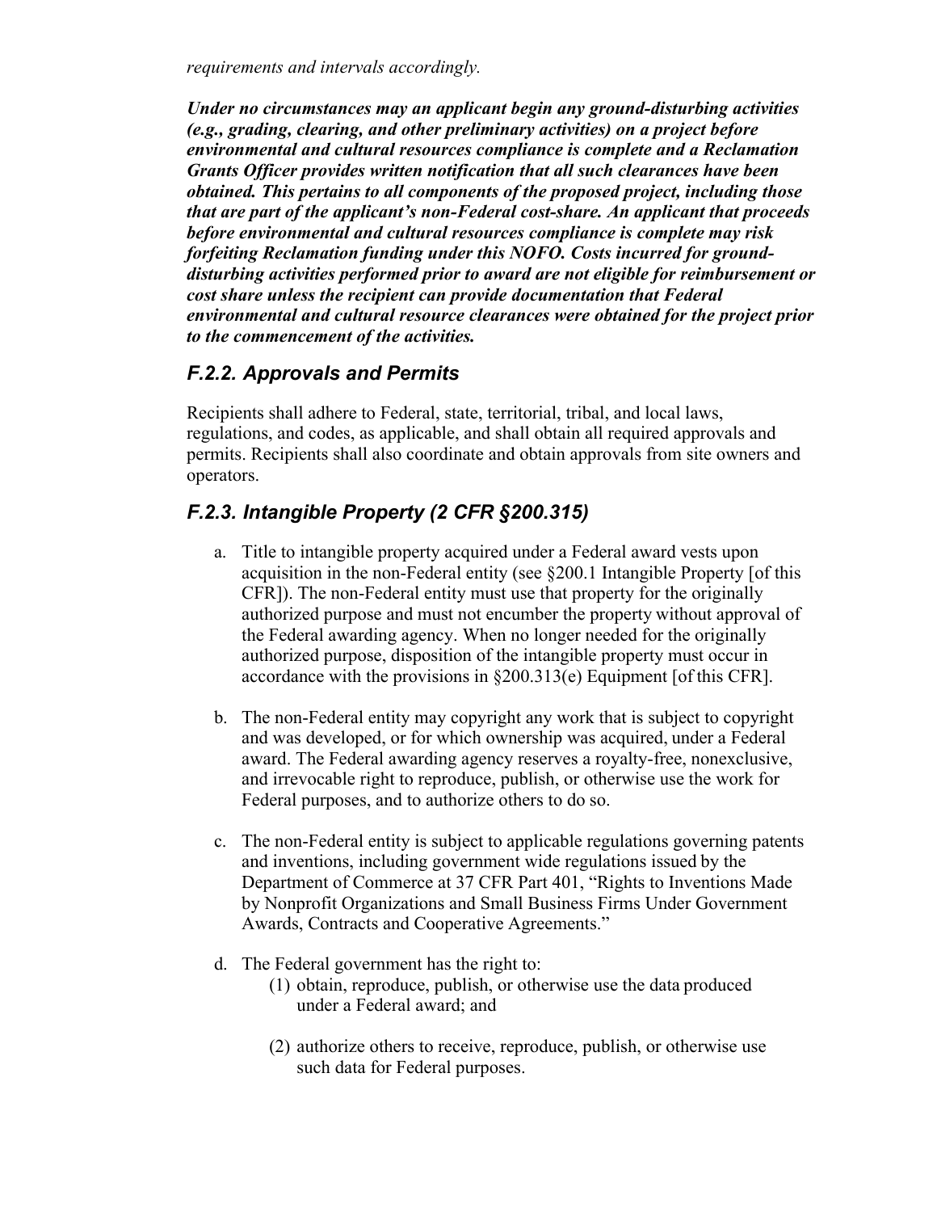*requirements and intervals accordingly.*

***Under no circumstances may an applicant begin any ground-disturbing activities (e.g., grading, clearing, and other preliminary activities) on a project before environmental and cultural resources compliance is complete and a Reclamation Grants Officer provides written notification that all such clearances have been obtained. This pertains to all components of the proposed project, including those that are part of the applicant's non-Federal cost-share. An applicant that proceeds before environmental and cultural resources compliance is complete may risk forfeiting Reclamation funding under this NOFO. Costs incurred for ground-disturbing activities performed prior to award are not eligible for reimbursement or cost share unless the recipient can provide documentation that Federal environmental and cultural resource clearances were obtained for the project prior to the commencement of the activities.***

### *F.2.2. Approvals and Permits*

Recipients shall adhere to Federal, state, territorial, tribal, and local laws, regulations, and codes, as applicable, and shall obtain all required approvals and permits. Recipients shall also coordinate and obtain approvals from site owners and operators.

### *F.2.3. Intangible Property (2 CFR §200.315)*

a. Title to intangible property acquired under a Federal award vests upon acquisition in the non-Federal entity (see §200.1 Intangible Property [of this CFR]). The non-Federal entity must use that property for the originally authorized purpose and must not encumber the property without approval of the Federal awarding agency. When no longer needed for the originally authorized purpose, disposition of the intangible property must occur in accordance with the provisions in §200.313(e) Equipment [of this CFR].

b. The non-Federal entity may copyright any work that is subject to copyright and was developed, or for which ownership was acquired, under a Federal award. The Federal awarding agency reserves a royalty-free, nonexclusive, and irrevocable right to reproduce, publish, or otherwise use the work for Federal purposes, and to authorize others to do so.

c. The non-Federal entity is subject to applicable regulations governing patents and inventions, including government wide regulations issued by the Department of Commerce at 37 CFR Part 401, "Rights to Inventions Made by Nonprofit Organizations and Small Business Firms Under Government Awards, Contracts and Cooperative Agreements."

d. The Federal government has the right to:
   (1) obtain, reproduce, publish, or otherwise use the data produced under a Federal award; and

   (2) authorize others to receive, reproduce, publish, or otherwise use such data for Federal purposes.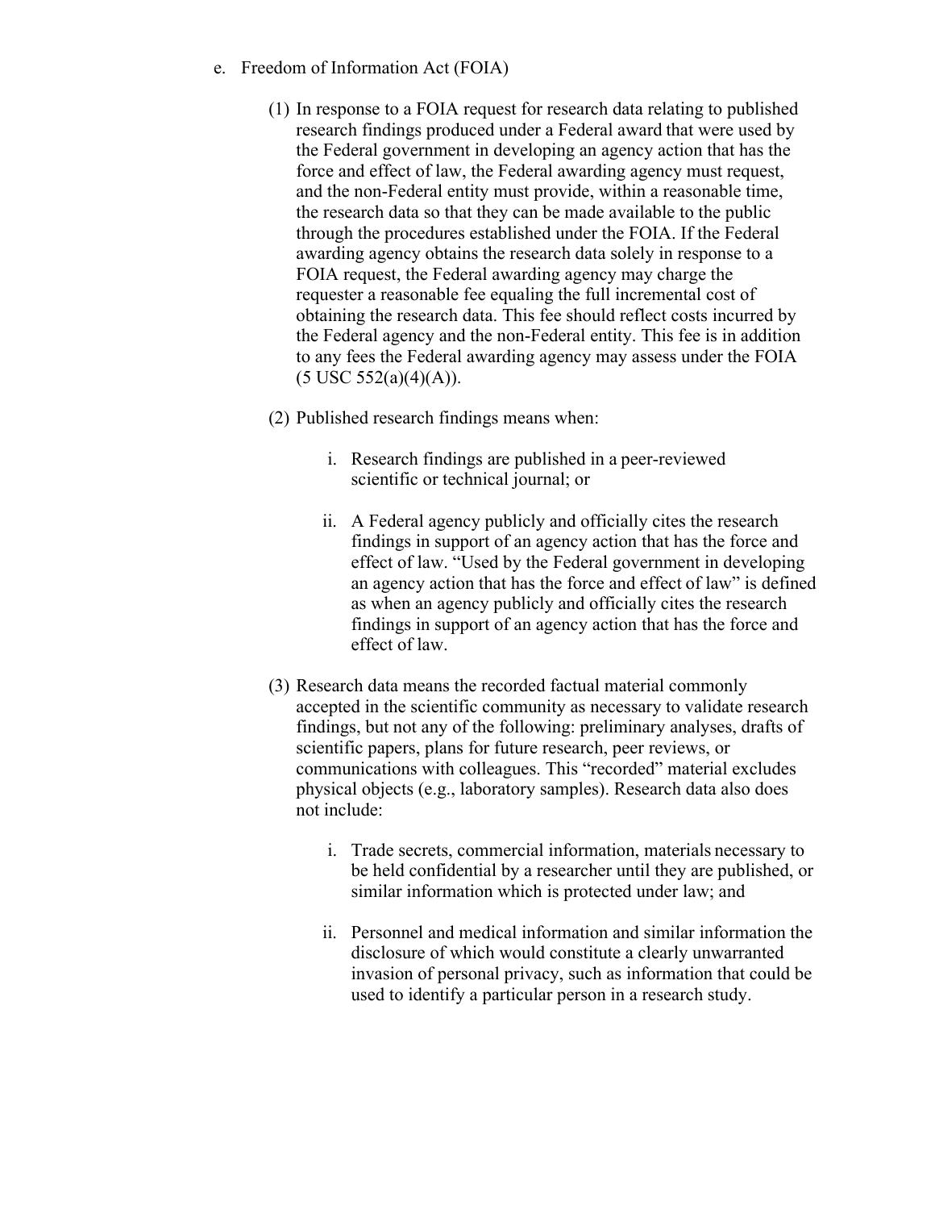e. Freedom of Information Act (FOIA)

(1) In response to a FOIA request for research data relating to published research findings produced under a Federal award that were used by the Federal government in developing an agency action that has the force and effect of law, the Federal awarding agency must request, and the non-Federal entity must provide, within a reasonable time, the research data so that they can be made available to the public through the procedures established under the FOIA. If the Federal awarding agency obtains the research data solely in response to a FOIA request, the Federal awarding agency may charge the requester a reasonable fee equaling the full incremental cost of obtaining the research data. This fee should reflect costs incurred by the Federal agency and the non-Federal entity. This fee is in addition to any fees the Federal awarding agency may assess under the FOIA (5 USC 552(a)(4)(A)).

(2) Published research findings means when:

i. Research findings are published in a peer-reviewed scientific or technical journal; or

ii. A Federal agency publicly and officially cites the research findings in support of an agency action that has the force and effect of law. "Used by the Federal government in developing an agency action that has the force and effect of law" is defined as when an agency publicly and officially cites the research findings in support of an agency action that has the force and effect of law.

(3) Research data means the recorded factual material commonly accepted in the scientific community as necessary to validate research findings, but not any of the following: preliminary analyses, drafts of scientific papers, plans for future research, peer reviews, or communications with colleagues. This "recorded" material excludes physical objects (e.g., laboratory samples). Research data also does not include:

i. Trade secrets, commercial information, materials necessary to be held confidential by a researcher until they are published, or similar information which is protected under law; and

ii. Personnel and medical information and similar information the disclosure of which would constitute a clearly unwarranted invasion of personal privacy, such as information that could be used to identify a particular person in a research study.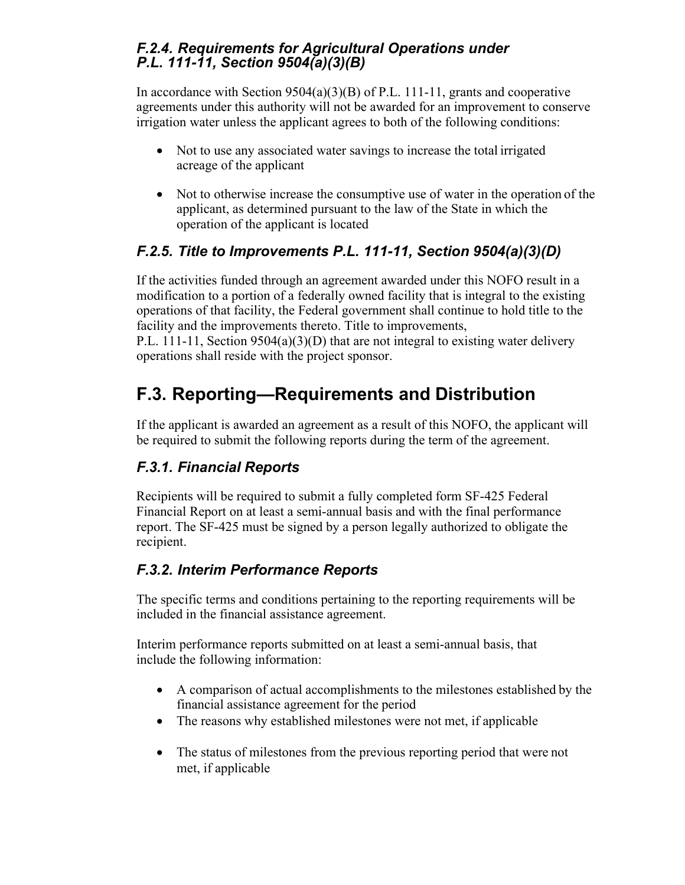### *F.2.4. Requirements for Agricultural Operations under P.L. 111-11, Section 9504(a)(3)(B)*

In accordance with Section 9504(a)(3)(B) of P.L. 111-11, grants and cooperative agreements under this authority will not be awarded for an improvement to conserve irrigation water unless the applicant agrees to both of the following conditions:

- Not to use any associated water savings to increase the total irrigated acreage of the applicant
- Not to otherwise increase the consumptive use of water in the operation of the applicant, as determined pursuant to the law of the State in which the operation of the applicant is located

### *F.2.5. Title to Improvements P.L. 111-11, Section 9504(a)(3)(D)*

If the activities funded through an agreement awarded under this NOFO result in a modification to a portion of a federally owned facility that is integral to the existing operations of that facility, the Federal government shall continue to hold title to the facility and the improvements thereto. Title to improvements, P.L. 111-11, Section 9504(a)(3)(D) that are not integral to existing water delivery operations shall reside with the project sponsor.

## F.3. Reporting—Requirements and Distribution

If the applicant is awarded an agreement as a result of this NOFO, the applicant will be required to submit the following reports during the term of the agreement.

### *F.3.1. Financial Reports*

Recipients will be required to submit a fully completed form SF-425 Federal Financial Report on at least a semi-annual basis and with the final performance report. The SF-425 must be signed by a person legally authorized to obligate the recipient.

### *F.3.2. Interim Performance Reports*

The specific terms and conditions pertaining to the reporting requirements will be included in the financial assistance agreement.

Interim performance reports submitted on at least a semi-annual basis, that include the following information:

- A comparison of actual accomplishments to the milestones established by the financial assistance agreement for the period
- The reasons why established milestones were not met, if applicable
- The status of milestones from the previous reporting period that were not met, if applicable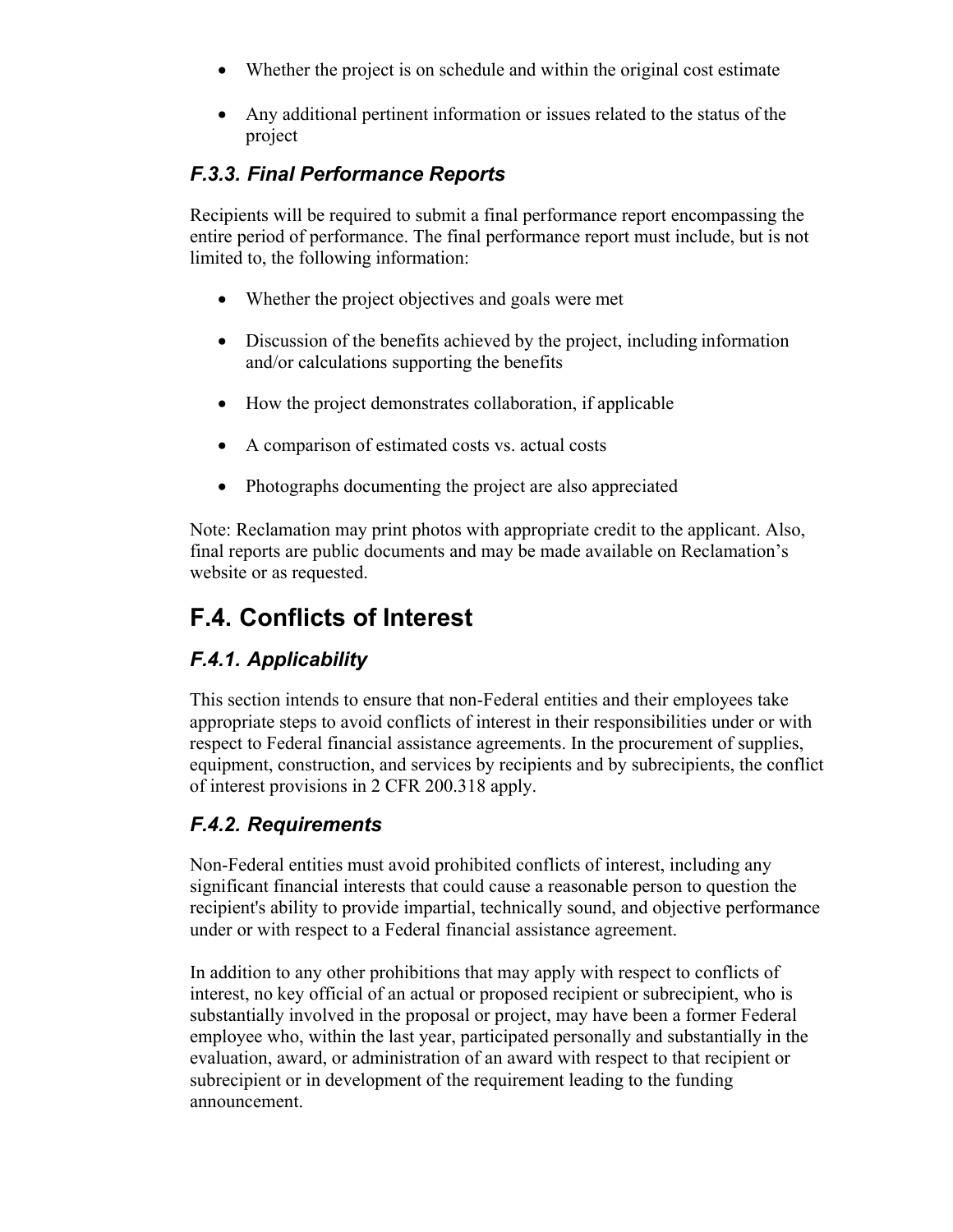- Whether the project is on schedule and within the original cost estimate
- Any additional pertinent information or issues related to the status of the project

### *F.3.3. Final Performance Reports*

Recipients will be required to submit a final performance report encompassing the entire period of performance. The final performance report must include, but is not limited to, the following information:

- Whether the project objectives and goals were met
- Discussion of the benefits achieved by the project, including information and/or calculations supporting the benefits
- How the project demonstrates collaboration, if applicable
- A comparison of estimated costs vs. actual costs
- Photographs documenting the project are also appreciated

Note: Reclamation may print photos with appropriate credit to the applicant. Also, final reports are public documents and may be made available on Reclamation's website or as requested.

## F.4. Conflicts of Interest

### *F.4.1. Applicability*

This section intends to ensure that non-Federal entities and their employees take appropriate steps to avoid conflicts of interest in their responsibilities under or with respect to Federal financial assistance agreements. In the procurement of supplies, equipment, construction, and services by recipients and by subrecipients, the conflict of interest provisions in 2 CFR 200.318 apply.

### *F.4.2. Requirements*

Non-Federal entities must avoid prohibited conflicts of interest, including any significant financial interests that could cause a reasonable person to question the recipient's ability to provide impartial, technically sound, and objective performance under or with respect to a Federal financial assistance agreement.

In addition to any other prohibitions that may apply with respect to conflicts of interest, no key official of an actual or proposed recipient or subrecipient, who is substantially involved in the proposal or project, may have been a former Federal employee who, within the last year, participated personally and substantially in the evaluation, award, or administration of an award with respect to that recipient or subrecipient or in development of the requirement leading to the funding announcement.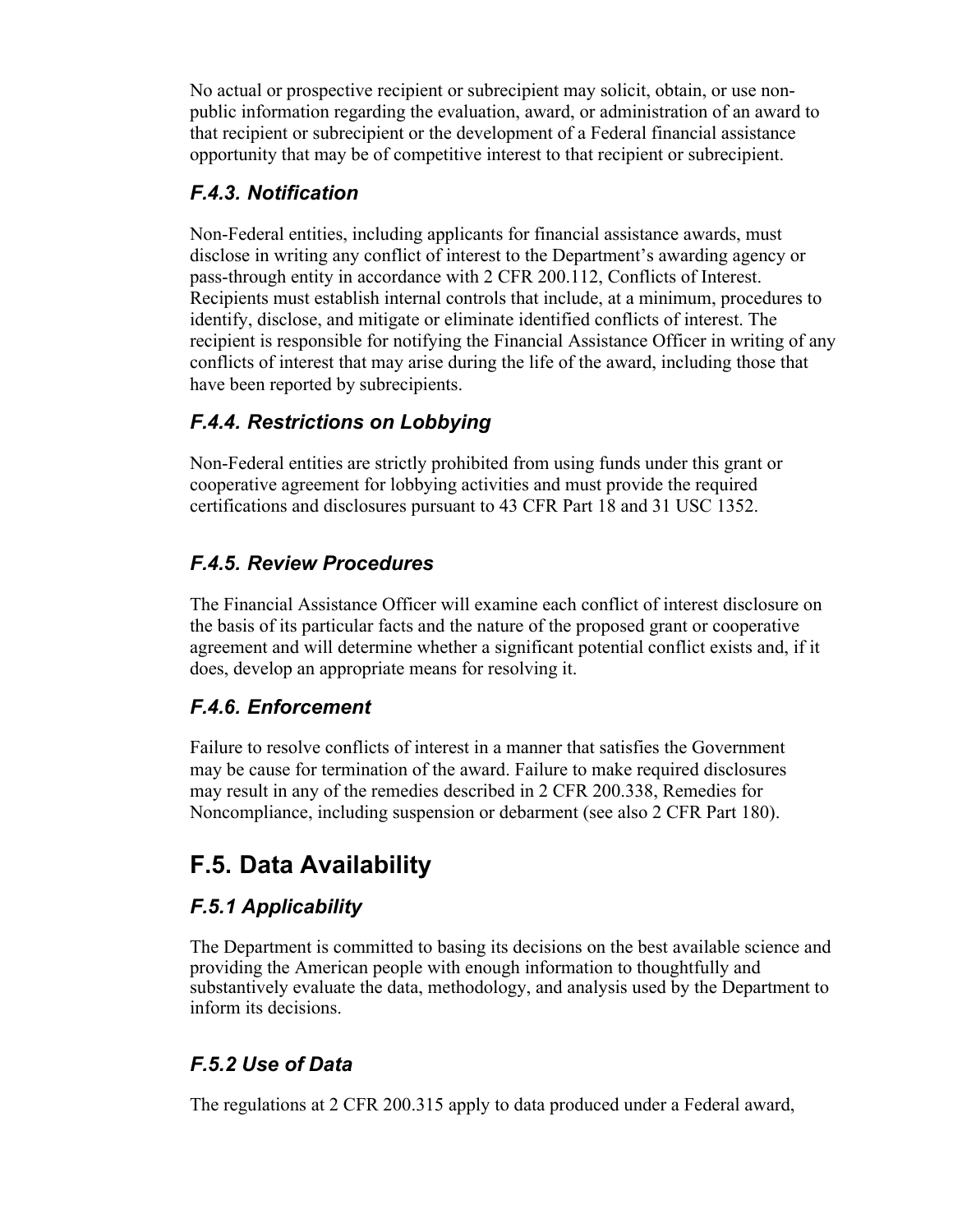No actual or prospective recipient or subrecipient may solicit, obtain, or use non-public information regarding the evaluation, award, or administration of an award to that recipient or subrecipient or the development of a Federal financial assistance opportunity that may be of competitive interest to that recipient or subrecipient.

### *F.4.3. Notification*

Non-Federal entities, including applicants for financial assistance awards, must disclose in writing any conflict of interest to the Department's awarding agency or pass-through entity in accordance with 2 CFR 200.112, Conflicts of Interest. Recipients must establish internal controls that include, at a minimum, procedures to identify, disclose, and mitigate or eliminate identified conflicts of interest. The recipient is responsible for notifying the Financial Assistance Officer in writing of any conflicts of interest that may arise during the life of the award, including those that have been reported by subrecipients.

### *F.4.4. Restrictions on Lobbying*

Non-Federal entities are strictly prohibited from using funds under this grant or cooperative agreement for lobbying activities and must provide the required certifications and disclosures pursuant to 43 CFR Part 18 and 31 USC 1352.

### *F.4.5. Review Procedures*

The Financial Assistance Officer will examine each conflict of interest disclosure on the basis of its particular facts and the nature of the proposed grant or cooperative agreement and will determine whether a significant potential conflict exists and, if it does, develop an appropriate means for resolving it.

### *F.4.6. Enforcement*

Failure to resolve conflicts of interest in a manner that satisfies the Government may be cause for termination of the award. Failure to make required disclosures may result in any of the remedies described in 2 CFR 200.338, Remedies for Noncompliance, including suspension or debarment (see also 2 CFR Part 180).

## F.5. Data Availability

### *F.5.1 Applicability*

The Department is committed to basing its decisions on the best available science and providing the American people with enough information to thoughtfully and substantively evaluate the data, methodology, and analysis used by the Department to inform its decisions.

### *F.5.2 Use of Data*

The regulations at 2 CFR 200.315 apply to data produced under a Federal award,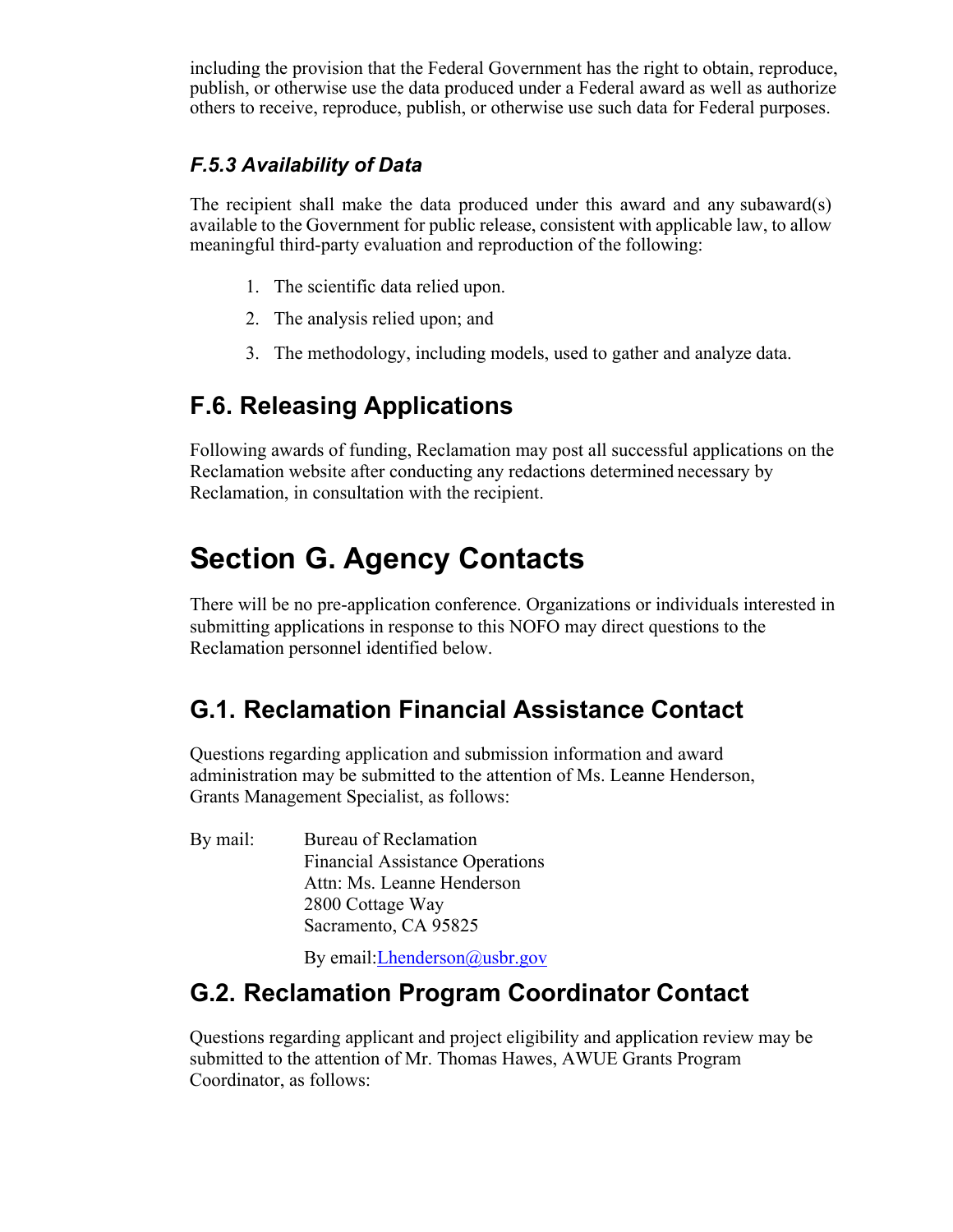including the provision that the Federal Government has the right to obtain, reproduce, publish, or otherwise use the data produced under a Federal award as well as authorize others to receive, reproduce, publish, or otherwise use such data for Federal purposes.

### *F.5.3 Availability of Data*

The recipient shall make the data produced under this award and any subaward(s) available to the Government for public release, consistent with applicable law, to allow meaningful third-party evaluation and reproduction of the following:

1. The scientific data relied upon.
2. The analysis relied upon; and
3. The methodology, including models, used to gather and analyze data.

## F.6. Releasing Applications

Following awards of funding, Reclamation may post all successful applications on the Reclamation website after conducting any redactions determined necessary by Reclamation, in consultation with the recipient.

# Section G. Agency Contacts

There will be no pre-application conference. Organizations or individuals interested in submitting applications in response to this NOFO may direct questions to the Reclamation personnel identified below.

## G.1. Reclamation Financial Assistance Contact

Questions regarding application and submission information and award administration may be submitted to the attention of Ms. Leanne Henderson, Grants Management Specialist, as follows:

By mail: Bureau of Reclamation
Financial Assistance Operations
Attn: Ms. Leanne Henderson
2800 Cottage Way
Sacramento, CA 95825

By email: Lhenderson@usbr.gov

## G.2. Reclamation Program Coordinator Contact

Questions regarding applicant and project eligibility and application review may be submitted to the attention of Mr. Thomas Hawes, AWUE Grants Program Coordinator, as follows: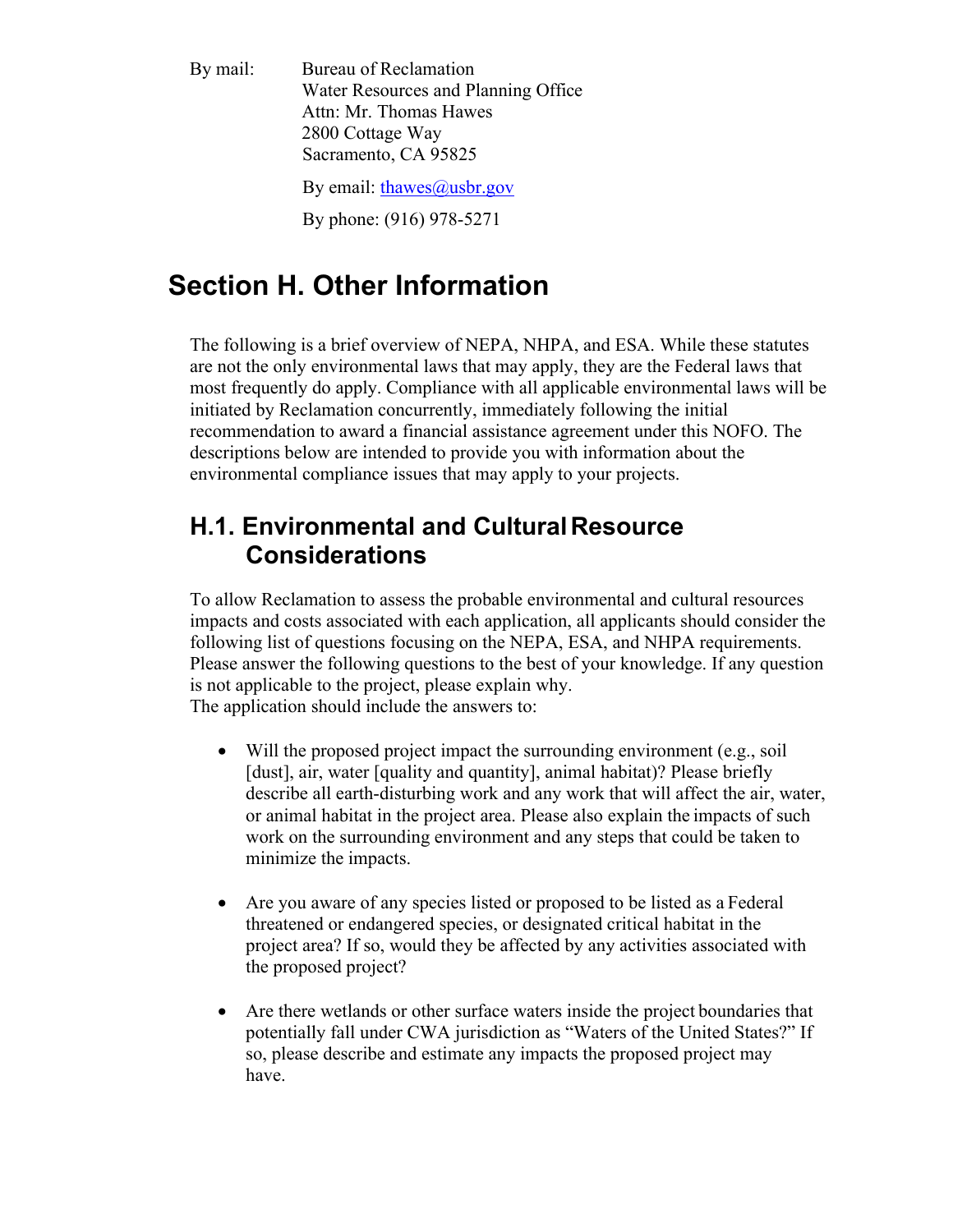By mail: Bureau of Reclamation
Water Resources and Planning Office
Attn: Mr. Thomas Hawes
2800 Cottage Way
Sacramento, CA 95825

By email: thawes@usbr.gov

By phone: (916) 978-5271

# Section H. Other Information

The following is a brief overview of NEPA, NHPA, and ESA. While these statutes are not the only environmental laws that may apply, they are the Federal laws that most frequently do apply. Compliance with all applicable environmental laws will be initiated by Reclamation concurrently, immediately following the initial recommendation to award a financial assistance agreement under this NOFO. The descriptions below are intended to provide you with information about the environmental compliance issues that may apply to your projects.

## H.1. Environmental and Cultural Resource Considerations

To allow Reclamation to assess the probable environmental and cultural resources impacts and costs associated with each application, all applicants should consider the following list of questions focusing on the NEPA, ESA, and NHPA requirements. Please answer the following questions to the best of your knowledge. If any question is not applicable to the project, please explain why.
The application should include the answers to:

- Will the proposed project impact the surrounding environment (e.g., soil [dust], air, water [quality and quantity], animal habitat)? Please briefly describe all earth-disturbing work and any work that will affect the air, water, or animal habitat in the project area. Please also explain the impacts of such work on the surrounding environment and any steps that could be taken to minimize the impacts.

- Are you aware of any species listed or proposed to be listed as a Federal threatened or endangered species, or designated critical habitat in the project area? If so, would they be affected by any activities associated with the proposed project?

- Are there wetlands or other surface waters inside the project boundaries that potentially fall under CWA jurisdiction as "Waters of the United States?" If so, please describe and estimate any impacts the proposed project may have.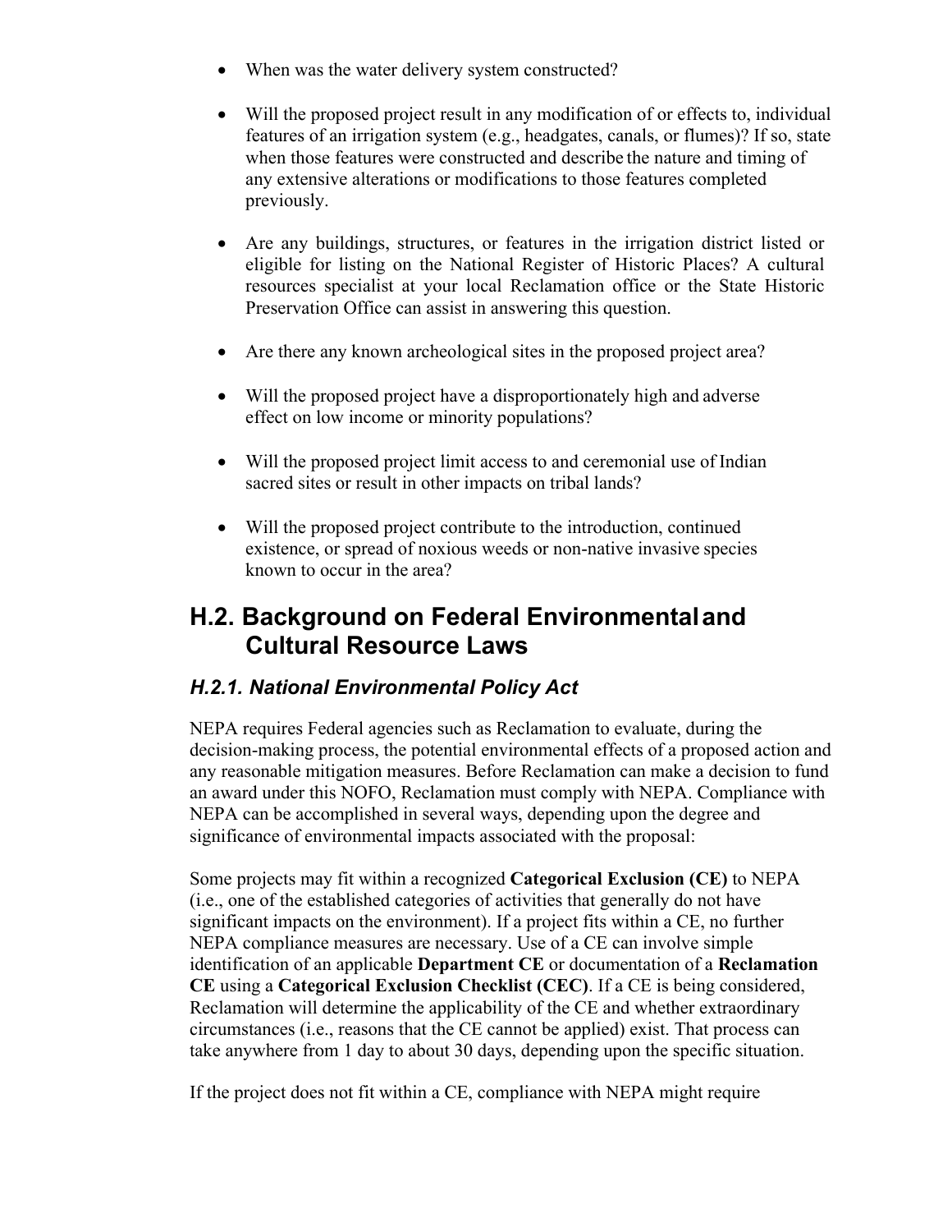- When was the water delivery system constructed?

- Will the proposed project result in any modification of or effects to, individual features of an irrigation system (e.g., headgates, canals, or flumes)? If so, state when those features were constructed and describe the nature and timing of any extensive alterations or modifications to those features completed previously.

- Are any buildings, structures, or features in the irrigation district listed or eligible for listing on the National Register of Historic Places? A cultural resources specialist at your local Reclamation office or the State Historic Preservation Office can assist in answering this question.

- Are there any known archeological sites in the proposed project area?

- Will the proposed project have a disproportionately high and adverse effect on low income or minority populations?

- Will the proposed project limit access to and ceremonial use of Indian sacred sites or result in other impacts on tribal lands?

- Will the proposed project contribute to the introduction, continued existence, or spread of noxious weeds or non-native invasive species known to occur in the area?

## H.2. Background on Federal Environmental and Cultural Resource Laws

### *H.2.1. National Environmental Policy Act*

NEPA requires Federal agencies such as Reclamation to evaluate, during the decision-making process, the potential environmental effects of a proposed action and any reasonable mitigation measures. Before Reclamation can make a decision to fund an award under this NOFO, Reclamation must comply with NEPA. Compliance with NEPA can be accomplished in several ways, depending upon the degree and significance of environmental impacts associated with the proposal:

Some projects may fit within a recognized **Categorical Exclusion (CE)** to NEPA (i.e., one of the established categories of activities that generally do not have significant impacts on the environment). If a project fits within a CE, no further NEPA compliance measures are necessary. Use of a CE can involve simple identification of an applicable **Department CE** or documentation of a **Reclamation CE** using a **Categorical Exclusion Checklist (CEC)**. If a CE is being considered, Reclamation will determine the applicability of the CE and whether extraordinary circumstances (i.e., reasons that the CE cannot be applied) exist. That process can take anywhere from 1 day to about 30 days, depending upon the specific situation.

If the project does not fit within a CE, compliance with NEPA might require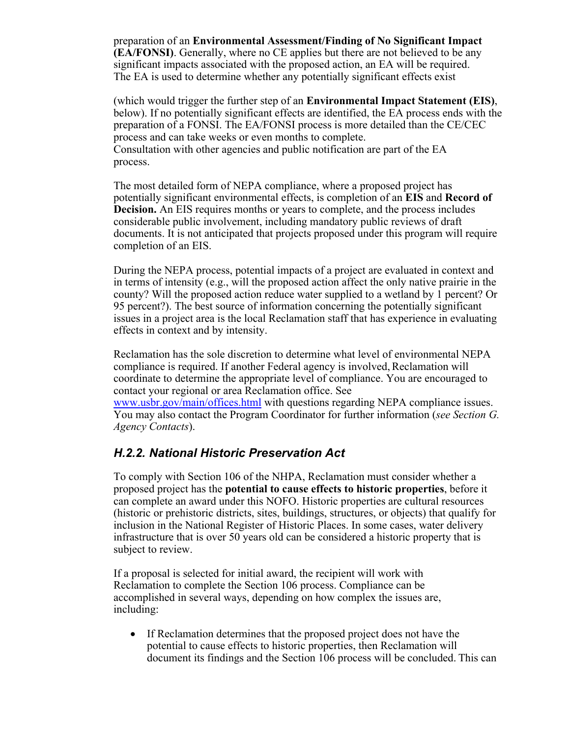preparation of an **Environmental Assessment/Finding of No Significant Impact (EA/FONSI)**. Generally, where no CE applies but there are not believed to be any significant impacts associated with the proposed action, an EA will be required. The EA is used to determine whether any potentially significant effects exist

(which would trigger the further step of an **Environmental Impact Statement (EIS)**, below). If no potentially significant effects are identified, the EA process ends with the preparation of a FONSI. The EA/FONSI process is more detailed than the CE/CEC process and can take weeks or even months to complete. Consultation with other agencies and public notification are part of the EA process.

The most detailed form of NEPA compliance, where a proposed project has potentially significant environmental effects, is completion of an **EIS** and **Record of Decision.** An EIS requires months or years to complete, and the process includes considerable public involvement, including mandatory public reviews of draft documents. It is not anticipated that projects proposed under this program will require completion of an EIS.

During the NEPA process, potential impacts of a project are evaluated in context and in terms of intensity (e.g., will the proposed action affect the only native prairie in the county? Will the proposed action reduce water supplied to a wetland by 1 percent? Or 95 percent?). The best source of information concerning the potentially significant issues in a project area is the local Reclamation staff that has experience in evaluating effects in context and by intensity.

Reclamation has the sole discretion to determine what level of environmental NEPA compliance is required. If another Federal agency is involved, Reclamation will coordinate to determine the appropriate level of compliance. You are encouraged to contact your regional or area Reclamation office. See [www.usbr.gov/main/offices.html](www.usbr.gov/main/offices.html) with questions regarding NEPA compliance issues. You may also contact the Program Coordinator for further information (*see Section G. Agency Contacts*).

### *H.2.2. National Historic Preservation Act*

To comply with Section 106 of the NHPA, Reclamation must consider whether a proposed project has the **potential to cause effects to historic properties**, before it can complete an award under this NOFO. Historic properties are cultural resources (historic or prehistoric districts, sites, buildings, structures, or objects) that qualify for inclusion in the National Register of Historic Places. In some cases, water delivery infrastructure that is over 50 years old can be considered a historic property that is subject to review.

If a proposal is selected for initial award, the recipient will work with Reclamation to complete the Section 106 process. Compliance can be accomplished in several ways, depending on how complex the issues are, including:

- If Reclamation determines that the proposed project does not have the potential to cause effects to historic properties, then Reclamation will document its findings and the Section 106 process will be concluded. This can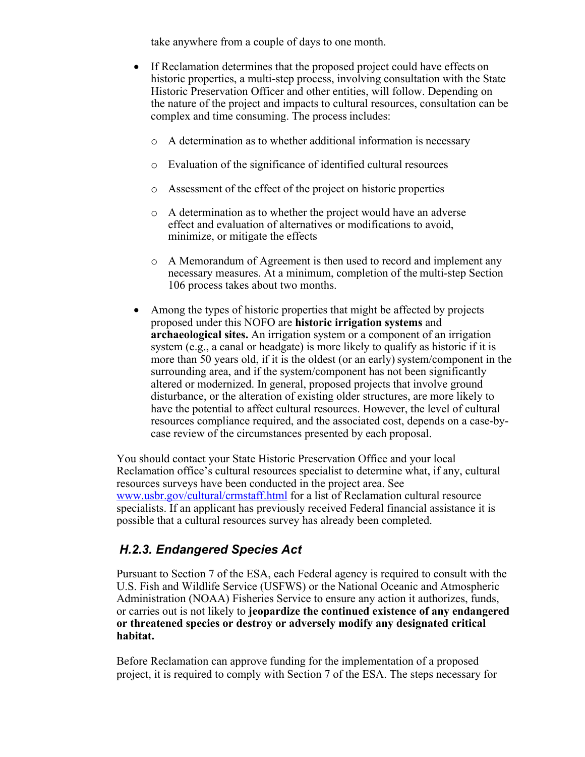take anywhere from a couple of days to one month.

- If Reclamation determines that the proposed project could have effects on historic properties, a multi-step process, involving consultation with the State Historic Preservation Officer and other entities, will follow. Depending on the nature of the project and impacts to cultural resources, consultation can be complex and time consuming. The process includes:
    - A determination as to whether additional information is necessary
    - Evaluation of the significance of identified cultural resources
    - Assessment of the effect of the project on historic properties
    - A determination as to whether the project would have an adverse effect and evaluation of alternatives or modifications to avoid, minimize, or mitigate the effects
    - A Memorandum of Agreement is then used to record and implement any necessary measures. At a minimum, completion of the multi-step Section 106 process takes about two months.
- Among the types of historic properties that might be affected by projects proposed under this NOFO are **historic irrigation systems** and **archaeological sites.** An irrigation system or a component of an irrigation system (e.g., a canal or headgate) is more likely to qualify as historic if it is more than 50 years old, if it is the oldest (or an early) system/component in the surrounding area, and if the system/component has not been significantly altered or modernized. In general, proposed projects that involve ground disturbance, or the alteration of existing older structures, are more likely to have the potential to affect cultural resources. However, the level of cultural resources compliance required, and the associated cost, depends on a case-by-case review of the circumstances presented by each proposal.

You should contact your State Historic Preservation Office and your local Reclamation office's cultural resources specialist to determine what, if any, cultural resources surveys have been conducted in the project area. See [www.usbr.gov/cultural/crmstaff.html](www.usbr.gov/cultural/crmstaff.html) for a list of Reclamation cultural resource specialists. If an applicant has previously received Federal financial assistance it is possible that a cultural resources survey has already been completed.

### *H.2.3. Endangered Species Act*

Pursuant to Section 7 of the ESA, each Federal agency is required to consult with the U.S. Fish and Wildlife Service (USFWS) or the National Oceanic and Atmospheric Administration (NOAA) Fisheries Service to ensure any action it authorizes, funds, or carries out is not likely to **jeopardize the continued existence of any endangered or threatened species or destroy or adversely modify any designated critical habitat.**

Before Reclamation can approve funding for the implementation of a proposed project, it is required to comply with Section 7 of the ESA. The steps necessary for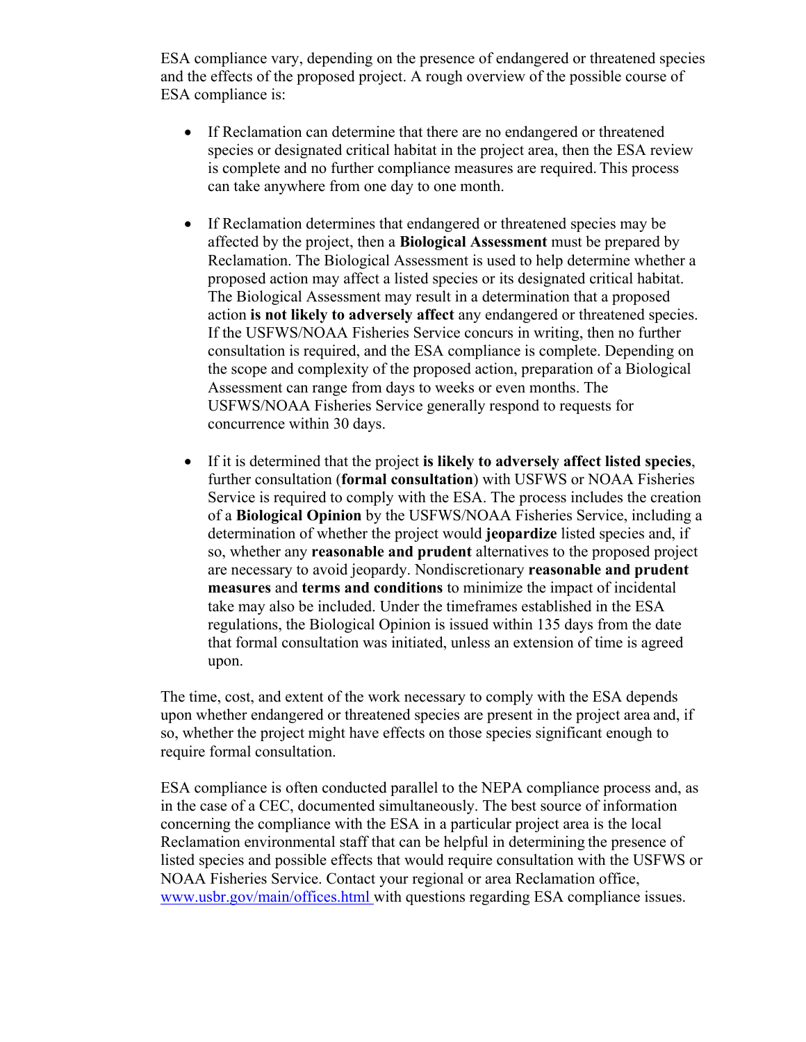ESA compliance vary, depending on the presence of endangered or threatened species and the effects of the proposed project. A rough overview of the possible course of ESA compliance is:

- If Reclamation can determine that there are no endangered or threatened species or designated critical habitat in the project area, then the ESA review is complete and no further compliance measures are required. This process can take anywhere from one day to one month.

- If Reclamation determines that endangered or threatened species may be affected by the project, then a **Biological Assessment** must be prepared by Reclamation. The Biological Assessment is used to help determine whether a proposed action may affect a listed species or its designated critical habitat. The Biological Assessment may result in a determination that a proposed action **is not likely to adversely affect** any endangered or threatened species. If the USFWS/NOAA Fisheries Service concurs in writing, then no further consultation is required, and the ESA compliance is complete. Depending on the scope and complexity of the proposed action, preparation of a Biological Assessment can range from days to weeks or even months. The USFWS/NOAA Fisheries Service generally respond to requests for concurrence within 30 days.

- If it is determined that the project **is likely to adversely affect listed species**, further consultation (**formal consultation**) with USFWS or NOAA Fisheries Service is required to comply with the ESA. The process includes the creation of a **Biological Opinion** by the USFWS/NOAA Fisheries Service, including a determination of whether the project would **jeopardize** listed species and, if so, whether any **reasonable and prudent** alternatives to the proposed project are necessary to avoid jeopardy. Nondiscretionary **reasonable and prudent measures** and **terms and conditions** to minimize the impact of incidental take may also be included. Under the timeframes established in the ESA regulations, the Biological Opinion is issued within 135 days from the date that formal consultation was initiated, unless an extension of time is agreed upon.

The time, cost, and extent of the work necessary to comply with the ESA depends upon whether endangered or threatened species are present in the project area and, if so, whether the project might have effects on those species significant enough to require formal consultation.

ESA compliance is often conducted parallel to the NEPA compliance process and, as in the case of a CEC, documented simultaneously. The best source of information concerning the compliance with the ESA in a particular project area is the local Reclamation environmental staff that can be helpful in determining the presence of listed species and possible effects that would require consultation with the USFWS or NOAA Fisheries Service. Contact your regional or area Reclamation office, [www.usbr.gov/main/offices.html](www.usbr.gov/main/offices.html) with questions regarding ESA compliance issues.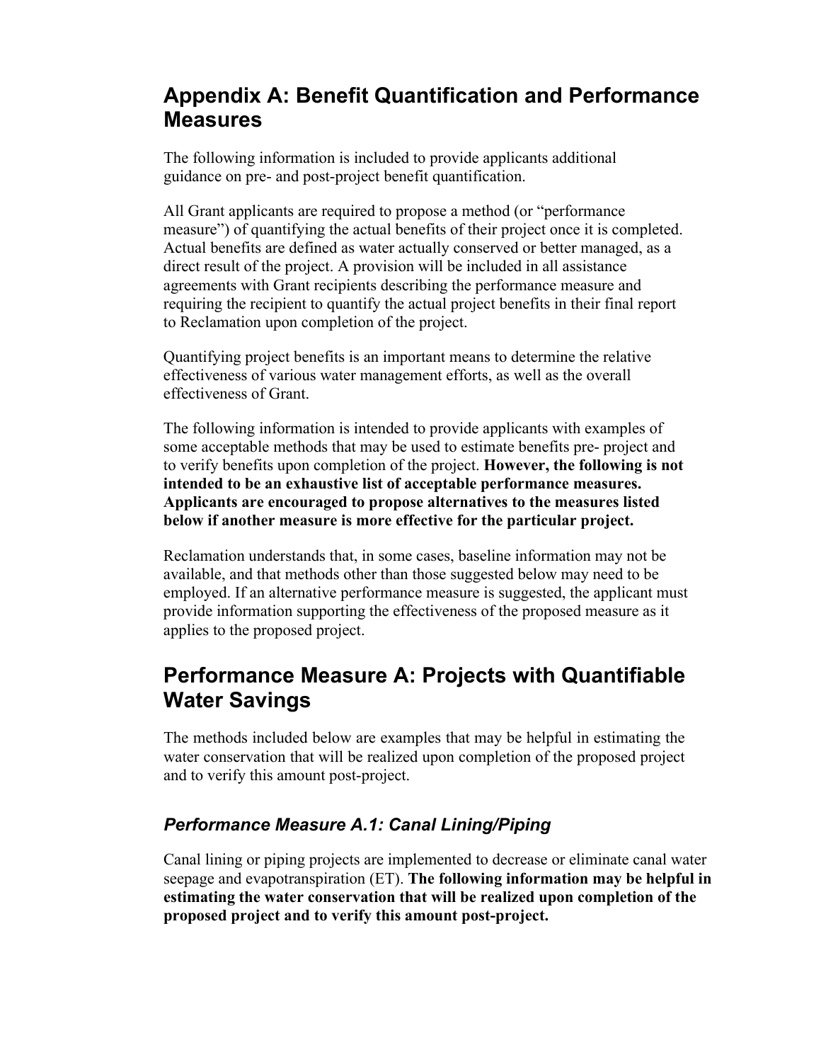# Appendix A: Benefit Quantification and Performance Measures

The following information is included to provide applicants additional guidance on pre- and post-project benefit quantification.

All Grant applicants are required to propose a method (or "performance measure") of quantifying the actual benefits of their project once it is completed. Actual benefits are defined as water actually conserved or better managed, as a direct result of the project. A provision will be included in all assistance agreements with Grant recipients describing the performance measure and requiring the recipient to quantify the actual project benefits in their final report to Reclamation upon completion of the project.

Quantifying project benefits is an important means to determine the relative effectiveness of various water management efforts, as well as the overall effectiveness of Grant.

The following information is intended to provide applicants with examples of some acceptable methods that may be used to estimate benefits pre- project and to verify benefits upon completion of the project. **However, the following is not intended to be an exhaustive list of acceptable performance measures. Applicants are encouraged to propose alternatives to the measures listed below if another measure is more effective for the particular project.**

Reclamation understands that, in some cases, baseline information may not be available, and that methods other than those suggested below may need to be employed. If an alternative performance measure is suggested, the applicant must provide information supporting the effectiveness of the proposed measure as it applies to the proposed project.

# Performance Measure A: Projects with Quantifiable Water Savings

The methods included below are examples that may be helpful in estimating the water conservation that will be realized upon completion of the proposed project and to verify this amount post-project.

## *Performance Measure A.1: Canal Lining/Piping*

Canal lining or piping projects are implemented to decrease or eliminate canal water seepage and evapotranspiration (ET). **The following information may be helpful in estimating the water conservation that will be realized upon completion of the proposed project and to verify this amount post-project.**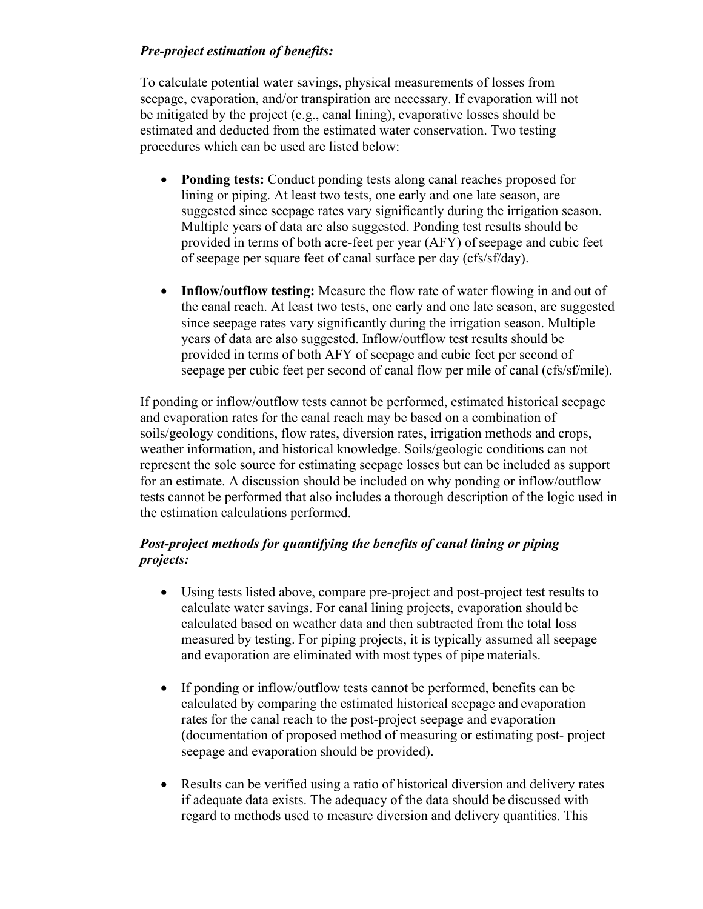***Pre-project estimation of benefits:***

To calculate potential water savings, physical measurements of losses from seepage, evaporation, and/or transpiration are necessary. If evaporation will not be mitigated by the project (e.g., canal lining), evaporative losses should be estimated and deducted from the estimated water conservation. Two testing procedures which can be used are listed below:

- **Ponding tests:** Conduct ponding tests along canal reaches proposed for lining or piping. At least two tests, one early and one late season, are suggested since seepage rates vary significantly during the irrigation season. Multiple years of data are also suggested. Ponding test results should be provided in terms of both acre-feet per year (AFY) of seepage and cubic feet of seepage per square feet of canal surface per day (cfs/sf/day).

- **Inflow/outflow testing:** Measure the flow rate of water flowing in and out of the canal reach. At least two tests, one early and one late season, are suggested since seepage rates vary significantly during the irrigation season. Multiple years of data are also suggested. Inflow/outflow test results should be provided in terms of both AFY of seepage and cubic feet per second of seepage per cubic feet per second of canal flow per mile of canal (cfs/sf/mile).

If ponding or inflow/outflow tests cannot be performed, estimated historical seepage and evaporation rates for the canal reach may be based on a combination of soils/geology conditions, flow rates, diversion rates, irrigation methods and crops, weather information, and historical knowledge. Soils/geologic conditions can not represent the sole source for estimating seepage losses but can be included as support for an estimate. A discussion should be included on why ponding or inflow/outflow tests cannot be performed that also includes a thorough description of the logic used in the estimation calculations performed.

***Post-project methods for quantifying the benefits of canal lining or piping projects:***

- Using tests listed above, compare pre-project and post-project test results to calculate water savings. For canal lining projects, evaporation should be calculated based on weather data and then subtracted from the total loss measured by testing. For piping projects, it is typically assumed all seepage and evaporation are eliminated with most types of pipe materials.

- If ponding or inflow/outflow tests cannot be performed, benefits can be calculated by comparing the estimated historical seepage and evaporation rates for the canal reach to the post-project seepage and evaporation (documentation of proposed method of measuring or estimating post- project seepage and evaporation should be provided).

- Results can be verified using a ratio of historical diversion and delivery rates if adequate data exists. The adequacy of the data should be discussed with regard to methods used to measure diversion and delivery quantities. This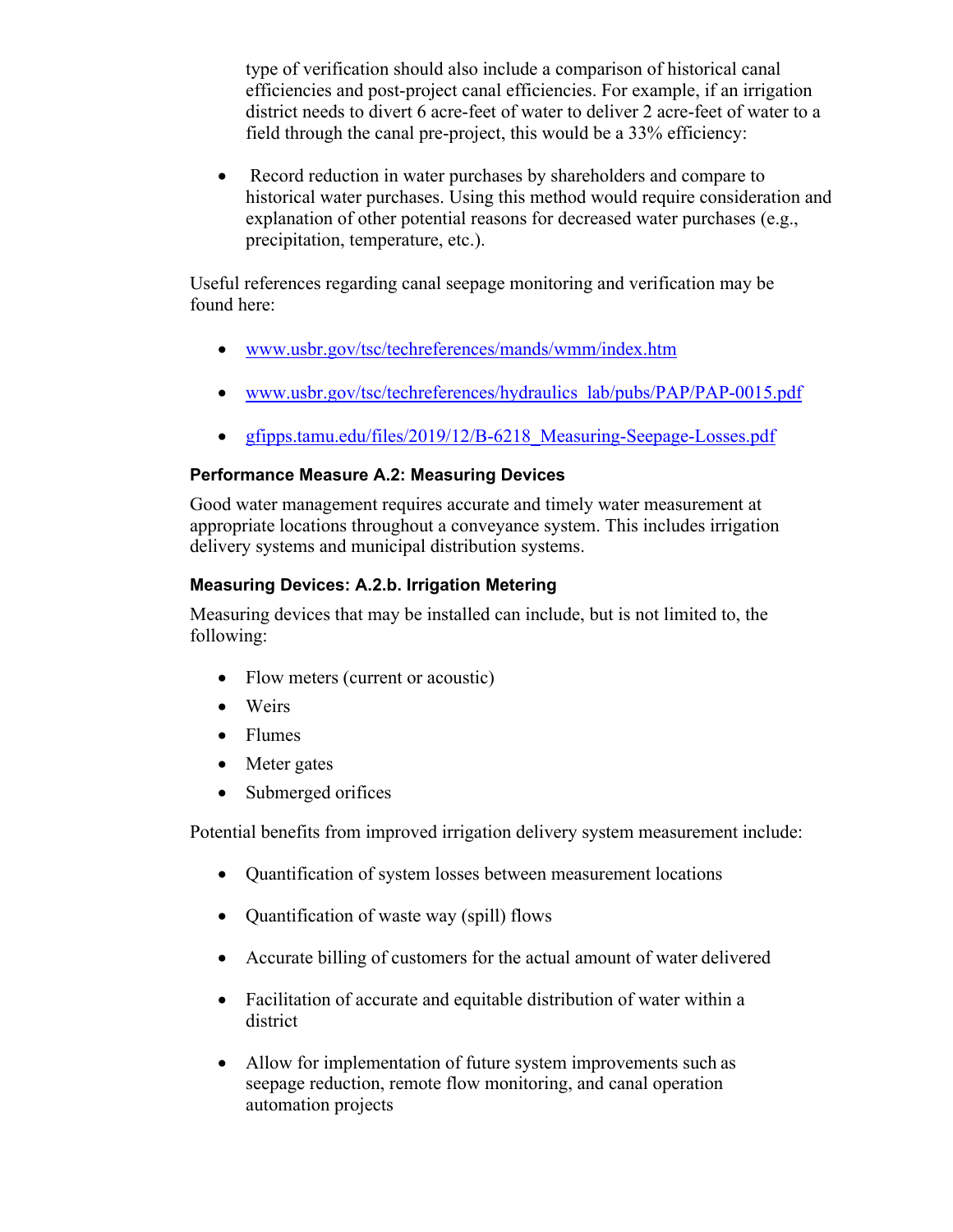type of verification should also include a comparison of historical canal efficiencies and post-project canal efficiencies. For example, if an irrigation district needs to divert 6 acre-feet of water to deliver 2 acre-feet of water to a field through the canal pre-project, this would be a 33% efficiency:

- Record reduction in water purchases by shareholders and compare to historical water purchases. Using this method would require consideration and explanation of other potential reasons for decreased water purchases (e.g., precipitation, temperature, etc.).

Useful references regarding canal seepage monitoring and verification may be found here:

- www.usbr.gov/tsc/techreferences/mands/wmm/index.htm
- www.usbr.gov/tsc/techreferences/hydraulics_lab/pubs/PAP/PAP-0015.pdf
- gfipps.tamu.edu/files/2019/12/B-6218_Measuring-Seepage-Losses.pdf

### Performance Measure A.2: Measuring Devices

Good water management requires accurate and timely water measurement at appropriate locations throughout a conveyance system. This includes irrigation delivery systems and municipal distribution systems.

### Measuring Devices: A.2.b. Irrigation Metering

Measuring devices that may be installed can include, but is not limited to, the following:

- Flow meters (current or acoustic)
- Weirs
- Flumes
- Meter gates
- Submerged orifices

Potential benefits from improved irrigation delivery system measurement include:

- Quantification of system losses between measurement locations
- Quantification of waste way (spill) flows
- Accurate billing of customers for the actual amount of water delivered
- Facilitation of accurate and equitable distribution of water within a district
- Allow for implementation of future system improvements such as seepage reduction, remote flow monitoring, and canal operation automation projects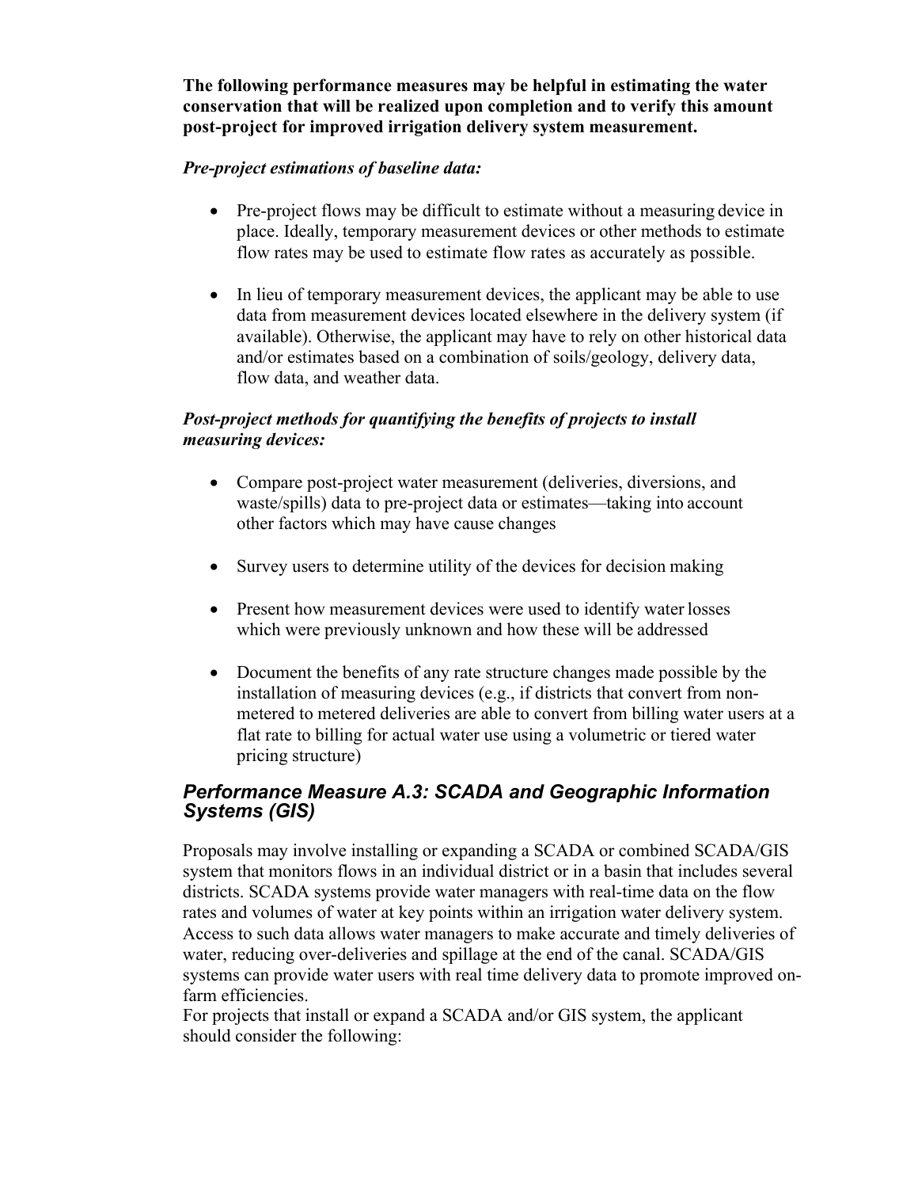**The following performance measures may be helpful in estimating the water conservation that will be realized upon completion and to verify this amount post-project for improved irrigation delivery system measurement.**

***Pre-project estimations of baseline data:***

- Pre-project flows may be difficult to estimate without a measuring device in place. Ideally, temporary measurement devices or other methods to estimate flow rates may be used to estimate flow rates as accurately as possible.
- In lieu of temporary measurement devices, the applicant may be able to use data from measurement devices located elsewhere in the delivery system (if available). Otherwise, the applicant may have to rely on other historical data and/or estimates based on a combination of soils/geology, delivery data, flow data, and weather data.

***Post-project methods for quantifying the benefits of projects to install measuring devices:***

- Compare post-project water measurement (deliveries, diversions, and waste/spills) data to pre-project data or estimates—taking into account other factors which may have cause changes
- Survey users to determine utility of the devices for decision making
- Present how measurement devices were used to identify water losses which were previously unknown and how these will be addressed
- Document the benefits of any rate structure changes made possible by the installation of measuring devices (e.g., if districts that convert from non-metered to metered deliveries are able to convert from billing water users at a flat rate to billing for actual water use using a volumetric or tiered water pricing structure)

## *Performance Measure A.3: SCADA and Geographic Information Systems (GIS)*

Proposals may involve installing or expanding a SCADA or combined SCADA/GIS system that monitors flows in an individual district or in a basin that includes several districts. SCADA systems provide water managers with real-time data on the flow rates and volumes of water at key points within an irrigation water delivery system. Access to such data allows water managers to make accurate and timely deliveries of water, reducing over-deliveries and spillage at the end of the canal. SCADA/GIS systems can provide water users with real time delivery data to promote improved on-farm efficiencies.

For projects that install or expand a SCADA and/or GIS system, the applicant should consider the following: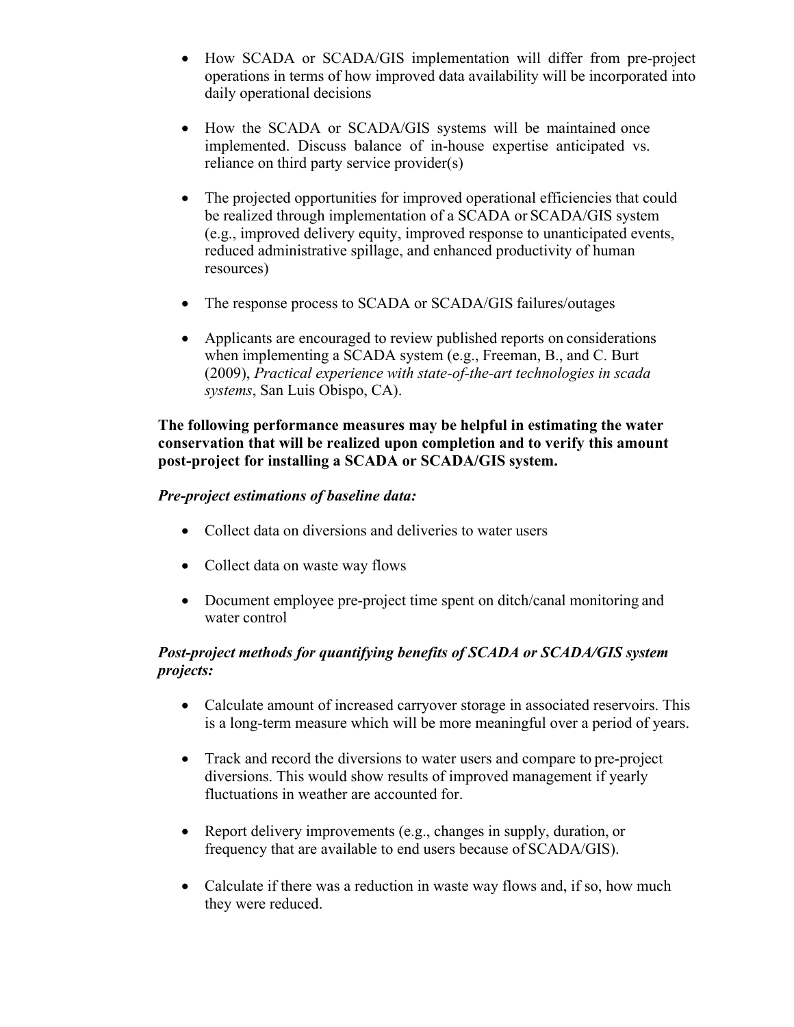- How SCADA or SCADA/GIS implementation will differ from pre-project operations in terms of how improved data availability will be incorporated into daily operational decisions

- How the SCADA or SCADA/GIS systems will be maintained once implemented. Discuss balance of in-house expertise anticipated vs. reliance on third party service provider(s)

- The projected opportunities for improved operational efficiencies that could be realized through implementation of a SCADA or SCADA/GIS system (e.g., improved delivery equity, improved response to unanticipated events, reduced administrative spillage, and enhanced productivity of human resources)

- The response process to SCADA or SCADA/GIS failures/outages

- Applicants are encouraged to review published reports on considerations when implementing a SCADA system (e.g., Freeman, B., and C. Burt (2009), *Practical experience with state-of-the-art technologies in scada systems*, San Luis Obispo, CA).

**The following performance measures may be helpful in estimating the water conservation that will be realized upon completion and to verify this amount post-project for installing a SCADA or SCADA/GIS system.**

***Pre-project estimations of baseline data:***

- Collect data on diversions and deliveries to water users

- Collect data on waste way flows

- Document employee pre-project time spent on ditch/canal monitoring and water control

***Post-project methods for quantifying benefits of SCADA or SCADA/GIS system projects:***

- Calculate amount of increased carryover storage in associated reservoirs. This is a long-term measure which will be more meaningful over a period of years.

- Track and record the diversions to water users and compare to pre-project diversions. This would show results of improved management if yearly fluctuations in weather are accounted for.

- Report delivery improvements (e.g., changes in supply, duration, or frequency that are available to end users because of SCADA/GIS).

- Calculate if there was a reduction in waste way flows and, if so, how much they were reduced.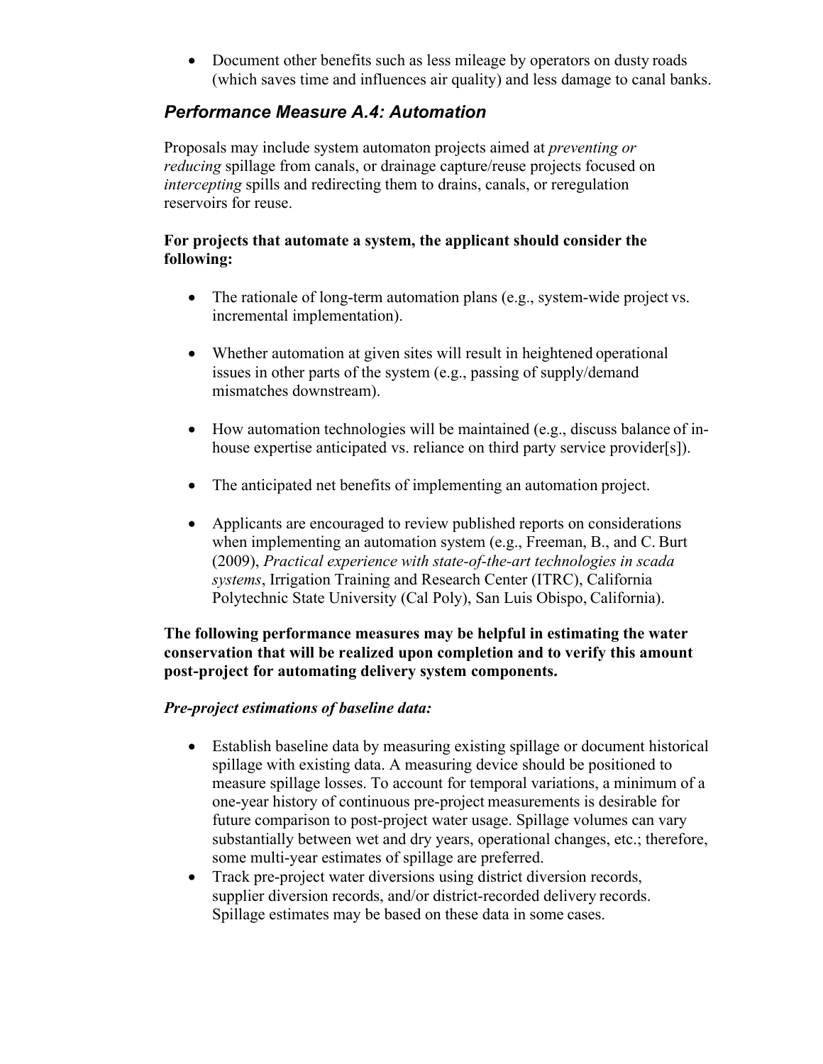- Document other benefits such as less mileage by operators on dusty roads (which saves time and influences air quality) and less damage to canal banks.

## *Performance Measure A.4: Automation*

Proposals may include system automaton projects aimed at *preventing or reducing* spillage from canals, or drainage capture/reuse projects focused on *intercepting* spills and redirecting them to drains, canals, or reregulation reservoirs for reuse.

**For projects that automate a system, the applicant should consider the following:**

- The rationale of long-term automation plans (e.g., system-wide project vs. incremental implementation).
- Whether automation at given sites will result in heightened operational issues in other parts of the system (e.g., passing of supply/demand mismatches downstream).
- How automation technologies will be maintained (e.g., discuss balance of in-house expertise anticipated vs. reliance on third party service provider[s]).
- The anticipated net benefits of implementing an automation project.
- Applicants are encouraged to review published reports on considerations when implementing an automation system (e.g., Freeman, B., and C. Burt (2009), *Practical experience with state-of-the-art technologies in scada systems*, Irrigation Training and Research Center (ITRC), California Polytechnic State University (Cal Poly), San Luis Obispo, California).

**The following performance measures may be helpful in estimating the water conservation that will be realized upon completion and to verify this amount post-project for automating delivery system components.**

***Pre-project estimations of baseline data:***

- Establish baseline data by measuring existing spillage or document historical spillage with existing data. A measuring device should be positioned to measure spillage losses. To account for temporal variations, a minimum of a one-year history of continuous pre-project measurements is desirable for future comparison to post-project water usage. Spillage volumes can vary substantially between wet and dry years, operational changes, etc.; therefore, some multi-year estimates of spillage are preferred.
- Track pre-project water diversions using district diversion records, supplier diversion records, and/or district-recorded delivery records. Spillage estimates may be based on these data in some cases.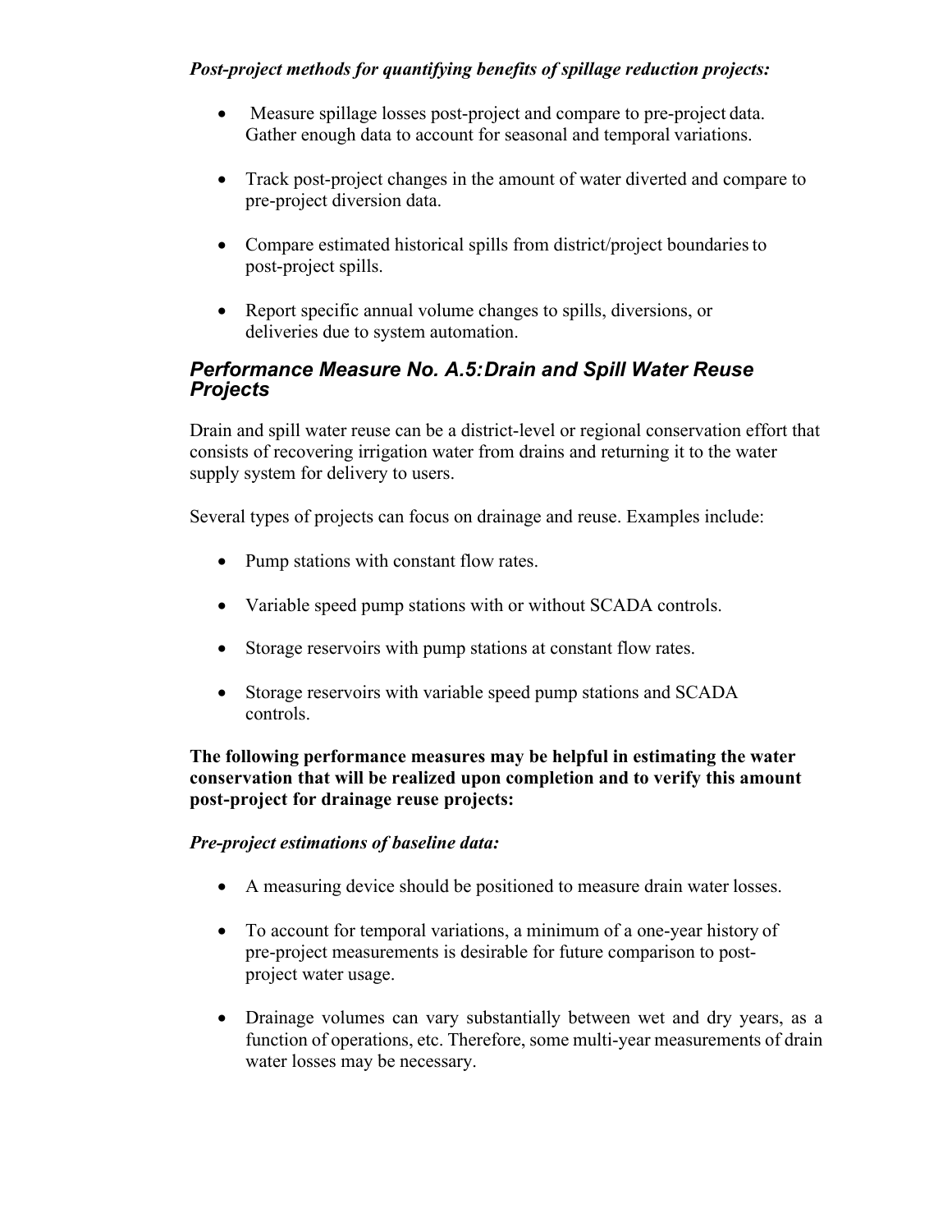*Post-project methods for quantifying benefits of spillage reduction projects:*

- Measure spillage losses post-project and compare to pre-project data. Gather enough data to account for seasonal and temporal variations.
- Track post-project changes in the amount of water diverted and compare to pre-project diversion data.
- Compare estimated historical spills from district/project boundaries to post-project spills.
- Report specific annual volume changes to spills, diversions, or deliveries due to system automation.

## *Performance Measure No. A.5: Drain and Spill Water Reuse Projects*

Drain and spill water reuse can be a district-level or regional conservation effort that consists of recovering irrigation water from drains and returning it to the water supply system for delivery to users.

Several types of projects can focus on drainage and reuse. Examples include:

- Pump stations with constant flow rates.
- Variable speed pump stations with or without SCADA controls.
- Storage reservoirs with pump stations at constant flow rates.
- Storage reservoirs with variable speed pump stations and SCADA controls.

**The following performance measures may be helpful in estimating the water conservation that will be realized upon completion and to verify this amount post-project for drainage reuse projects:**

***Pre-project estimations of baseline data:***

- A measuring device should be positioned to measure drain water losses.
- To account for temporal variations, a minimum of a one-year history of pre-project measurements is desirable for future comparison to post-project water usage.
- Drainage volumes can vary substantially between wet and dry years, as a function of operations, etc. Therefore, some multi-year measurements of drain water losses may be necessary.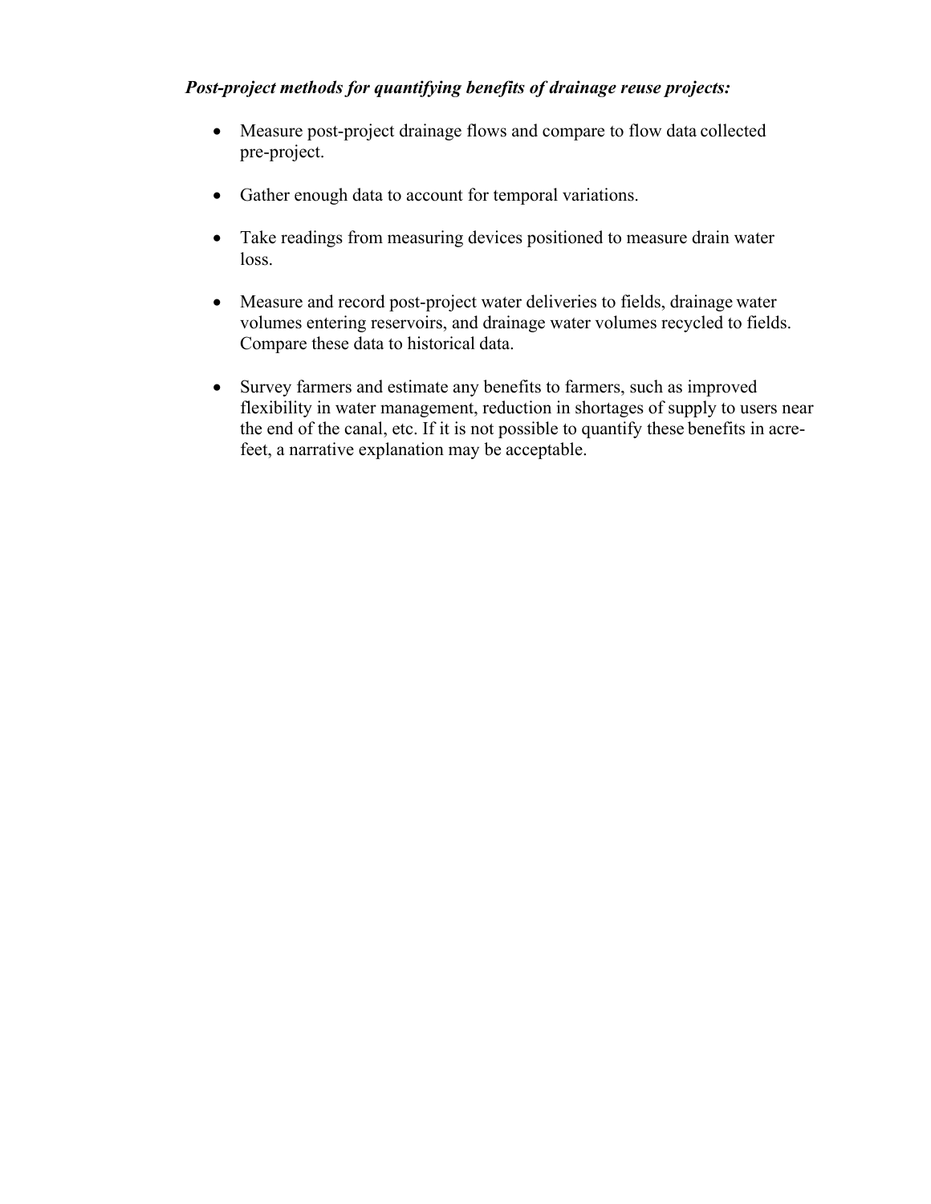***Post-project methods for quantifying benefits of drainage reuse projects:***

- Measure post-project drainage flows and compare to flow data collected pre-project.
- Gather enough data to account for temporal variations.
- Take readings from measuring devices positioned to measure drain water loss.
- Measure and record post-project water deliveries to fields, drainage water volumes entering reservoirs, and drainage water volumes recycled to fields. Compare these data to historical data.
- Survey farmers and estimate any benefits to farmers, such as improved flexibility in water management, reduction in shortages of supply to users near the end of the canal, etc. If it is not possible to quantify these benefits in acre-feet, a narrative explanation may be acceptable.